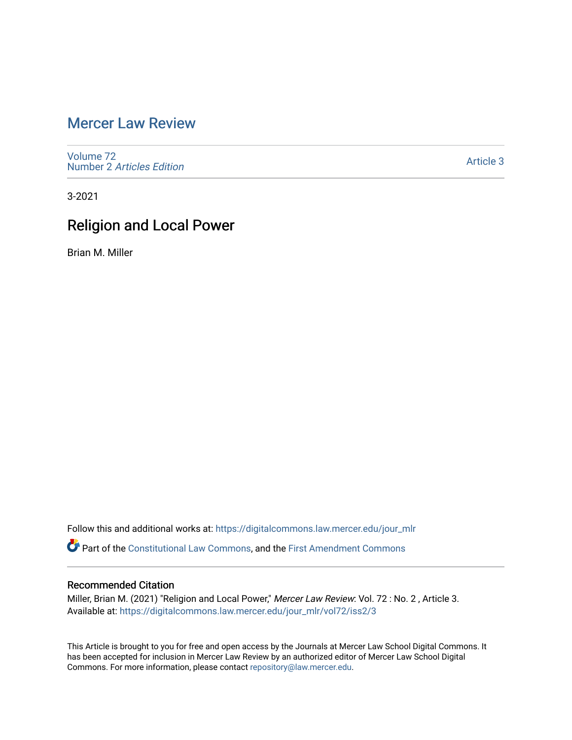# Mercer Law Review

Volume 72
Number 2 *Articles Edition*

Article 3

3-2021

## Religion and Local Power

Brian M. Miller

Follow this and additional works at: https://digitalcommons.law.mercer.edu/jour_mlr

Part of the Constitutional Law Commons, and the First Amendment Commons

### Recommended Citation

Miller, Brian M. (2021) "Religion and Local Power," *Mercer Law Review*: Vol. 72 : No. 2 , Article 3.
Available at: https://digitalcommons.law.mercer.edu/jour_mlr/vol72/iss2/3

This Article is brought to you for free and open access by the Journals at Mercer Law School Digital Commons. It has been accepted for inclusion in Mercer Law Review by an authorized editor of Mercer Law School Digital Commons. For more information, please contact repository@law.mercer.edu.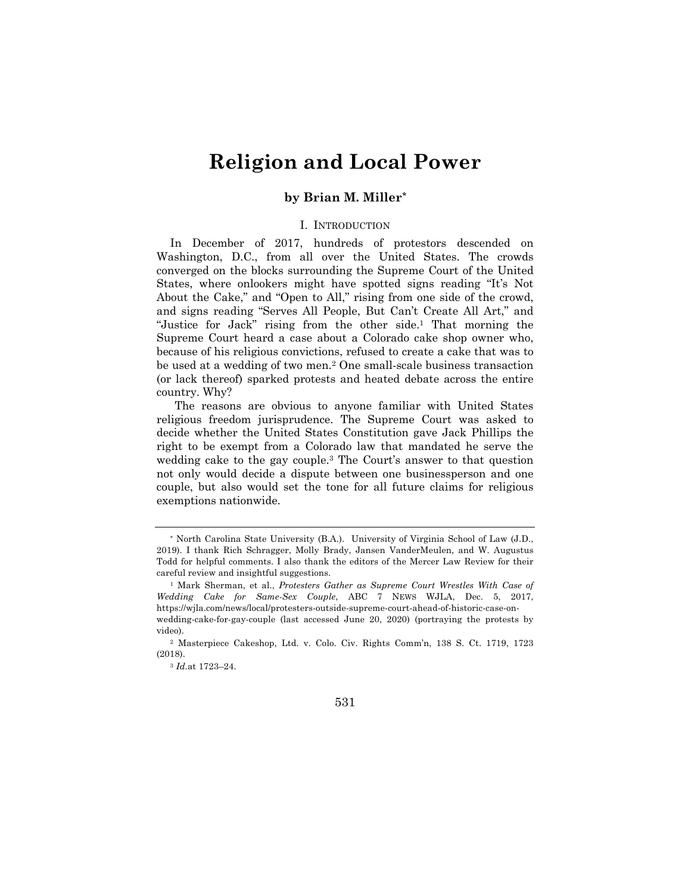# Religion and Local Power

**by Brian M. Miller***

## I. INTRODUCTION

In December of 2017, hundreds of protestors descended on Washington, D.C., from all over the United States. The crowds converged on the blocks surrounding the Supreme Court of the United States, where onlookers might have spotted signs reading "It's Not About the Cake," and "Open to All," rising from one side of the crowd, and signs reading "Serves All People, But Can't Create All Art," and "Justice for Jack" rising from the other side.[1] That morning the Supreme Court heard a case about a Colorado cake shop owner who, because of his religious convictions, refused to create a cake that was to be used at a wedding of two men.[2] One small-scale business transaction (or lack thereof) sparked protests and heated debate across the entire country. Why?

The reasons are obvious to anyone familiar with United States religious freedom jurisprudence. The Supreme Court was asked to decide whether the United States Constitution gave Jack Phillips the right to be exempt from a Colorado law that mandated he serve the wedding cake to the gay couple.[3] The Court's answer to that question not only would decide a dispute between one businessperson and one couple, but also would set the tone for all future claims for religious exemptions nationwide.

---

\* North Carolina State University (B.A.). University of Virginia School of Law (J.D., 2019). I thank Rich Schragger, Molly Brady, Jansen VanderMeulen, and W. Augustus Todd for helpful comments. I also thank the editors of the Mercer Law Review for their careful review and insightful suggestions.

[1] Mark Sherman, et al., *Protesters Gather as Supreme Court Wrestles With Case of Wedding Cake for Same-Sex Couple*, ABC 7 NEWS WJLA, Dec. 5, 2017, https://wjla.com/news/local/protesters-outside-supreme-court-ahead-of-historic-case-on-wedding-cake-for-gay-couple (last accessed June 20, 2020) (portraying the protests by video).

[2] Masterpiece Cakeshop, Ltd. v. Colo. Civ. Rights Comm'n, 138 S. Ct. 1719, 1723 (2018).

[3] *Id.* at 1723–24.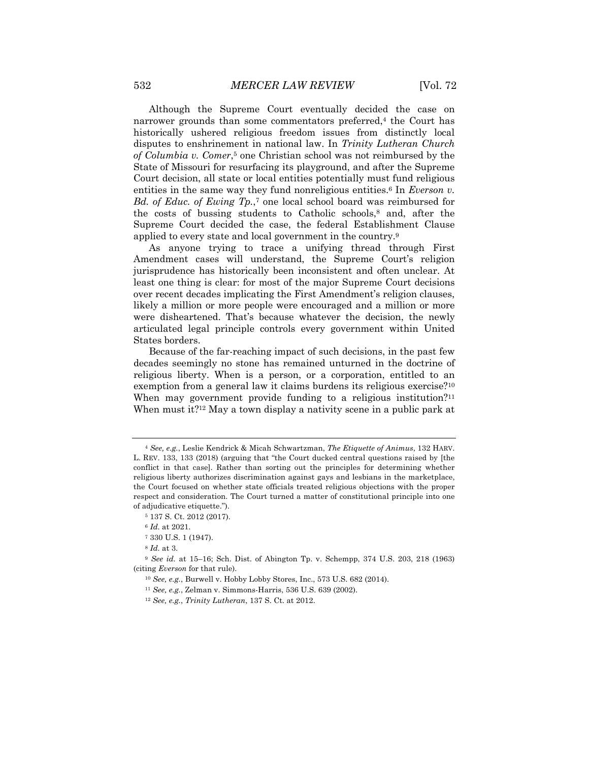Although the Supreme Court eventually decided the case on narrower grounds than some commentators preferred,[4] the Court has historically ushered religious freedom issues from distinctly local disputes to enshrinement in national law. In *Trinity Lutheran Church of Columbia v. Comer*,[5] one Christian school was not reimbursed by the State of Missouri for resurfacing its playground, and after the Supreme Court decision, all state or local entities potentially must fund religious entities in the same way they fund nonreligious entities.[6] In *Everson v. Bd. of Educ. of Ewing Tp.*,[7] one local school board was reimbursed for the costs of bussing students to Catholic schools,[8] and, after the Supreme Court decided the case, the federal Establishment Clause applied to every state and local government in the country.[9]

As anyone trying to trace a unifying thread through First Amendment cases will understand, the Supreme Court's religion jurisprudence has historically been inconsistent and often unclear. At least one thing is clear: for most of the major Supreme Court decisions over recent decades implicating the First Amendment's religion clauses, likely a million or more people were encouraged and a million or more were disheartened. That's because whatever the decision, the newly articulated legal principle controls every government within United States borders.

Because of the far-reaching impact of such decisions, in the past few decades seemingly no stone has remained unturned in the doctrine of religious liberty. When is a person, or a corporation, entitled to an exemption from a general law it claims burdens its religious exercise?[10] When may government provide funding to a religious institution?[11] When must it?[12] May a town display a nativity scene in a public park at

---

[4] *See, e.g.*, Leslie Kendrick & Micah Schwartzman, *The Etiquette of Animus*, 132 HARV. L. REV. 133, 133 (2018) (arguing that "the Court ducked central questions raised by [the conflict in that case]. Rather than sorting out the principles for determining whether religious liberty authorizes discrimination against gays and lesbians in the marketplace, the Court focused on whether state officials treated religious objections with the proper respect and consideration. The Court turned a matter of constitutional principle into one of adjudicative etiquette.").

[5] 137 S. Ct. 2012 (2017).

[6] *Id.* at 2021.

[7] 330 U.S. 1 (1947).

[8] *Id.* at 3.

[9] *See id.* at 15–16; Sch. Dist. of Abington Tp. v. Schempp, 374 U.S. 203, 218 (1963) (citing *Everson* for that rule).

[10] *See, e.g.*, Burwell v. Hobby Lobby Stores, Inc., 573 U.S. 682 (2014).

[11] *See, e.g.*, Zelman v. Simmons-Harris, 536 U.S. 639 (2002).

[12] *See, e.g.*, *Trinity Lutheran*, 137 S. Ct. at 2012.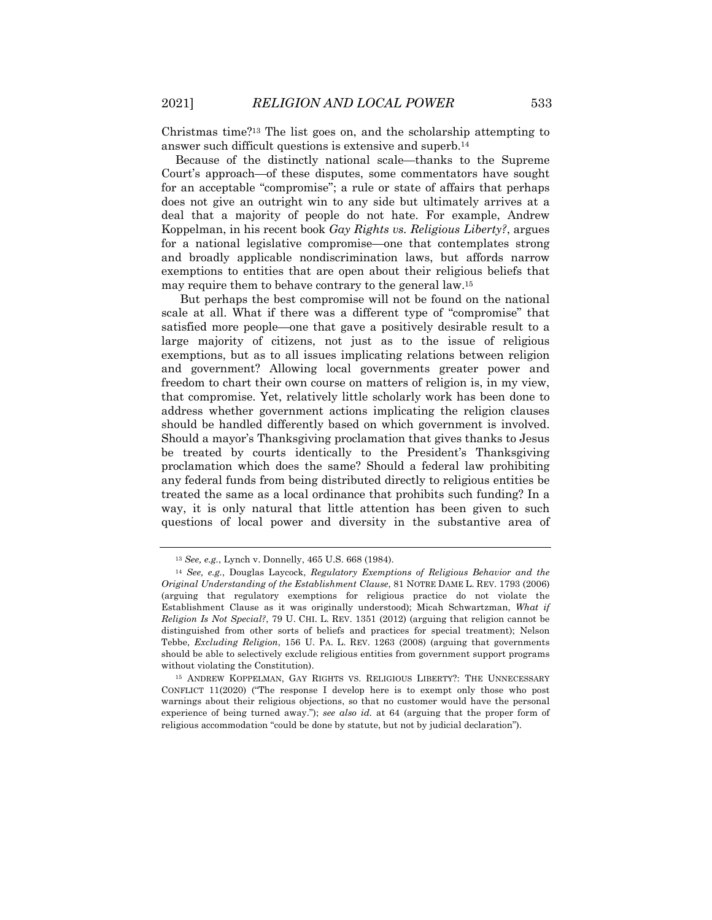Christmas time?[13] The list goes on, and the scholarship attempting to answer such difficult questions is extensive and superb.[14]

Because of the distinctly national scale—thanks to the Supreme Court's approach—of these disputes, some commentators have sought for an acceptable "compromise"; a rule or state of affairs that perhaps does not give an outright win to any side but ultimately arrives at a deal that a majority of people do not hate. For example, Andrew Koppelman, in his recent book *Gay Rights vs. Religious Liberty?*, argues for a national legislative compromise—one that contemplates strong and broadly applicable nondiscrimination laws, but affords narrow exemptions to entities that are open about their religious beliefs that may require them to behave contrary to the general law.[15]

But perhaps the best compromise will not be found on the national scale at all. What if there was a different type of "compromise" that satisfied more people—one that gave a positively desirable result to a large majority of citizens, not just as to the issue of religious exemptions, but as to all issues implicating relations between religion and government? Allowing local governments greater power and freedom to chart their own course on matters of religion is, in my view, that compromise. Yet, relatively little scholarly work has been done to address whether government actions implicating the religion clauses should be handled differently based on which government is involved. Should a mayor's Thanksgiving proclamation that gives thanks to Jesus be treated by courts identically to the President's Thanksgiving proclamation which does the same? Should a federal law prohibiting any federal funds from being distributed directly to religious entities be treated the same as a local ordinance that prohibits such funding? In a way, it is only natural that little attention has been given to such questions of local power and diversity in the substantive area of

---

[13] *See, e.g.*, Lynch v. Donnelly, 465 U.S. 668 (1984).

[14] *See, e.g.*, Douglas Laycock, *Regulatory Exemptions of Religious Behavior and the Original Understanding of the Establishment Clause*, 81 NOTRE DAME L. REV. 1793 (2006) (arguing that regulatory exemptions for religious practice do not violate the Establishment Clause as it was originally understood); Micah Schwartzman, *What if Religion Is Not Special?*, 79 U. CHI. L. REV. 1351 (2012) (arguing that religion cannot be distinguished from other sorts of beliefs and practices for special treatment); Nelson Tebbe, *Excluding Religion*, 156 U. PA. L. REV. 1263 (2008) (arguing that governments should be able to selectively exclude religious entities from government support programs without violating the Constitution).

[15] ANDREW KOPPELMAN, GAY RIGHTS VS. RELIGIOUS LIBERTY?: THE UNNECESSARY CONFLICT 11(2020) ("The response I develop here is to exempt only those who post warnings about their religious objections, so that no customer would have the personal experience of being turned away."); *see also id.* at 64 (arguing that the proper form of religious accommodation "could be done by statute, but not by judicial declaration").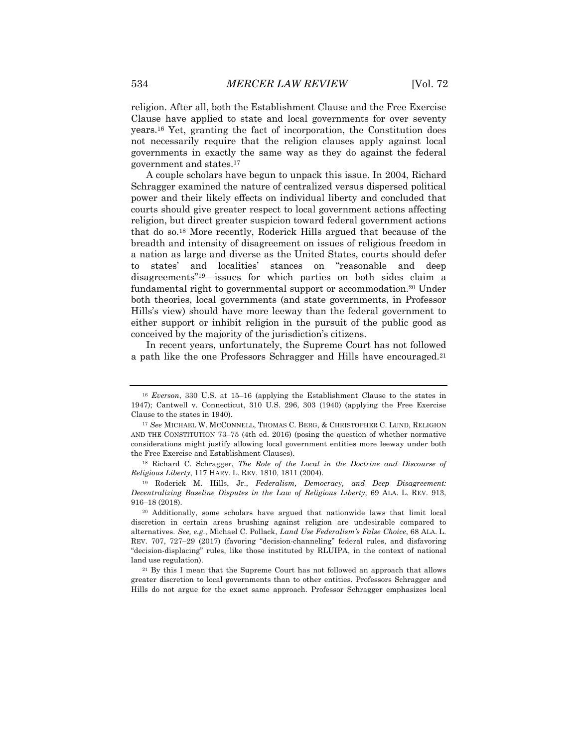religion. After all, both the Establishment Clause and the Free Exercise Clause have applied to state and local governments for over seventy years.[16] Yet, granting the fact of incorporation, the Constitution does not necessarily require that the religion clauses apply against local governments in exactly the same way as they do against the federal government and states.[17]

A couple scholars have begun to unpack this issue. In 2004, Richard Schragger examined the nature of centralized versus dispersed political power and their likely effects on individual liberty and concluded that courts should give greater respect to local government actions affecting religion, but direct greater suspicion toward federal government actions that do so.[18] More recently, Roderick Hills argued that because of the breadth and intensity of disagreement on issues of religious freedom in a nation as large and diverse as the United States, courts should defer to states' and localities' stances on "reasonable and deep disagreements"[19]—issues for which parties on both sides claim a fundamental right to governmental support or accommodation.[20] Under both theories, local governments (and state governments, in Professor Hills's view) should have more leeway than the federal government to either support or inhibit religion in the pursuit of the public good as conceived by the majority of the jurisdiction's citizens.

In recent years, unfortunately, the Supreme Court has not followed a path like the one Professors Schragger and Hills have encouraged.[21]

---

[16] *Everson*, 330 U.S. at 15–16 (applying the Establishment Clause to the states in 1947); Cantwell v. Connecticut, 310 U.S. 296, 303 (1940) (applying the Free Exercise Clause to the states in 1940).

[17] *See* MICHAEL W. MCCONNELL, THOMAS C. BERG, & CHRISTOPHER C. LUND, RELIGION AND THE CONSTITUTION 73–75 (4th ed. 2016) (posing the question of whether normative considerations might justify allowing local government entities more leeway under both the Free Exercise and Establishment Clauses).

[18] Richard C. Schragger, *The Role of the Local in the Doctrine and Discourse of Religious Liberty*, 117 HARV. L. REV. 1810, 1811 (2004).

[19] Roderick M. Hills, Jr., *Federalism, Democracy, and Deep Disagreement: Decentralizing Baseline Disputes in the Law of Religious Liberty*, 69 ALA. L. REV. 913, 916–18 (2018).

[20] Additionally, some scholars have argued that nationwide laws that limit local discretion in certain areas brushing against religion are undesirable compared to alternatives. *See, e.g.*, Michael C. Pollack, *Land Use Federalism's False Choice*, 68 ALA. L. REV. 707, 727–29 (2017) (favoring "decision-channeling" federal rules, and disfavoring "decision-displacing" rules, like those instituted by RLUIPA, in the context of national land use regulation).

[21] By this I mean that the Supreme Court has not followed an approach that allows greater discretion to local governments than to other entities. Professors Schragger and Hills do not argue for the exact same approach. Professor Schragger emphasizes local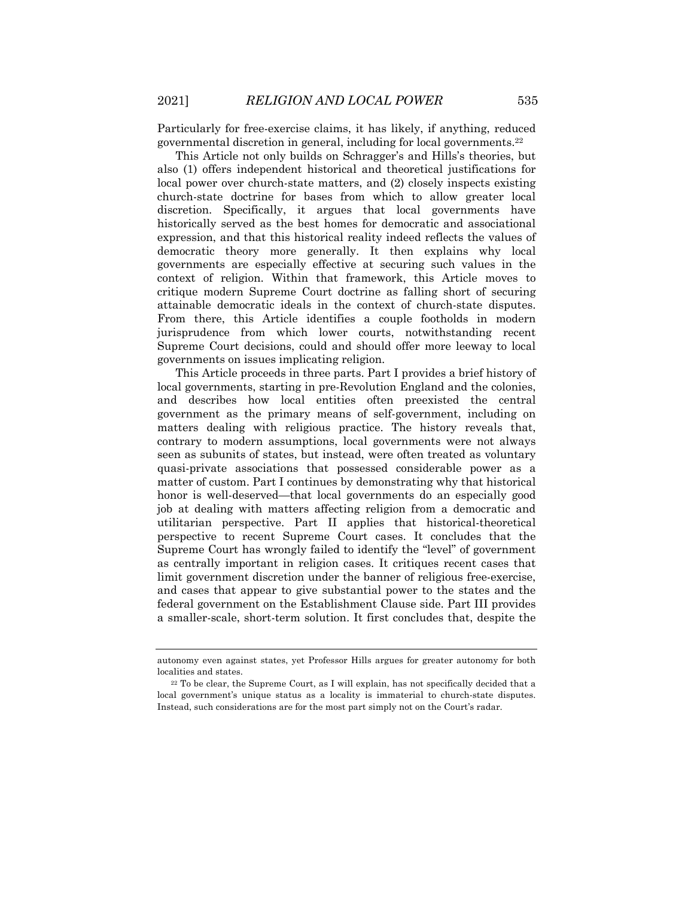Particularly for free-exercise claims, it has likely, if anything, reduced governmental discretion in general, including for local governments.[22]

This Article not only builds on Schragger's and Hills's theories, but also (1) offers independent historical and theoretical justifications for local power over church-state matters, and (2) closely inspects existing church-state doctrine for bases from which to allow greater local discretion. Specifically, it argues that local governments have historically served as the best homes for democratic and associational expression, and that this historical reality indeed reflects the values of democratic theory more generally. It then explains why local governments are especially effective at securing such values in the context of religion. Within that framework, this Article moves to critique modern Supreme Court doctrine as falling short of securing attainable democratic ideals in the context of church-state disputes. From there, this Article identifies a couple footholds in modern jurisprudence from which lower courts, notwithstanding recent Supreme Court decisions, could and should offer more leeway to local governments on issues implicating religion.

This Article proceeds in three parts. Part I provides a brief history of local governments, starting in pre-Revolution England and the colonies, and describes how local entities often preexisted the central government as the primary means of self-government, including on matters dealing with religious practice. The history reveals that, contrary to modern assumptions, local governments were not always seen as subunits of states, but instead, were often treated as voluntary quasi-private associations that possessed considerable power as a matter of custom. Part I continues by demonstrating why that historical honor is well-deserved—that local governments do an especially good job at dealing with matters affecting religion from a democratic and utilitarian perspective. Part II applies that historical-theoretical perspective to recent Supreme Court cases. It concludes that the Supreme Court has wrongly failed to identify the "level" of government as centrally important in religion cases. It critiques recent cases that limit government discretion under the banner of religious free-exercise, and cases that appear to give substantial power to the states and the federal government on the Establishment Clause side. Part III provides a smaller-scale, short-term solution. It first concludes that, despite the

---

autonomy even against states, yet Professor Hills argues for greater autonomy for both localities and states.

[22] To be clear, the Supreme Court, as I will explain, has not specifically decided that a local government's unique status as a locality is immaterial to church-state disputes. Instead, such considerations are for the most part simply not on the Court's radar.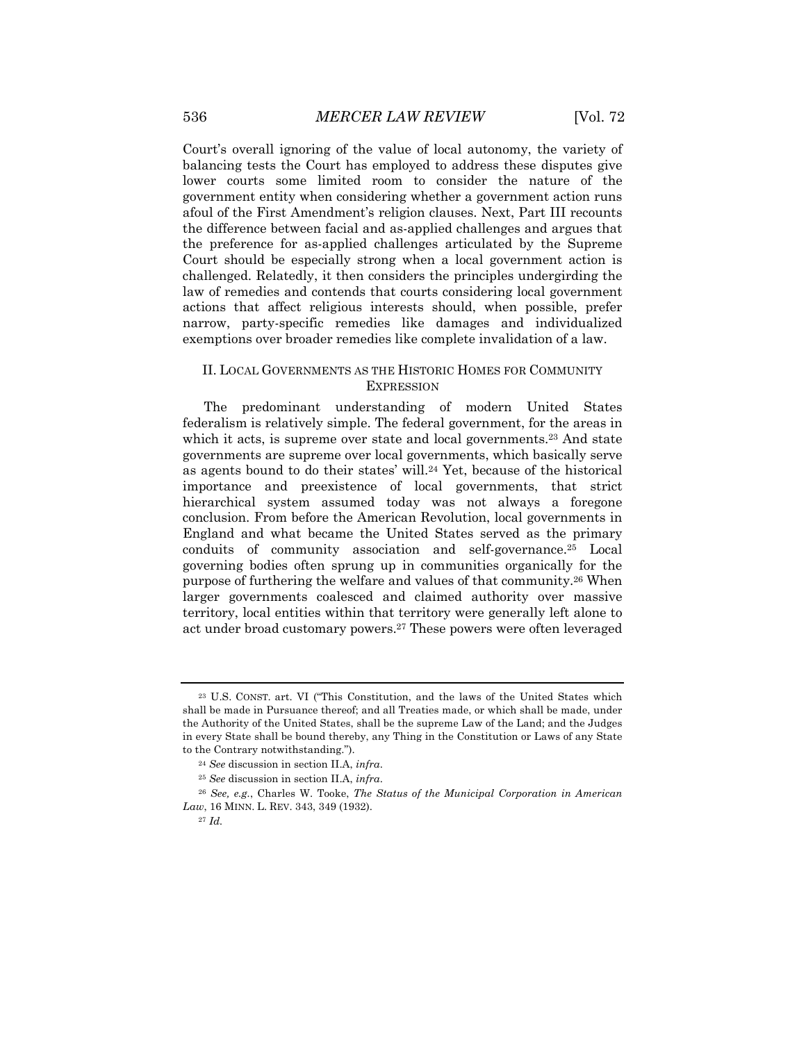Court's overall ignoring of the value of local autonomy, the variety of balancing tests the Court has employed to address these disputes give lower courts some limited room to consider the nature of the government entity when considering whether a government action runs afoul of the First Amendment's religion clauses. Next, Part III recounts the difference between facial and as-applied challenges and argues that the preference for as-applied challenges articulated by the Supreme Court should be especially strong when a local government action is challenged. Relatedly, it then considers the principles undergirding the law of remedies and contends that courts considering local government actions that affect religious interests should, when possible, prefer narrow, party-specific remedies like damages and individualized exemptions over broader remedies like complete invalidation of a law.

## II. Local Governments as the Historic Homes for Community Expression

The predominant understanding of modern United States federalism is relatively simple. The federal government, for the areas in which it acts, is supreme over state and local governments.[23] And state governments are supreme over local governments, which basically serve as agents bound to do their states' will.[24] Yet, because of the historical importance and preexistence of local governments, that strict hierarchical system assumed today was not always a foregone conclusion. From before the American Revolution, local governments in England and what became the United States served as the primary conduits of community association and self-governance.[25] Local governing bodies often sprung up in communities organically for the purpose of furthering the welfare and values of that community.[26] When larger governments coalesced and claimed authority over massive territory, local entities within that territory were generally left alone to act under broad customary powers.[27] These powers were often leveraged

---

[23] U.S. Const. art. VI ("This Constitution, and the laws of the United States which shall be made in Pursuance thereof; and all Treaties made, or which shall be made, under the Authority of the United States, shall be the supreme Law of the Land; and the Judges in every State shall be bound thereby, any Thing in the Constitution or Laws of any State to the Contrary notwithstanding.").

[24] *See* discussion in section II.A, *infra*.

[25] *See* discussion in section II.A, *infra*.

[26] *See, e.g.*, Charles W. Tooke, *The Status of the Municipal Corporation in American Law*, 16 Minn. L. Rev. 343, 349 (1932).

[27] *Id.*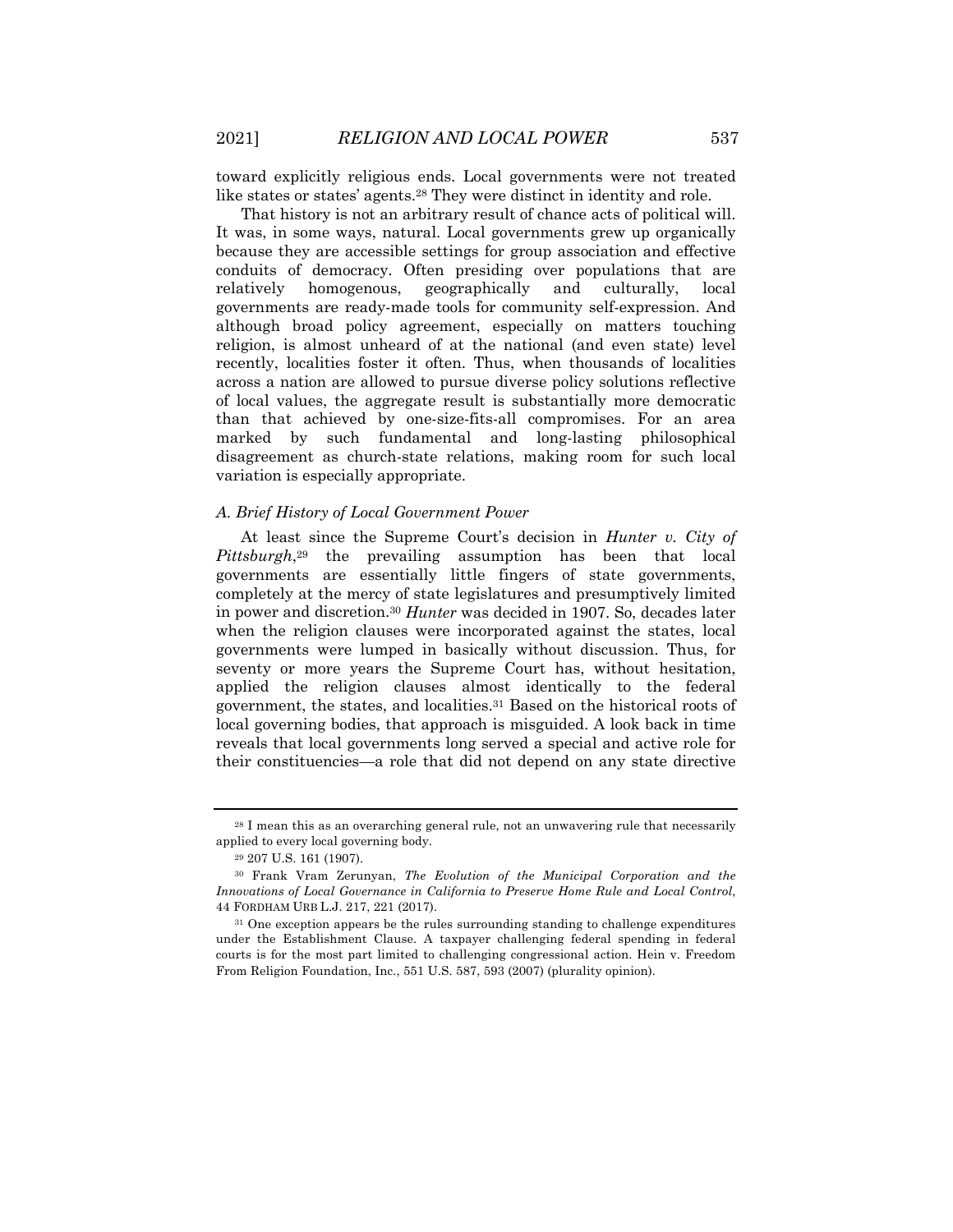toward explicitly religious ends. Local governments were not treated like states or states' agents.[28] They were distinct in identity and role.

That history is not an arbitrary result of chance acts of political will. It was, in some ways, natural. Local governments grew up organically because they are accessible settings for group association and effective conduits of democracy. Often presiding over populations that are relatively homogenous, geographically and culturally, local governments are ready-made tools for community self-expression. And although broad policy agreement, especially on matters touching religion, is almost unheard of at the national (and even state) level recently, localities foster it often. Thus, when thousands of localities across a nation are allowed to pursue diverse policy solutions reflective of local values, the aggregate result is substantially more democratic than that achieved by one-size-fits-all compromises. For an area marked by such fundamental and long-lasting philosophical disagreement as church-state relations, making room for such local variation is especially appropriate.

### *A. Brief History of Local Government Power*

At least since the Supreme Court's decision in *Hunter v. City of Pittsburgh*,[29] the prevailing assumption has been that local governments are essentially little fingers of state governments, completely at the mercy of state legislatures and presumptively limited in power and discretion.[30] *Hunter* was decided in 1907. So, decades later when the religion clauses were incorporated against the states, local governments were lumped in basically without discussion. Thus, for seventy or more years the Supreme Court has, without hesitation, applied the religion clauses almost identically to the federal government, the states, and localities.[31] Based on the historical roots of local governing bodies, that approach is misguided. A look back in time reveals that local governments long served a special and active role for their constituencies—a role that did not depend on any state directive

---

[28] I mean this as an overarching general rule, not an unwavering rule that necessarily applied to every local governing body.

[29] 207 U.S. 161 (1907).

[30] Frank Vram Zerunyan, *The Evolution of the Municipal Corporation and the Innovations of Local Governance in California to Preserve Home Rule and Local Control*, 44 FORDHAM URB L.J. 217, 221 (2017).

[31] One exception appears be the rules surrounding standing to challenge expenditures under the Establishment Clause. A taxpayer challenging federal spending in federal courts is for the most part limited to challenging congressional action. Hein v. Freedom From Religion Foundation, Inc., 551 U.S. 587, 593 (2007) (plurality opinion).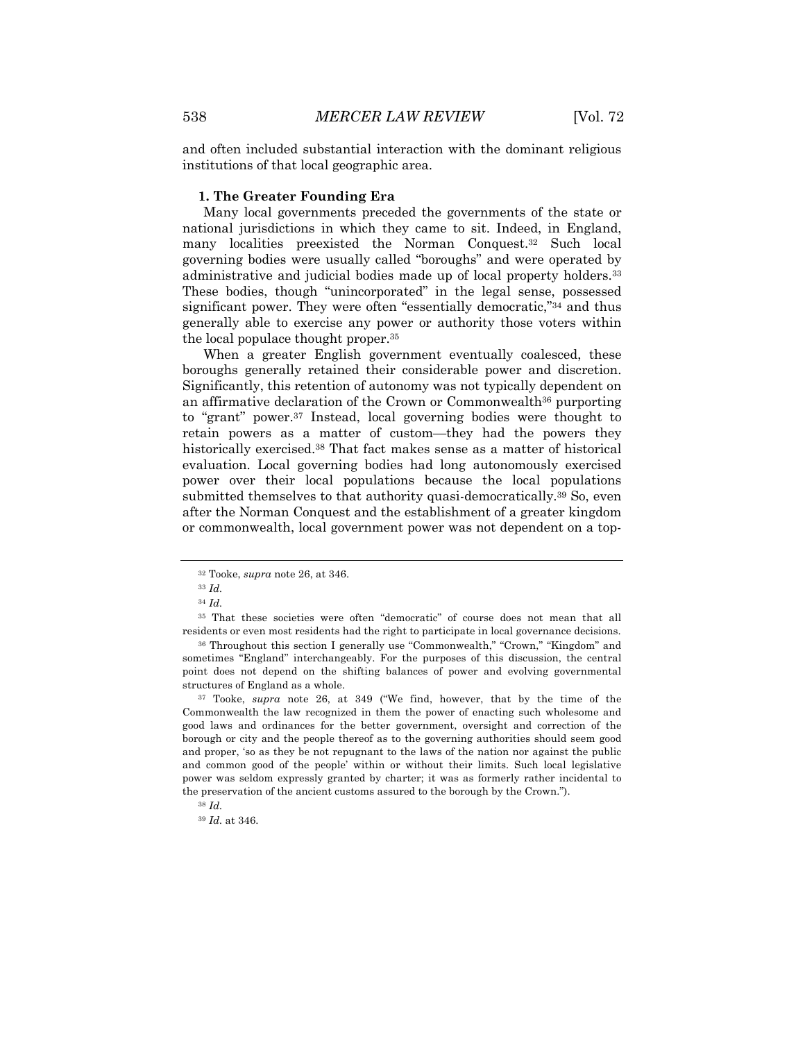and often included substantial interaction with the dominant religious institutions of that local geographic area.

### 1. The Greater Founding Era

Many local governments preceded the governments of the state or national jurisdictions in which they came to sit. Indeed, in England, many localities preexisted the Norman Conquest.[32] Such local governing bodies were usually called "boroughs" and were operated by administrative and judicial bodies made up of local property holders.[33] These bodies, though "unincorporated" in the legal sense, possessed significant power. They were often "essentially democratic,"[34] and thus generally able to exercise any power or authority those voters within the local populace thought proper.[35]

When a greater English government eventually coalesced, these boroughs generally retained their considerable power and discretion. Significantly, this retention of autonomy was not typically dependent on an affirmative declaration of the Crown or Commonwealth[36] purporting to "grant" power.[37] Instead, local governing bodies were thought to retain powers as a matter of custom—they had the powers they historically exercised.[38] That fact makes sense as a matter of historical evaluation. Local governing bodies had long autonomously exercised power over their local populations because the local populations submitted themselves to that authority quasi-democratically.[39] So, even after the Norman Conquest and the establishment of a greater kingdom or commonwealth, local government power was not dependent on a top-

---

[32] Tooke, *supra* note 26, at 346.

[33] *Id.*

[34] *Id.*

[35] That these societies were often "democratic" of course does not mean that all residents or even most residents had the right to participate in local governance decisions.

[36] Throughout this section I generally use "Commonwealth," "Crown," "Kingdom" and sometimes "England" interchangeably. For the purposes of this discussion, the central point does not depend on the shifting balances of power and evolving governmental structures of England as a whole.

[37] Tooke, *supra* note 26, at 349 ("We find, however, that by the time of the Commonwealth the law recognized in them the power of enacting such wholesome and good laws and ordinances for the better government, oversight and correction of the borough or city and the people thereof as to the governing authorities should seem good and proper, 'so as they be not repugnant to the laws of the nation nor against the public and common good of the people' within or without their limits. Such local legislative power was seldom expressly granted by charter; it was as formerly rather incidental to the preservation of the ancient customs assured to the borough by the Crown.").

[38] *Id.*

[39] *Id.* at 346.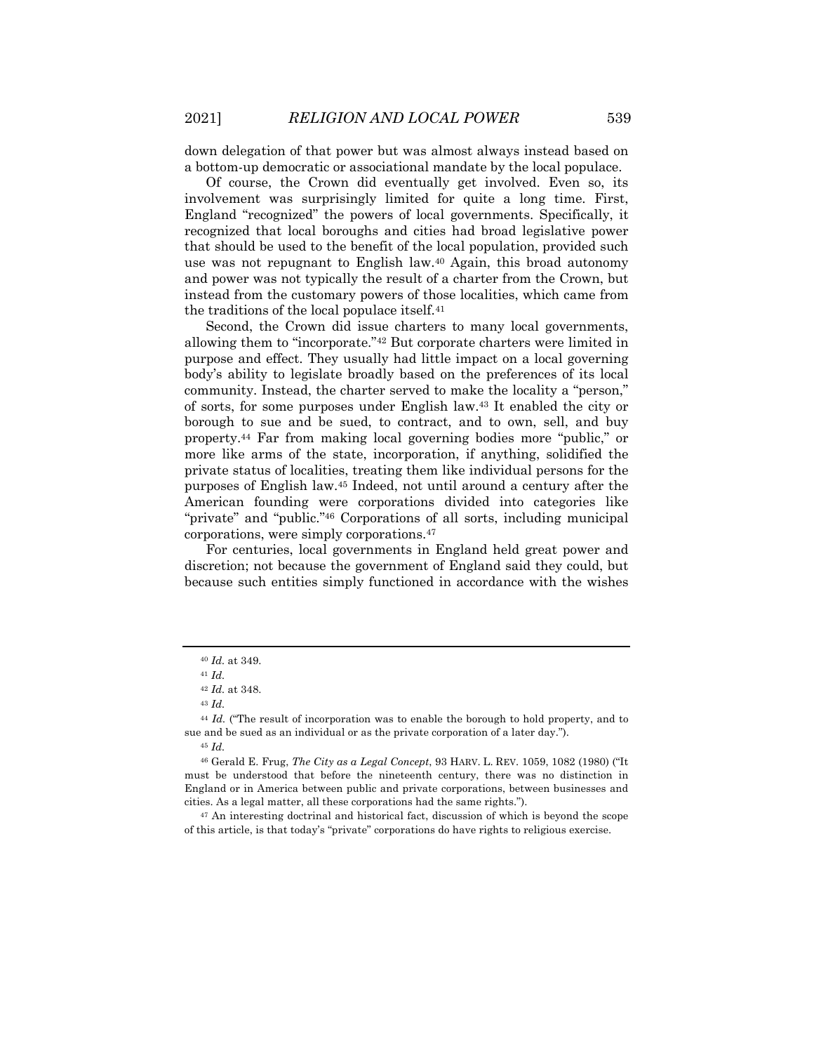down delegation of that power but was almost always instead based on a bottom-up democratic or associational mandate by the local populace.

Of course, the Crown did eventually get involved. Even so, its involvement was surprisingly limited for quite a long time. First, England "recognized" the powers of local governments. Specifically, it recognized that local boroughs and cities had broad legislative power that should be used to the benefit of the local population, provided such use was not repugnant to English law.[40] Again, this broad autonomy and power was not typically the result of a charter from the Crown, but instead from the customary powers of those localities, which came from the traditions of the local populace itself.[41]

Second, the Crown did issue charters to many local governments, allowing them to "incorporate."[42] But corporate charters were limited in purpose and effect. They usually had little impact on a local governing body's ability to legislate broadly based on the preferences of its local community. Instead, the charter served to make the locality a "person," of sorts, for some purposes under English law.[43] It enabled the city or borough to sue and be sued, to contract, and to own, sell, and buy property.[44] Far from making local governing bodies more "public," or more like arms of the state, incorporation, if anything, solidified the private status of localities, treating them like individual persons for the purposes of English law.[45] Indeed, not until around a century after the American founding were corporations divided into categories like "private" and "public."[46] Corporations of all sorts, including municipal corporations, were simply corporations.[47]

For centuries, local governments in England held great power and discretion; not because the government of England said they could, but because such entities simply functioned in accordance with the wishes

---

[40] *Id.* at 349.

[41] *Id.*

[42] *Id.* at 348.

[43] *Id.*

[44] *Id.* ("The result of incorporation was to enable the borough to hold property, and to sue and be sued as an individual or as the private corporation of a later day.").

[45] *Id.*

[46] Gerald E. Frug, *The City as a Legal Concept*, 93 HARV. L. REV. 1059, 1082 (1980) ("It must be understood that before the nineteenth century, there was no distinction in England or in America between public and private corporations, between businesses and cities. As a legal matter, all these corporations had the same rights.").

[47] An interesting doctrinal and historical fact, discussion of which is beyond the scope of this article, is that today's "private" corporations do have rights to religious exercise.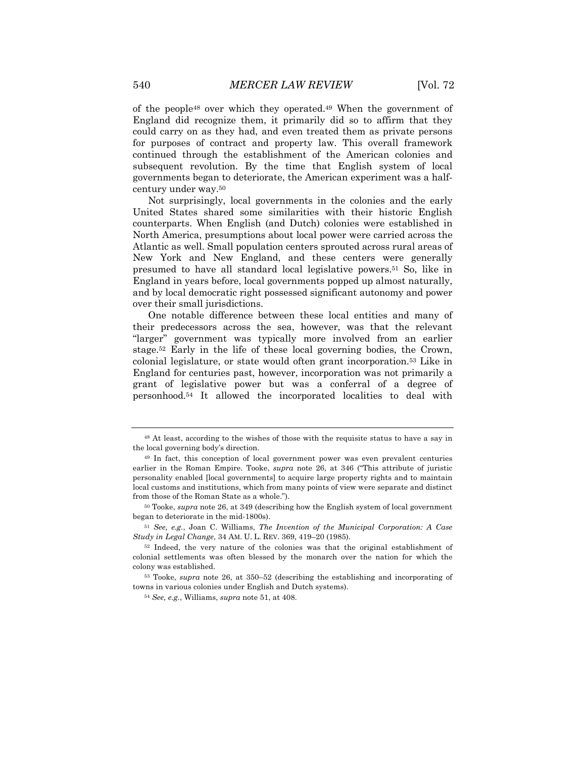of the people[48] over which they operated.[49] When the government of England did recognize them, it primarily did so to affirm that they could carry on as they had, and even treated them as private persons for purposes of contract and property law. This overall framework continued through the establishment of the American colonies and subsequent revolution. By the time that English system of local governments began to deteriorate, the American experiment was a half-century under way.[50]

Not surprisingly, local governments in the colonies and the early United States shared some similarities with their historic English counterparts. When English (and Dutch) colonies were established in North America, presumptions about local power were carried across the Atlantic as well. Small population centers sprouted across rural areas of New York and New England, and these centers were generally presumed to have all standard local legislative powers.[51] So, like in England in years before, local governments popped up almost naturally, and by local democratic right possessed significant autonomy and power over their small jurisdictions.

One notable difference between these local entities and many of their predecessors across the sea, however, was that the relevant "larger" government was typically more involved from an earlier stage.[52] Early in the life of these local governing bodies, the Crown, colonial legislature, or state would often grant incorporation.[53] Like in England for centuries past, however, incorporation was not primarily a grant of legislative power but was a conferral of a degree of personhood.[54] It allowed the incorporated localities to deal with

---

[48] At least, according to the wishes of those with the requisite status to have a say in the local governing body's direction.

[49] In fact, this conception of local government power was even prevalent centuries earlier in the Roman Empire. Tooke, *supra* note 26, at 346 ("This attribute of juristic personality enabled [local governments] to acquire large property rights and to maintain local customs and institutions, which from many points of view were separate and distinct from those of the Roman State as a whole.").

[50] Tooke, *supra* note 26, at 349 (describing how the English system of local government began to deteriorate in the mid-1800s).

[51] *See, e.g.*, Joan C. Williams, *The Invention of the Municipal Corporation: A Case Study in Legal Change*, 34 AM. U. L. REV. 369, 419–20 (1985).

[52] Indeed, the very nature of the colonies was that the original establishment of colonial settlements was often blessed by the monarch over the nation for which the colony was established.

[53] Tooke, *supra* note 26, at 350–52 (describing the establishing and incorporating of towns in various colonies under English and Dutch systems).

[54] *See, e.g.*, Williams, *supra* note 51, at 408.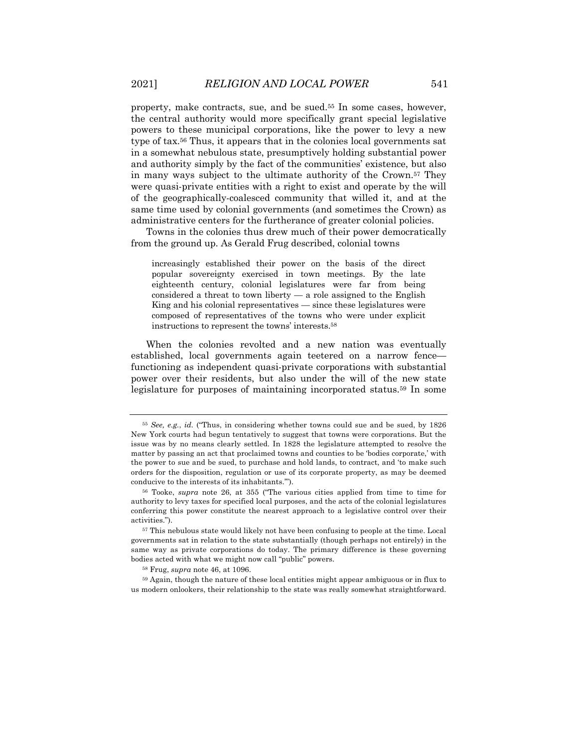property, make contracts, sue, and be sued.[55] In some cases, however, the central authority would more specifically grant special legislative powers to these municipal corporations, like the power to levy a new type of tax.[56] Thus, it appears that in the colonies local governments sat in a somewhat nebulous state, presumptively holding substantial power and authority simply by the fact of the communities' existence, but also in many ways subject to the ultimate authority of the Crown.[57] They were quasi-private entities with a right to exist and operate by the will of the geographically-coalesced community that willed it, and at the same time used by colonial governments (and sometimes the Crown) as administrative centers for the furtherance of greater colonial policies.

Towns in the colonies thus drew much of their power democratically from the ground up. As Gerald Frug described, colonial towns

> increasingly established their power on the basis of the direct popular sovereignty exercised in town meetings. By the late eighteenth century, colonial legislatures were far from being considered a threat to town liberty — a role assigned to the English King and his colonial representatives — since these legislatures were composed of representatives of the towns who were under explicit instructions to represent the towns' interests.[58]

When the colonies revolted and a new nation was eventually established, local governments again teetered on a narrow fence—functioning as independent quasi-private corporations with substantial power over their residents, but also under the will of the new state legislature for purposes of maintaining incorporated status.[59] In some

---

[55] *See, e.g.*, *id.* ("Thus, in considering whether towns could sue and be sued, by 1826 New York courts had begun tentatively to suggest that towns were corporations. But the issue was by no means clearly settled. In 1828 the legislature attempted to resolve the matter by passing an act that proclaimed towns and counties to be 'bodies corporate,' with the power to sue and be sued, to purchase and hold lands, to contract, and 'to make such orders for the disposition, regulation or use of its corporate property, as may be deemed conducive to the interests of its inhabitants.'").

[56] Tooke, *supra* note 26, at 355 ("The various cities applied from time to time for authority to levy taxes for specified local purposes, and the acts of the colonial legislatures conferring this power constitute the nearest approach to a legislative control over their activities.").

[57] This nebulous state would likely not have been confusing to people at the time. Local governments sat in relation to the state substantially (though perhaps not entirely) in the same way as private corporations do today. The primary difference is these governing bodies acted with what we might now call "public" powers.

[58] Frug, *supra* note 46, at 1096.

[59] Again, though the nature of these local entities might appear ambiguous or in flux to us modern onlookers, their relationship to the state was really somewhat straightforward.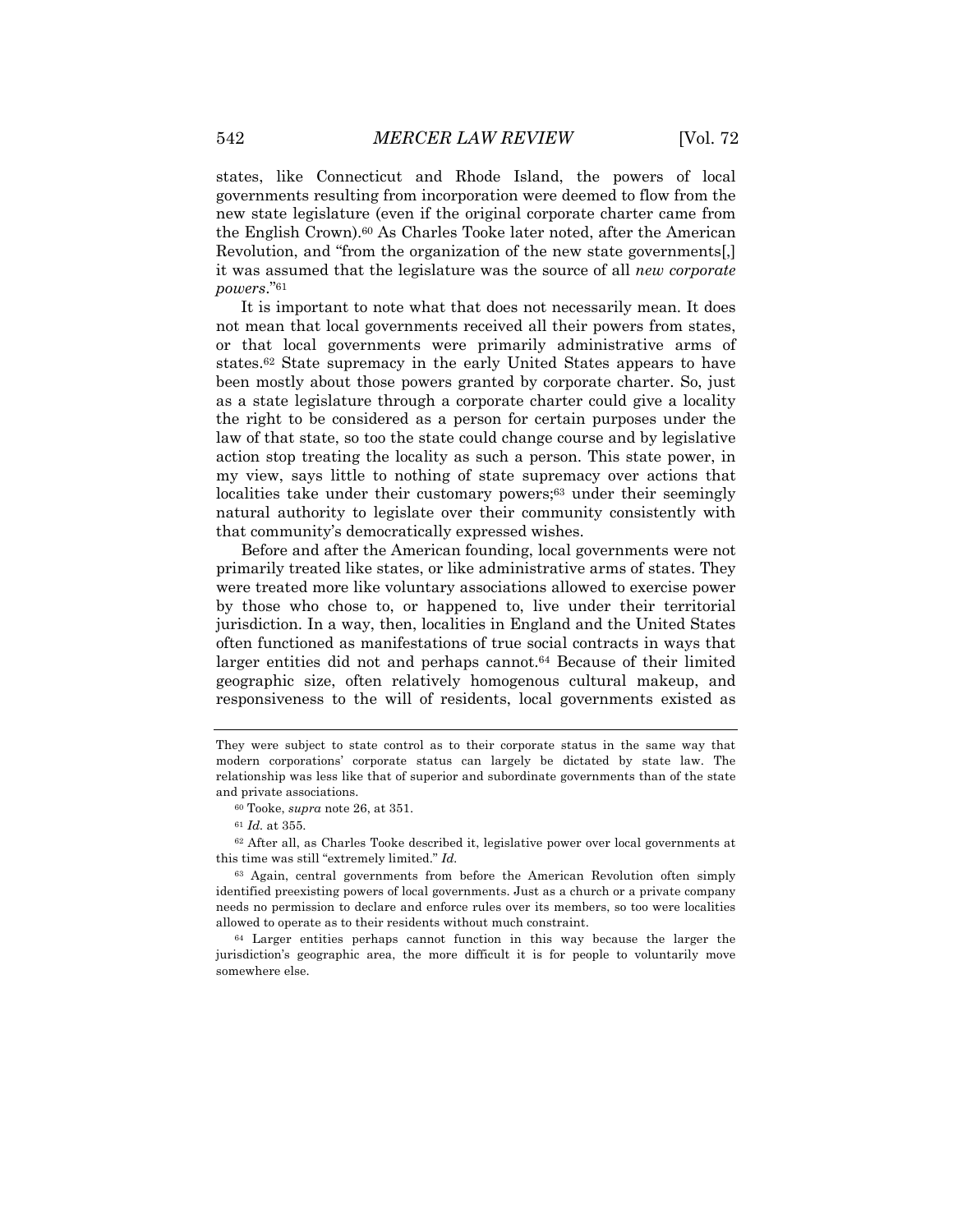states, like Connecticut and Rhode Island, the powers of local governments resulting from incorporation were deemed to flow from the new state legislature (even if the original corporate charter came from the English Crown).[60] As Charles Tooke later noted, after the American Revolution, and "from the organization of the new state governments[,] it was assumed that the legislature was the source of all *new corporate powers*."[61]

It is important to note what that does not necessarily mean. It does not mean that local governments received all their powers from states, or that local governments were primarily administrative arms of states.[62] State supremacy in the early United States appears to have been mostly about those powers granted by corporate charter. So, just as a state legislature through a corporate charter could give a locality the right to be considered as a person for certain purposes under the law of that state, so too the state could change course and by legislative action stop treating the locality as such a person. This state power, in my view, says little to nothing of state supremacy over actions that localities take under their customary powers;[63] under their seemingly natural authority to legislate over their community consistently with that community's democratically expressed wishes.

Before and after the American founding, local governments were not primarily treated like states, or like administrative arms of states. They were treated more like voluntary associations allowed to exercise power by those who chose to, or happened to, live under their territorial jurisdiction. In a way, then, localities in England and the United States often functioned as manifestations of true social contracts in ways that larger entities did not and perhaps cannot.[64] Because of their limited geographic size, often relatively homogenous cultural makeup, and responsiveness to the will of residents, local governments existed as

---

They were subject to state control as to their corporate status in the same way that modern corporations' corporate status can largely be dictated by state law. The relationship was less like that of superior and subordinate governments than of the state and private associations.

[60] Tooke, *supra* note 26, at 351.

[61] *Id.* at 355.

[62] After all, as Charles Tooke described it, legislative power over local governments at this time was still "extremely limited." *Id.*

[63] Again, central governments from before the American Revolution often simply identified preexisting powers of local governments. Just as a church or a private company needs no permission to declare and enforce rules over its members, so too were localities allowed to operate as to their residents without much constraint.

[64] Larger entities perhaps cannot function in this way because the larger the jurisdiction's geographic area, the more difficult it is for people to voluntarily move somewhere else.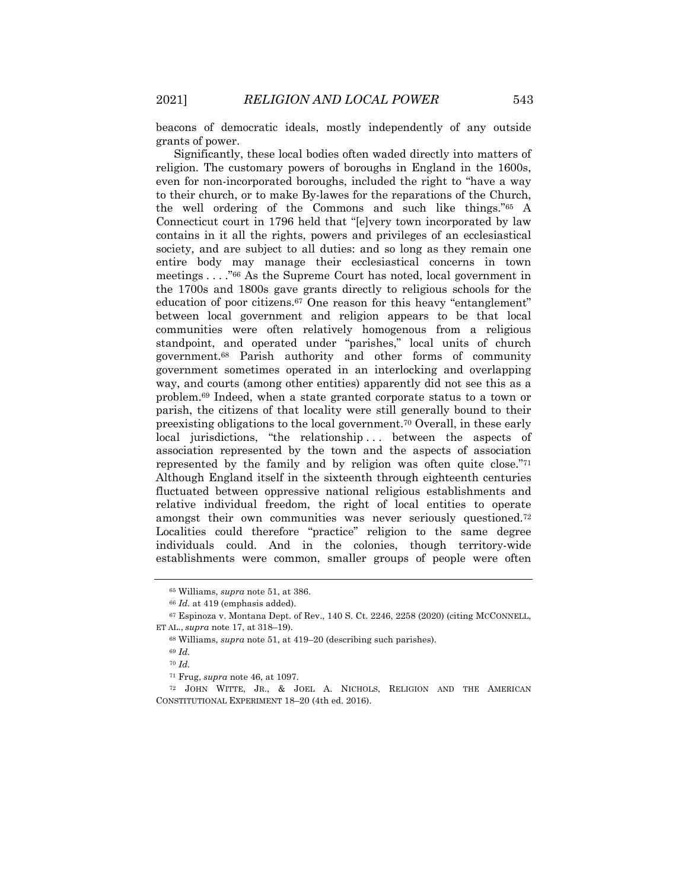beacons of democratic ideals, mostly independently of any outside grants of power.

Significantly, these local bodies often waded directly into matters of religion. The customary powers of boroughs in England in the 1600s, even for non-incorporated boroughs, included the right to "have a way to their church, or to make By-lawes for the reparations of the Church, the well ordering of the Commons and such like things."[65] A Connecticut court in 1796 held that "[e]very town incorporated by law contains in it all the rights, powers and privileges of an ecclesiastical society, and are subject to all duties: and so long as they remain one entire body may manage their ecclesiastical concerns in town meetings . . . ."[66] As the Supreme Court has noted, local government in the 1700s and 1800s gave grants directly to religious schools for the education of poor citizens.[67] One reason for this heavy "entanglement" between local government and religion appears to be that local communities were often relatively homogenous from a religious standpoint, and operated under "parishes," local units of church government.[68] Parish authority and other forms of community government sometimes operated in an interlocking and overlapping way, and courts (among other entities) apparently did not see this as a problem.[69] Indeed, when a state granted corporate status to a town or parish, the citizens of that locality were still generally bound to their preexisting obligations to the local government.[70] Overall, in these early local jurisdictions, "the relationship . . . between the aspects of association represented by the town and the aspects of association represented by the family and by religion was often quite close."[71] Although England itself in the sixteenth through eighteenth centuries fluctuated between oppressive national religious establishments and relative individual freedom, the right of local entities to operate amongst their own communities was never seriously questioned.[72] Localities could therefore "practice" religion to the same degree individuals could. And in the colonies, though territory-wide establishments were common, smaller groups of people were often

---

[65] Williams, *supra* note 51, at 386.

[66] *Id.* at 419 (emphasis added).

[67] Espinoza v. Montana Dept. of Rev., 140 S. Ct. 2246, 2258 (2020) (citing MCCONNELL, ET AL., *supra* note 17, at 318–19).

[68] Williams, *supra* note 51, at 419–20 (describing such parishes).

[69] *Id.*

[70] *Id.*

[71] Frug, *supra* note 46, at 1097.

[72] JOHN WITTE, JR., & JOEL A. NICHOLS, RELIGION AND THE AMERICAN CONSTITUTIONAL EXPERIMENT 18–20 (4th ed. 2016).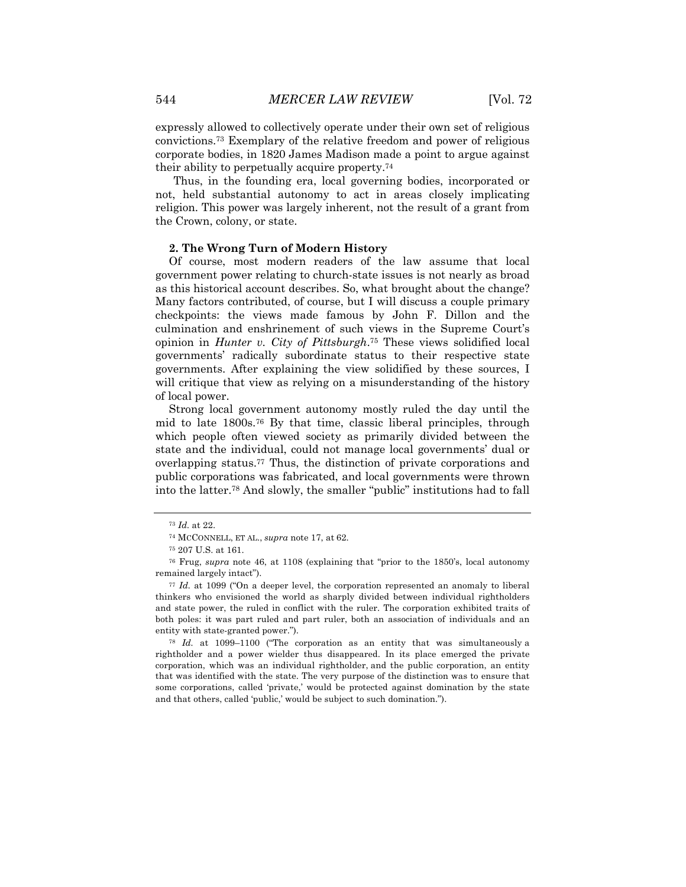expressly allowed to collectively operate under their own set of religious convictions.[73] Exemplary of the relative freedom and power of religious corporate bodies, in 1820 James Madison made a point to argue against their ability to perpetually acquire property.[74]

Thus, in the founding era, local governing bodies, incorporated or not, held substantial autonomy to act in areas closely implicating religion. This power was largely inherent, not the result of a grant from the Crown, colony, or state.

#### 2. The Wrong Turn of Modern History

Of course, most modern readers of the law assume that local government power relating to church-state issues is not nearly as broad as this historical account describes. So, what brought about the change? Many factors contributed, of course, but I will discuss a couple primary checkpoints: the views made famous by John F. Dillon and the culmination and enshrinement of such views in the Supreme Court's opinion in *Hunter v. City of Pittsburgh*.[75] These views solidified local governments' radically subordinate status to their respective state governments. After explaining the view solidified by these sources, I will critique that view as relying on a misunderstanding of the history of local power.

Strong local government autonomy mostly ruled the day until the mid to late 1800s.[76] By that time, classic liberal principles, through which people often viewed society as primarily divided between the state and the individual, could not manage local governments' dual or overlapping status.[77] Thus, the distinction of private corporations and public corporations was fabricated, and local governments were thrown into the latter.[78] And slowly, the smaller "public" institutions had to fall

---

[73] *Id.* at 22.

[74] MCCONNELL, ET AL., *supra* note 17, at 62.

[75] 207 U.S. at 161.

[76] Frug, *supra* note 46, at 1108 (explaining that "prior to the 1850's, local autonomy remained largely intact").

[77] *Id.* at 1099 ("On a deeper level, the corporation represented an anomaly to liberal thinkers who envisioned the world as sharply divided between individual rightholders and state power, the ruled in conflict with the ruler. The corporation exhibited traits of both poles: it was part ruled and part ruler, both an association of individuals and an entity with state-granted power.").

[78] *Id.* at 1099–1100 ("The corporation as an entity that was simultaneously a rightholder and a power wielder thus disappeared. In its place emerged the private corporation, which was an individual rightholder, and the public corporation, an entity that was identified with the state. The very purpose of the distinction was to ensure that some corporations, called 'private,' would be protected against domination by the state and that others, called 'public,' would be subject to such domination.").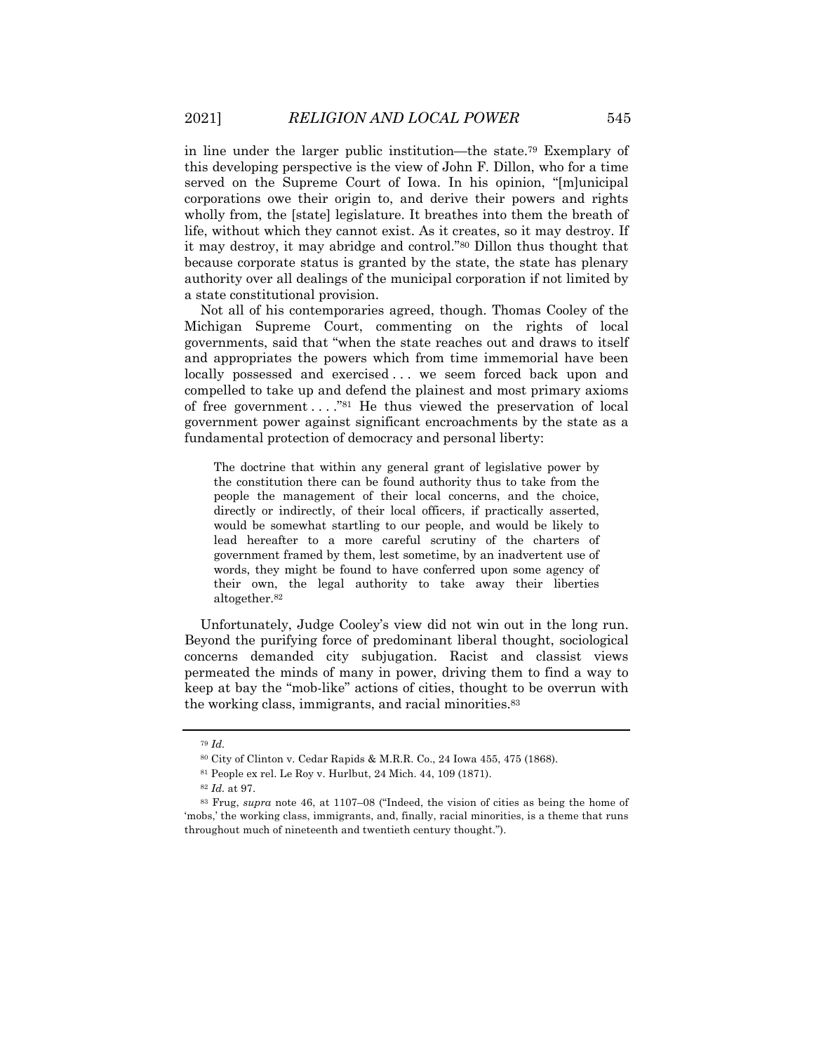in line under the larger public institution—the state.[79] Exemplary of this developing perspective is the view of John F. Dillon, who for a time served on the Supreme Court of Iowa. In his opinion, "[m]unicipal corporations owe their origin to, and derive their powers and rights wholly from, the [state] legislature. It breathes into them the breath of life, without which they cannot exist. As it creates, so it may destroy. If it may destroy, it may abridge and control."[80] Dillon thus thought that because corporate status is granted by the state, the state has plenary authority over all dealings of the municipal corporation if not limited by a state constitutional provision.

Not all of his contemporaries agreed, though. Thomas Cooley of the Michigan Supreme Court, commenting on the rights of local governments, said that "when the state reaches out and draws to itself and appropriates the powers which from time immemorial have been locally possessed and exercised . . . we seem forced back upon and compelled to take up and defend the plainest and most primary axioms of free government . . . ."[81] He thus viewed the preservation of local government power against significant encroachments by the state as a fundamental protection of democracy and personal liberty:

> The doctrine that within any general grant of legislative power by the constitution there can be found authority thus to take from the people the management of their local concerns, and the choice, directly or indirectly, of their local officers, if practically asserted, would be somewhat startling to our people, and would be likely to lead hereafter to a more careful scrutiny of the charters of government framed by them, lest sometime, by an inadvertent use of words, they might be found to have conferred upon some agency of their own, the legal authority to take away their liberties altogether.[82]

Unfortunately, Judge Cooley's view did not win out in the long run. Beyond the purifying force of predominant liberal thought, sociological concerns demanded city subjugation. Racist and classist views permeated the minds of many in power, driving them to find a way to keep at bay the "mob-like" actions of cities, thought to be overrun with the working class, immigrants, and racial minorities.[83]

---

[79] *Id.*

[80] City of Clinton v. Cedar Rapids & M.R.R. Co., 24 Iowa 455, 475 (1868).

[81] People ex rel. Le Roy v. Hurlbut, 24 Mich. 44, 109 (1871).

[82] *Id.* at 97.

[83] Frug, *supra* note 46, at 1107–08 ("Indeed, the vision of cities as being the home of 'mobs,' the working class, immigrants, and, finally, racial minorities, is a theme that runs throughout much of nineteenth and twentieth century thought.").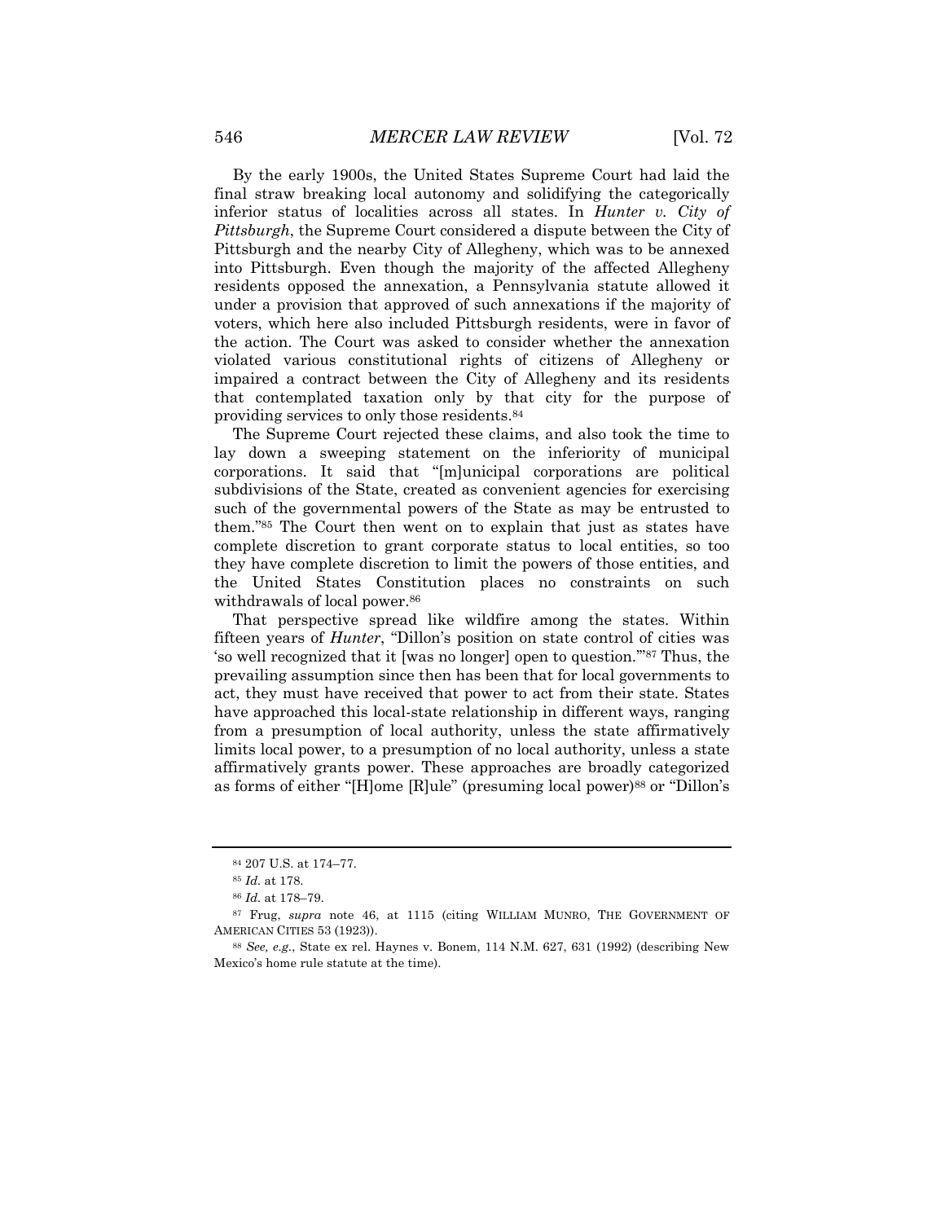By the early 1900s, the United States Supreme Court had laid the final straw breaking local autonomy and solidifying the categorically inferior status of localities across all states. In *Hunter v. City of Pittsburgh*, the Supreme Court considered a dispute between the City of Pittsburgh and the nearby City of Allegheny, which was to be annexed into Pittsburgh. Even though the majority of the affected Allegheny residents opposed the annexation, a Pennsylvania statute allowed it under a provision that approved of such annexations if the majority of voters, which here also included Pittsburgh residents, were in favor of the action. The Court was asked to consider whether the annexation violated various constitutional rights of citizens of Allegheny or impaired a contract between the City of Allegheny and its residents that contemplated taxation only by that city for the purpose of providing services to only those residents.[84]

The Supreme Court rejected these claims, and also took the time to lay down a sweeping statement on the inferiority of municipal corporations. It said that "[m]unicipal corporations are political subdivisions of the State, created as convenient agencies for exercising such of the governmental powers of the State as may be entrusted to them."[85] The Court then went on to explain that just as states have complete discretion to grant corporate status to local entities, so too they have complete discretion to limit the powers of those entities, and the United States Constitution places no constraints on such withdrawals of local power.[86]

That perspective spread like wildfire among the states. Within fifteen years of *Hunter*, "Dillon's position on state control of cities was 'so well recognized that it [was no longer] open to question.'"[87] Thus, the prevailing assumption since then has been that for local governments to act, they must have received that power to act from their state. States have approached this local-state relationship in different ways, ranging from a presumption of local authority, unless the state affirmatively limits local power, to a presumption of no local authority, unless a state affirmatively grants power. These approaches are broadly categorized as forms of either "[H]ome [R]ule" (presuming local power)[88] or "Dillon's

---

[84] 207 U.S. at 174–77.

[85] *Id.* at 178.

[86] *Id.* at 178–79.

[87] Frug, *supra* note 46, at 1115 (citing WILLIAM MUNRO, THE GOVERNMENT OF AMERICAN CITIES 53 (1923)).

[88] *See, e.g.*, State ex rel. Haynes v. Bonem, 114 N.M. 627, 631 (1992) (describing New Mexico's home rule statute at the time).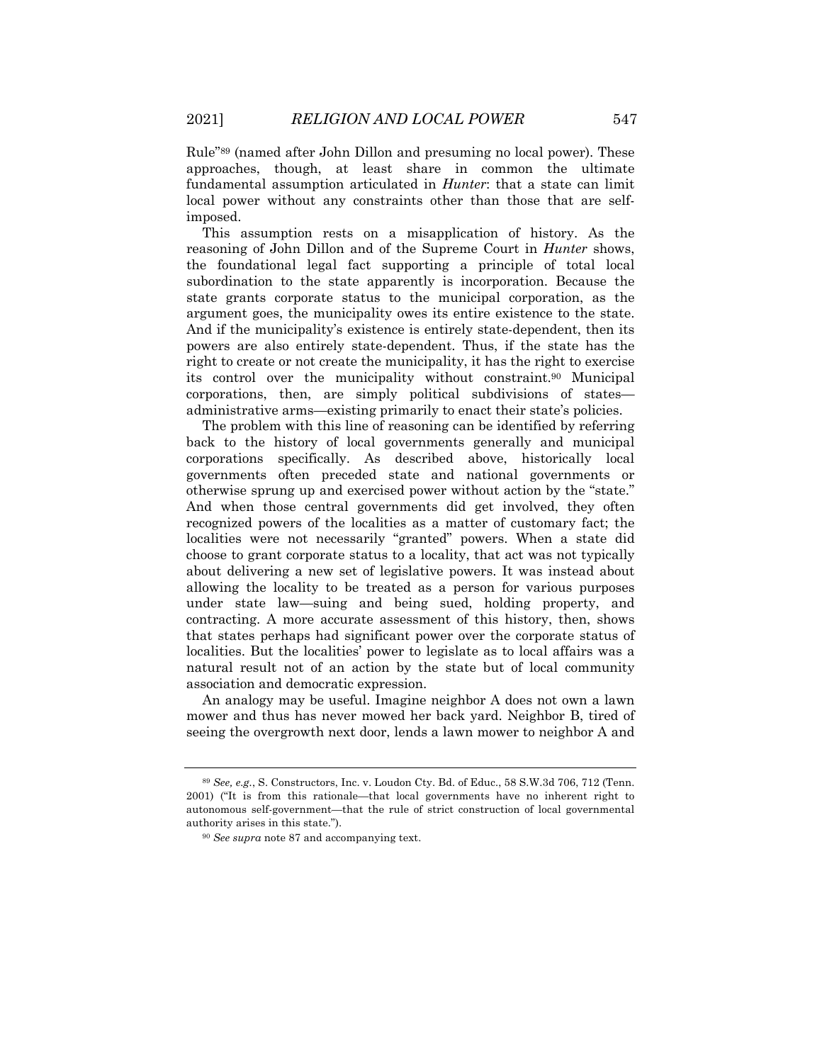Rule"[89] (named after John Dillon and presuming no local power). These approaches, though, at least share in common the ultimate fundamental assumption articulated in *Hunter*: that a state can limit local power without any constraints other than those that are self-imposed.

This assumption rests on a misapplication of history. As the reasoning of John Dillon and of the Supreme Court in *Hunter* shows, the foundational legal fact supporting a principle of total local subordination to the state apparently is incorporation. Because the state grants corporate status to the municipal corporation, as the argument goes, the municipality owes its entire existence to the state. And if the municipality's existence is entirely state-dependent, then its powers are also entirely state-dependent. Thus, if the state has the right to create or not create the municipality, it has the right to exercise its control over the municipality without constraint.[90] Municipal corporations, then, are simply political subdivisions of states—administrative arms—existing primarily to enact their state's policies.

The problem with this line of reasoning can be identified by referring back to the history of local governments generally and municipal corporations specifically. As described above, historically local governments often preceded state and national governments or otherwise sprung up and exercised power without action by the "state." And when those central governments did get involved, they often recognized powers of the localities as a matter of customary fact; the localities were not necessarily "granted" powers. When a state did choose to grant corporate status to a locality, that act was not typically about delivering a new set of legislative powers. It was instead about allowing the locality to be treated as a person for various purposes under state law—suing and being sued, holding property, and contracting. A more accurate assessment of this history, then, shows that states perhaps had significant power over the corporate status of localities. But the localities' power to legislate as to local affairs was a natural result not of an action by the state but of local community association and democratic expression.

An analogy may be useful. Imagine neighbor A does not own a lawn mower and thus has never mowed her back yard. Neighbor B, tired of seeing the overgrowth next door, lends a lawn mower to neighbor A and

---

[89] *See, e.g.*, S. Constructors, Inc. v. Loudon Cty. Bd. of Educ., 58 S.W.3d 706, 712 (Tenn. 2001) ("It is from this rationale—that local governments have no inherent right to autonomous self-government—that the rule of strict construction of local governmental authority arises in this state.").

[90] *See supra* note 87 and accompanying text.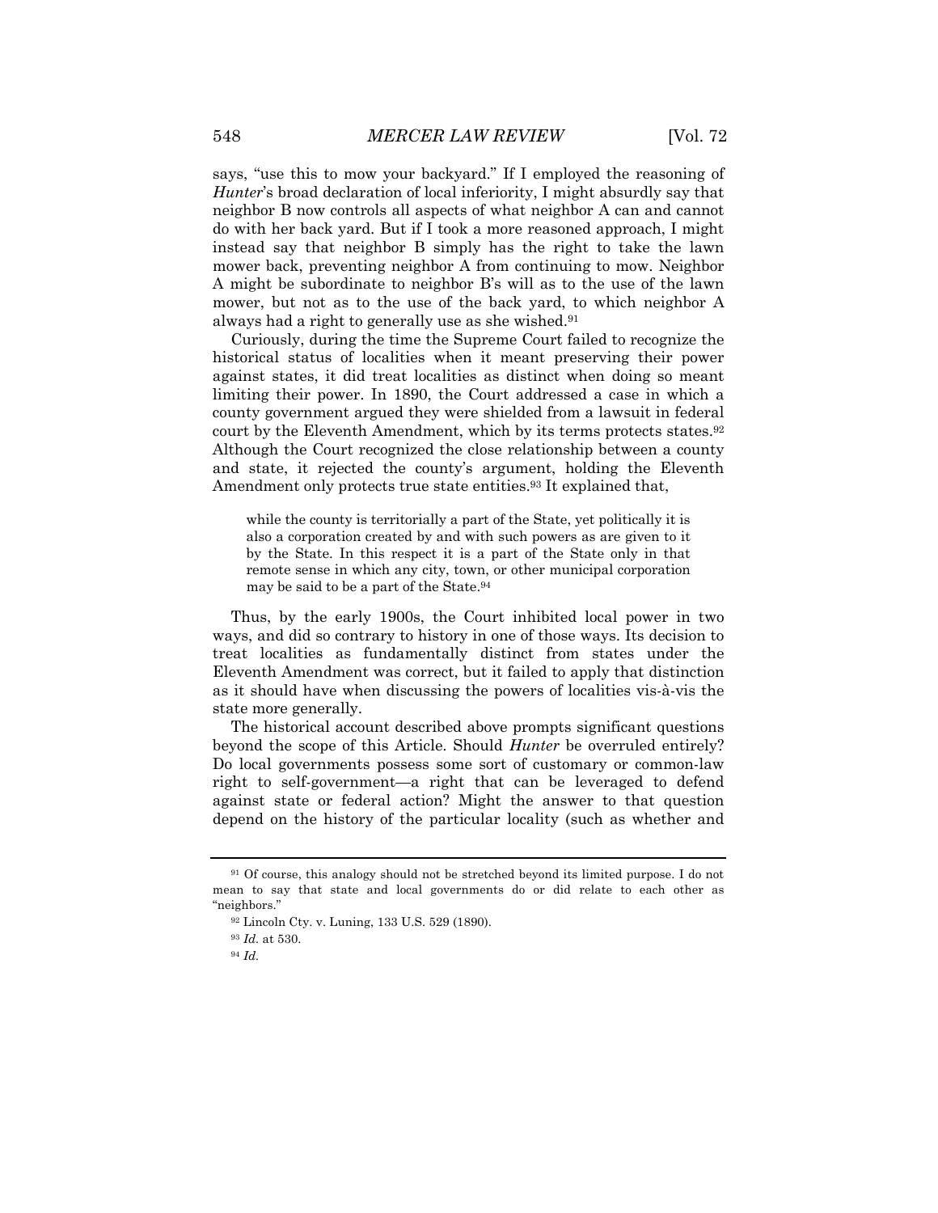says, "use this to mow your backyard." If I employed the reasoning of *Hunter*'s broad declaration of local inferiority, I might absurdly say that neighbor B now controls all aspects of what neighbor A can and cannot do with her back yard. But if I took a more reasoned approach, I might instead say that neighbor B simply has the right to take the lawn mower back, preventing neighbor A from continuing to mow. Neighbor A might be subordinate to neighbor B's will as to the use of the lawn mower, but not as to the use of the back yard, to which neighbor A always had a right to generally use as she wished.[91]

Curiously, during the time the Supreme Court failed to recognize the historical status of localities when it meant preserving their power against states, it did treat localities as distinct when doing so meant limiting their power. In 1890, the Court addressed a case in which a county government argued they were shielded from a lawsuit in federal court by the Eleventh Amendment, which by its terms protects states.[92] Although the Court recognized the close relationship between a county and state, it rejected the county's argument, holding the Eleventh Amendment only protects true state entities.[93] It explained that,

> while the county is territorially a part of the State, yet politically it is also a corporation created by and with such powers as are given to it by the State. In this respect it is a part of the State only in that remote sense in which any city, town, or other municipal corporation may be said to be a part of the State.[94]

Thus, by the early 1900s, the Court inhibited local power in two ways, and did so contrary to history in one of those ways. Its decision to treat localities as fundamentally distinct from states under the Eleventh Amendment was correct, but it failed to apply that distinction as it should have when discussing the powers of localities vis-à-vis the state more generally.

The historical account described above prompts significant questions beyond the scope of this Article. Should *Hunter* be overruled entirely? Do local governments possess some sort of customary or common-law right to self-government—a right that can be leveraged to defend against state or federal action? Might the answer to that question depend on the history of the particular locality (such as whether and

---

[91] Of course, this analogy should not be stretched beyond its limited purpose. I do not mean to say that state and local governments do or did relate to each other as "neighbors."

[92] Lincoln Cty. v. Luning, 133 U.S. 529 (1890).

[93] *Id.* at 530.

[94] *Id.*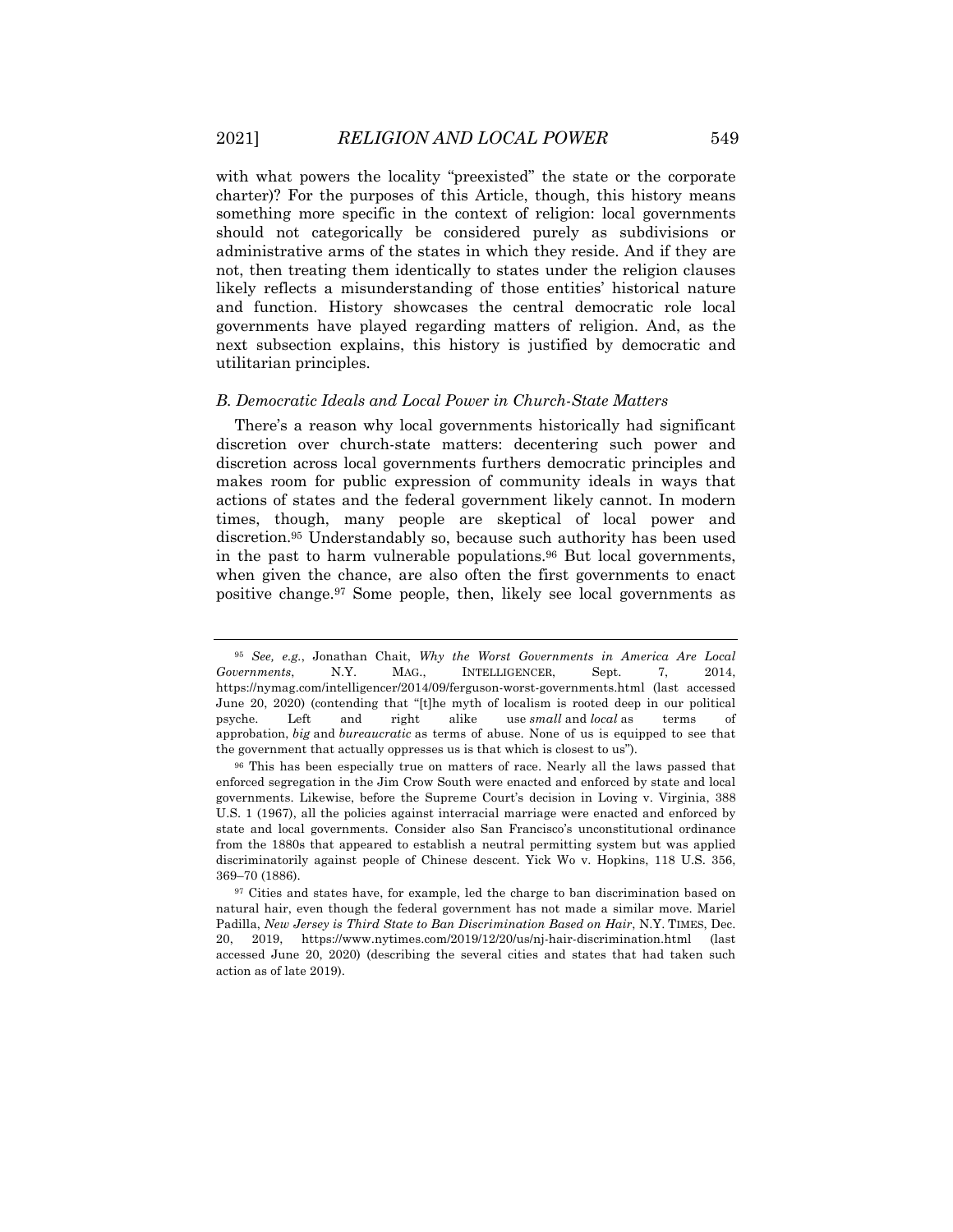with what powers the locality "preexisted" the state or the corporate charter)? For the purposes of this Article, though, this history means something more specific in the context of religion: local governments should not categorically be considered purely as subdivisions or administrative arms of the states in which they reside. And if they are not, then treating them identically to states under the religion clauses likely reflects a misunderstanding of those entities' historical nature and function. History showcases the central democratic role local governments have played regarding matters of religion. And, as the next subsection explains, this history is justified by democratic and utilitarian principles.

### *B. Democratic Ideals and Local Power in Church-State Matters*

There's a reason why local governments historically had significant discretion over church-state matters: decentering such power and discretion across local governments furthers democratic principles and makes room for public expression of community ideals in ways that actions of states and the federal government likely cannot. In modern times, though, many people are skeptical of local power and discretion.[95] Understandably so, because such authority has been used in the past to harm vulnerable populations.[96] But local governments, when given the chance, are also often the first governments to enact positive change.[97] Some people, then, likely see local governments as

---

[95] *See, e.g.*, Jonathan Chait, *Why the Worst Governments in America Are Local Governments*, N.Y. MAG., INTELLIGENCER, Sept. 7, 2014, https://nymag.com/intelligencer/2014/09/ferguson-worst-governments.html (last accessed June 20, 2020) (contending that "[t]he myth of localism is rooted deep in our political psyche. Left and right alike use *small* and *local* as terms of approbation, *big* and *bureaucratic* as terms of abuse. None of us is equipped to see that the government that actually oppresses us is that which is closest to us").

[96] This has been especially true on matters of race. Nearly all the laws passed that enforced segregation in the Jim Crow South were enacted and enforced by state and local governments. Likewise, before the Supreme Court's decision in Loving v. Virginia, 388 U.S. 1 (1967), all the policies against interracial marriage were enacted and enforced by state and local governments. Consider also San Francisco's unconstitutional ordinance from the 1880s that appeared to establish a neutral permitting system but was applied discriminatorily against people of Chinese descent. Yick Wo v. Hopkins, 118 U.S. 356, 369–70 (1886).

[97] Cities and states have, for example, led the charge to ban discrimination based on natural hair, even though the federal government has not made a similar move. Mariel Padilla, *New Jersey is Third State to Ban Discrimination Based on Hair*, N.Y. TIMES, Dec. 20, 2019, https://www.nytimes.com/2019/12/20/us/nj-hair-discrimination.html (last accessed June 20, 2020) (describing the several cities and states that had taken such action as of late 2019).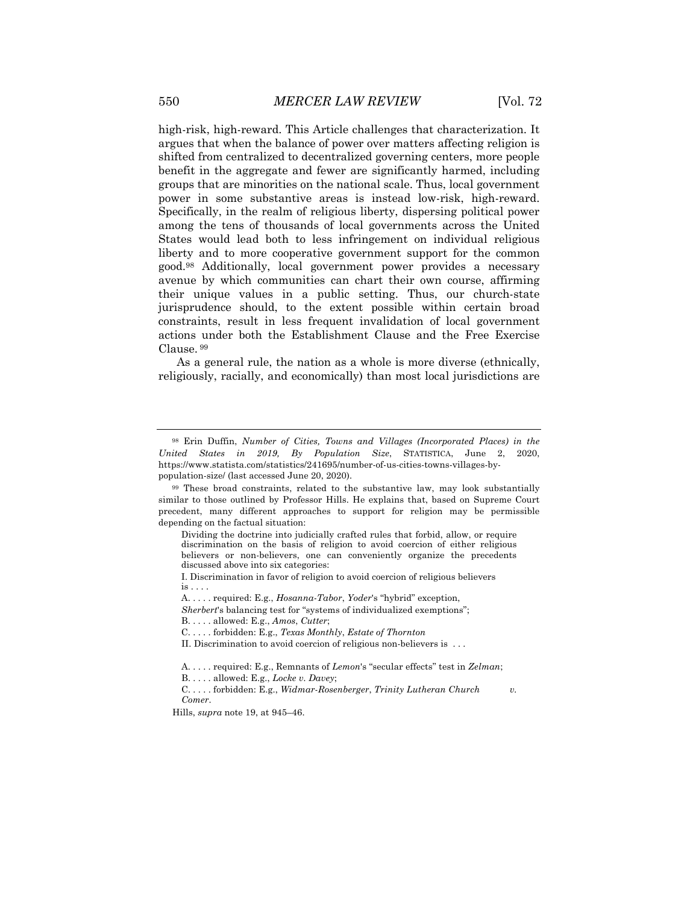high-risk, high-reward. This Article challenges that characterization. It argues that when the balance of power over matters affecting religion is shifted from centralized to decentralized governing centers, more people benefit in the aggregate and fewer are significantly harmed, including groups that are minorities on the national scale. Thus, local government power in some substantive areas is instead low-risk, high-reward. Specifically, in the realm of religious liberty, dispersing political power among the tens of thousands of local governments across the United States would lead both to less infringement on individual religious liberty and to more cooperative government support for the common good.[98] Additionally, local government power provides a necessary avenue by which communities can chart their own course, affirming their unique values in a public setting. Thus, our church-state jurisprudence should, to the extent possible within certain broad constraints, result in less frequent invalidation of local government actions under both the Establishment Clause and the Free Exercise Clause.[99]

As a general rule, the nation as a whole is more diverse (ethnically, religiously, racially, and economically) than most local jurisdictions are

---

[98] Erin Duffin, *Number of Cities, Towns and Villages (Incorporated Places) in the United States in 2019, By Population Size*, STATISTICA, June 2, 2020, https://www.statista.com/statistics/241695/number-of-us-cities-towns-villages-by-population-size/ (last accessed June 20, 2020).

[99] These broad constraints, related to the substantive law, may look substantially similar to those outlined by Professor Hills. He explains that, based on Supreme Court precedent, many different approaches to support for religion may be permissible depending on the factual situation:

> Dividing the doctrine into judicially crafted rules that forbid, allow, or require discrimination on the basis of religion to avoid coercion of either religious believers or non-believers, one can conveniently organize the precedents discussed above into six categories:
>
> I. Discrimination in favor of religion to avoid coercion of religious believers is . . . .
>
> A. . . . . required: E.g., *Hosanna-Tabor*, *Yoder*'s "hybrid" exception, *Sherbert*'s balancing test for "systems of individualized exemptions";
>
> B. . . . . allowed: E.g., *Amos*, *Cutter*;
>
> C. . . . . forbidden: E.g., *Texas Monthly*, *Estate of Thornton*
>
> II. Discrimination to avoid coercion of religious non-believers is . . .
>
> A. . . . . required: E.g., Remnants of *Lemon*'s "secular effects" test in *Zelman*;
>
> B. . . . . allowed: E.g., *Locke v. Davey*;
>
> C. . . . . forbidden: E.g., *Widmar-Rosenberger*, *Trinity Lutheran Church v. Comer*.

Hills, *supra* note 19, at 945–46.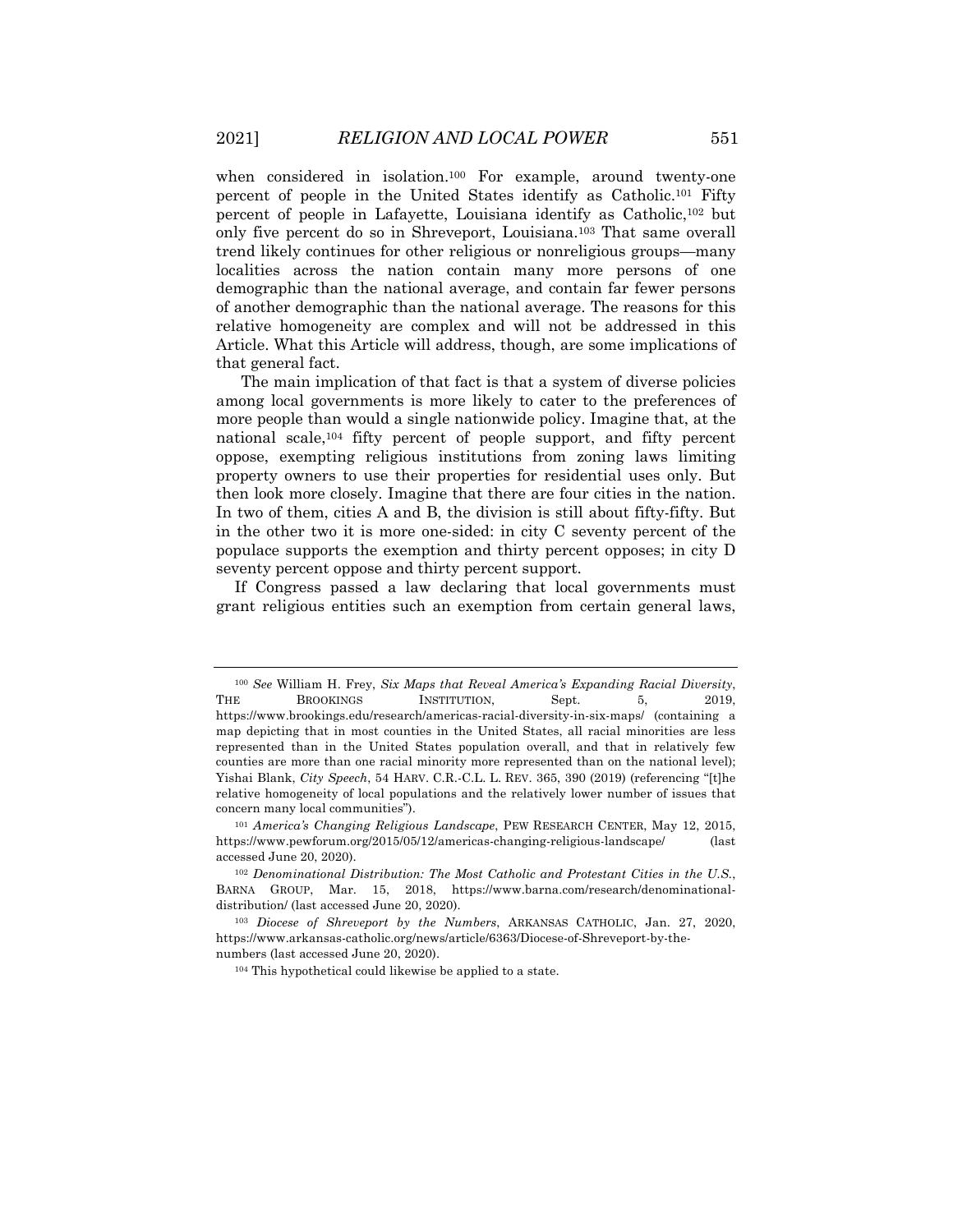when considered in isolation.[100] For example, around twenty-one percent of people in the United States identify as Catholic.[101] Fifty percent of people in Lafayette, Louisiana identify as Catholic,[102] but only five percent do so in Shreveport, Louisiana.[103] That same overall trend likely continues for other religious or nonreligious groups—many localities across the nation contain many more persons of one demographic than the national average, and contain far fewer persons of another demographic than the national average. The reasons for this relative homogeneity are complex and will not be addressed in this Article. What this Article will address, though, are some implications of that general fact.

The main implication of that fact is that a system of diverse policies among local governments is more likely to cater to the preferences of more people than would a single nationwide policy. Imagine that, at the national scale,[104] fifty percent of people support, and fifty percent oppose, exempting religious institutions from zoning laws limiting property owners to use their properties for residential uses only. But then look more closely. Imagine that there are four cities in the nation. In two of them, cities A and B, the division is still about fifty-fifty. But in the other two it is more one-sided: in city C seventy percent of the populace supports the exemption and thirty percent opposes; in city D seventy percent oppose and thirty percent support.

If Congress passed a law declaring that local governments must grant religious entities such an exemption from certain general laws,

---

[100] *See* William H. Frey, *Six Maps that Reveal America's Expanding Racial Diversity*, THE BROOKINGS INSTITUTION, Sept. 5, 2019, https://www.brookings.edu/research/americas-racial-diversity-in-six-maps/ (containing a map depicting that in most counties in the United States, all racial minorities are less represented than in the United States population overall, and that in relatively few counties are more than one racial minority more represented than on the national level); Yishai Blank, *City Speech*, 54 HARV. C.R.-C.L. L. REV. 365, 390 (2019) (referencing "[t]he relative homogeneity of local populations and the relatively lower number of issues that concern many local communities").

[101] *America's Changing Religious Landscape*, PEW RESEARCH CENTER, May 12, 2015, https://www.pewforum.org/2015/05/12/americas-changing-religious-landscape/ (last accessed June 20, 2020).

[102] *Denominational Distribution: The Most Catholic and Protestant Cities in the U.S.*, BARNA GROUP, Mar. 15, 2018, https://www.barna.com/research/denominational-distribution/ (last accessed June 20, 2020).

[103] *Diocese of Shreveport by the Numbers*, ARKANSAS CATHOLIC, Jan. 27, 2020, https://www.arkansas-catholic.org/news/article/6363/Diocese-of-Shreveport-by-the-numbers (last accessed June 20, 2020).

[104] This hypothetical could likewise be applied to a state.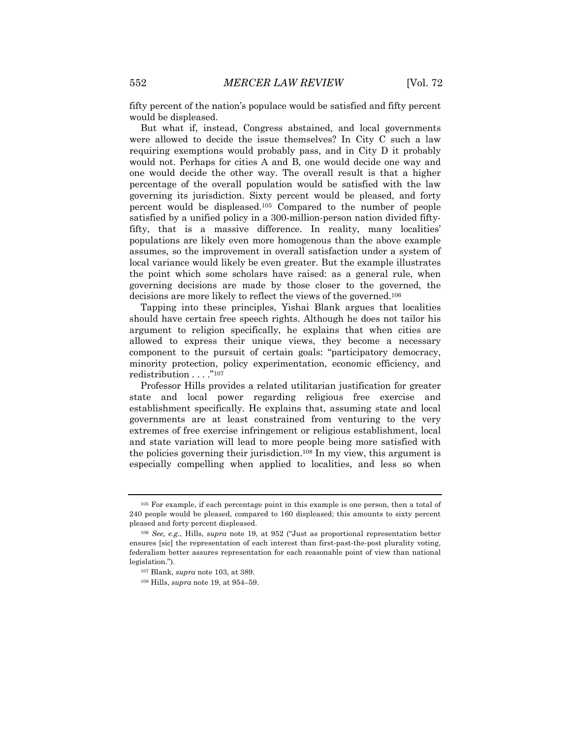fifty percent of the nation's populace would be satisfied and fifty percent would be displeased.

But what if, instead, Congress abstained, and local governments were allowed to decide the issue themselves? In City C such a law requiring exemptions would probably pass, and in City D it probably would not. Perhaps for cities A and B, one would decide one way and one would decide the other way. The overall result is that a higher percentage of the overall population would be satisfied with the law governing its jurisdiction. Sixty percent would be pleased, and forty percent would be displeased.[105] Compared to the number of people satisfied by a unified policy in a 300-million-person nation divided fifty-fifty, that is a massive difference. In reality, many localities' populations are likely even more homogenous than the above example assumes, so the improvement in overall satisfaction under a system of local variance would likely be even greater. But the example illustrates the point which some scholars have raised: as a general rule, when governing decisions are made by those closer to the governed, the decisions are more likely to reflect the views of the governed.[106]

Tapping into these principles, Yishai Blank argues that localities should have certain free speech rights. Although he does not tailor his argument to religion specifically, he explains that when cities are allowed to express their unique views, they become a necessary component to the pursuit of certain goals: "participatory democracy, minority protection, policy experimentation, economic efficiency, and redistribution . . . ."[107]

Professor Hills provides a related utilitarian justification for greater state and local power regarding religious free exercise and establishment specifically. He explains that, assuming state and local governments are at least constrained from venturing to the very extremes of free exercise infringement or religious establishment, local and state variation will lead to more people being more satisfied with the policies governing their jurisdiction.[108] In my view, this argument is especially compelling when applied to localities, and less so when

---

[105] For example, if each percentage point in this example is one person, then a total of 240 people would be pleased, compared to 160 displeased; this amounts to sixty percent pleased and forty percent displeased.

[106] *See, e.g.*, Hills, *supra* note 19, at 952 ("Just as proportional representation better ensures [sic] the representation of each interest than first-past-the-post plurality voting, federalism better assures representation for each reasonable point of view than national legislation.").

[107] Blank, *supra* note 103, at 389.

[108] Hills, *supra* note 19, at 954–59.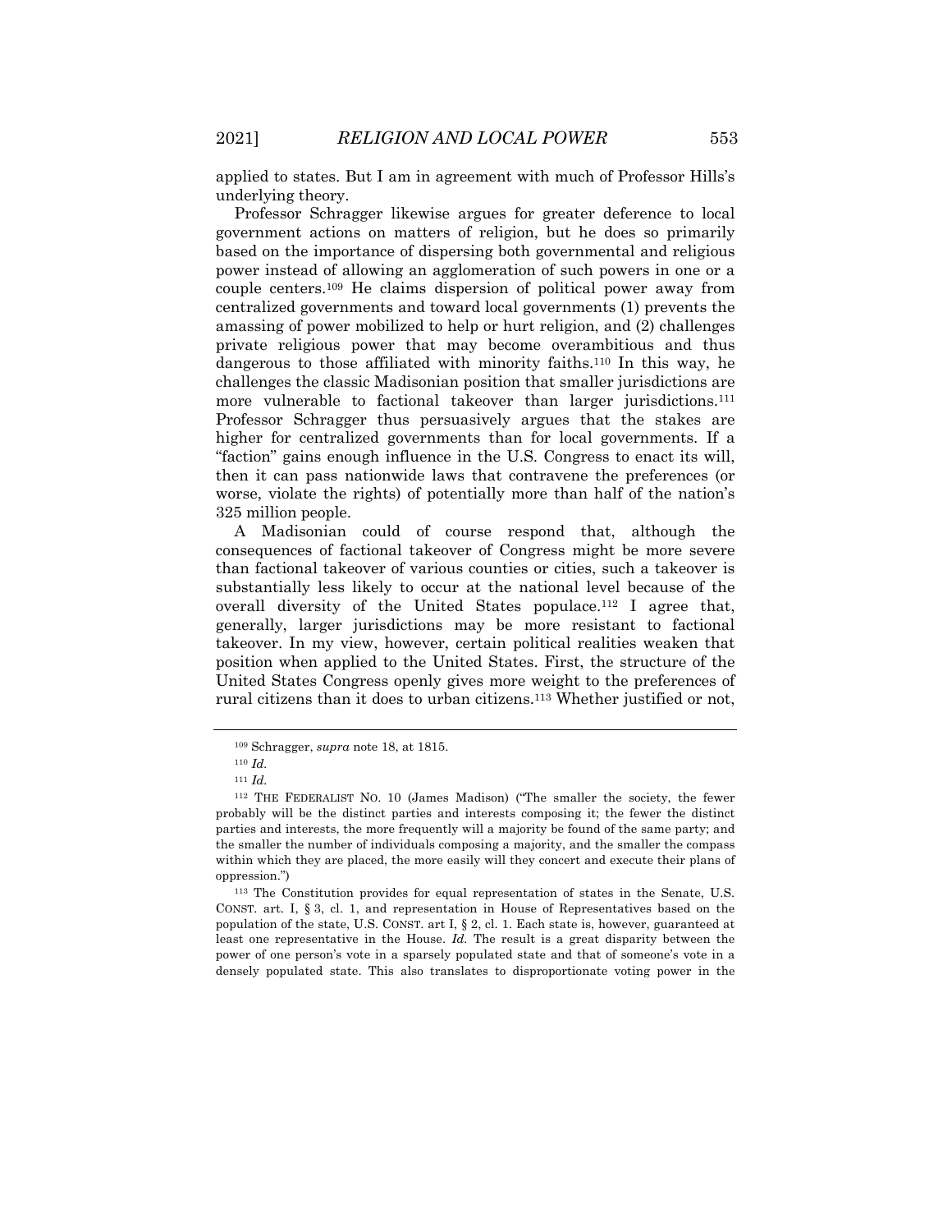applied to states. But I am in agreement with much of Professor Hills's underlying theory.

Professor Schragger likewise argues for greater deference to local government actions on matters of religion, but he does so primarily based on the importance of dispersing both governmental and religious power instead of allowing an agglomeration of such powers in one or a couple centers.[109] He claims dispersion of political power away from centralized governments and toward local governments (1) prevents the amassing of power mobilized to help or hurt religion, and (2) challenges private religious power that may become overambitious and thus dangerous to those affiliated with minority faiths.[110] In this way, he challenges the classic Madisonian position that smaller jurisdictions are more vulnerable to factional takeover than larger jurisdictions.[111] Professor Schragger thus persuasively argues that the stakes are higher for centralized governments than for local governments. If a "faction" gains enough influence in the U.S. Congress to enact its will, then it can pass nationwide laws that contravene the preferences (or worse, violate the rights) of potentially more than half of the nation's 325 million people.

A Madisonian could of course respond that, although the consequences of factional takeover of Congress might be more severe than factional takeover of various counties or cities, such a takeover is substantially less likely to occur at the national level because of the overall diversity of the United States populace.[112] I agree that, generally, larger jurisdictions may be more resistant to factional takeover. In my view, however, certain political realities weaken that position when applied to the United States. First, the structure of the United States Congress openly gives more weight to the preferences of rural citizens than it does to urban citizens.[113] Whether justified or not,

---

[109] Schragger, *supra* note 18, at 1815.

[110] *Id.*

[111] *Id.*

[112] THE FEDERALIST NO. 10 (James Madison) ("The smaller the society, the fewer probably will be the distinct parties and interests composing it; the fewer the distinct parties and interests, the more frequently will a majority be found of the same party; and the smaller the number of individuals composing a majority, and the smaller the compass within which they are placed, the more easily will they concert and execute their plans of oppression.")

[113] The Constitution provides for equal representation of states in the Senate, U.S. CONST. art. I, § 3, cl. 1, and representation in House of Representatives based on the population of the state, U.S. CONST. art I, § 2, cl. 1. Each state is, however, guaranteed at least one representative in the House. *Id.* The result is a great disparity between the power of one person's vote in a sparsely populated state and that of someone's vote in a densely populated state. This also translates to disproportionate voting power in the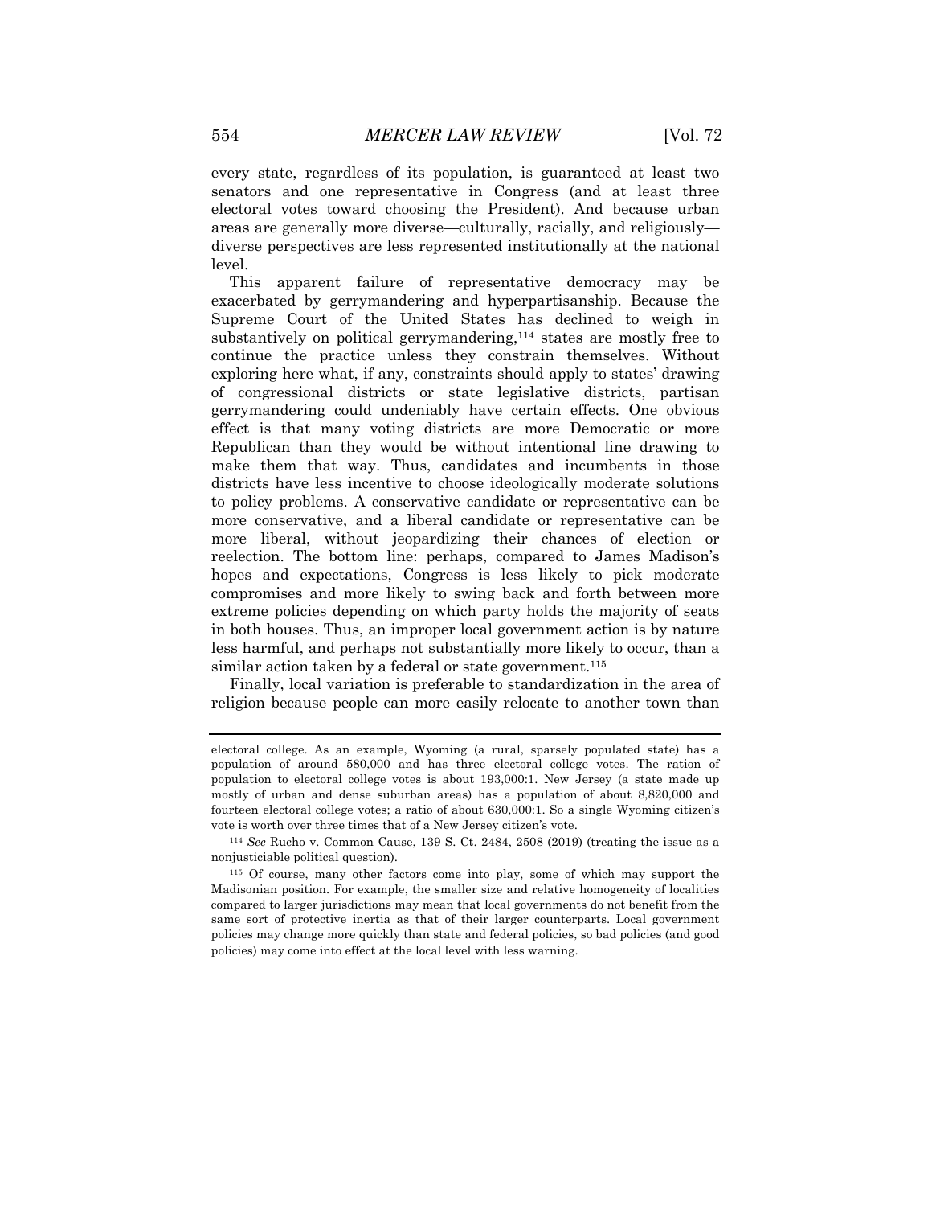every state, regardless of its population, is guaranteed at least two senators and one representative in Congress (and at least three electoral votes toward choosing the President). And because urban areas are generally more diverse—culturally, racially, and religiously—diverse perspectives are less represented institutionally at the national level.

This apparent failure of representative democracy may be exacerbated by gerrymandering and hyperpartisanship. Because the Supreme Court of the United States has declined to weigh in substantively on political gerrymandering,[114] states are mostly free to continue the practice unless they constrain themselves. Without exploring here what, if any, constraints should apply to states' drawing of congressional districts or state legislative districts, partisan gerrymandering could undeniably have certain effects. One obvious effect is that many voting districts are more Democratic or more Republican than they would be without intentional line drawing to make them that way. Thus, candidates and incumbents in those districts have less incentive to choose ideologically moderate solutions to policy problems. A conservative candidate or representative can be more conservative, and a liberal candidate or representative can be more liberal, without jeopardizing their chances of election or reelection. The bottom line: perhaps, compared to James Madison's hopes and expectations, Congress is less likely to pick moderate compromises and more likely to swing back and forth between more extreme policies depending on which party holds the majority of seats in both houses. Thus, an improper local government action is by nature less harmful, and perhaps not substantially more likely to occur, than a similar action taken by a federal or state government.[115]

Finally, local variation is preferable to standardization in the area of religion because people can more easily relocate to another town than

---

electoral college. As an example, Wyoming (a rural, sparsely populated state) has a population of around 580,000 and has three electoral college votes. The ration of population to electoral college votes is about 193,000:1. New Jersey (a state made up mostly of urban and dense suburban areas) has a population of about 8,820,000 and fourteen electoral college votes; a ratio of about 630,000:1. So a single Wyoming citizen's vote is worth over three times that of a New Jersey citizen's vote.

[114] *See* Rucho v. Common Cause, 139 S. Ct. 2484, 2508 (2019) (treating the issue as a nonjusticiable political question).

[115] Of course, many other factors come into play, some of which may support the Madisonian position. For example, the smaller size and relative homogeneity of localities compared to larger jurisdictions may mean that local governments do not benefit from the same sort of protective inertia as that of their larger counterparts. Local government policies may change more quickly than state and federal policies, so bad policies (and good policies) may come into effect at the local level with less warning.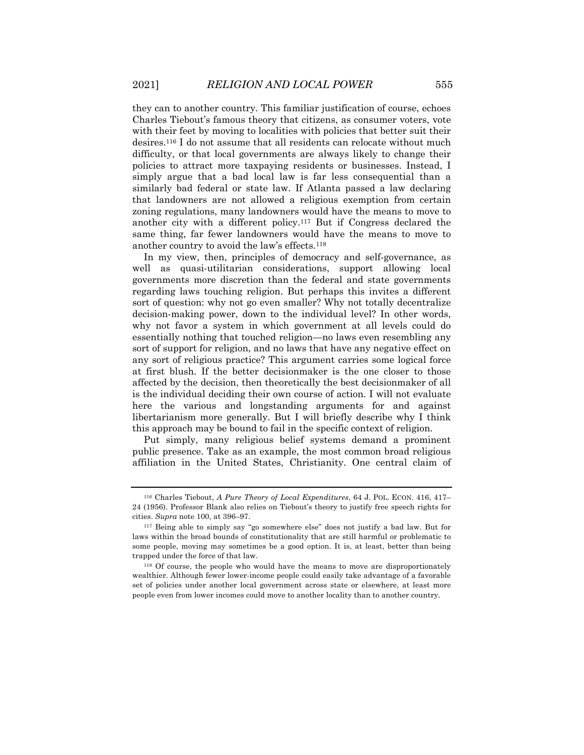they can to another country. This familiar justification of course, echoes Charles Tiebout's famous theory that citizens, as consumer voters, vote with their feet by moving to localities with policies that better suit their desires.[116] I do not assume that all residents can relocate without much difficulty, or that local governments are always likely to change their policies to attract more taxpaying residents or businesses. Instead, I simply argue that a bad local law is far less consequential than a similarly bad federal or state law. If Atlanta passed a law declaring that landowners are not allowed a religious exemption from certain zoning regulations, many landowners would have the means to move to another city with a different policy.[117] But if Congress declared the same thing, far fewer landowners would have the means to move to another country to avoid the law's effects.[118]

In my view, then, principles of democracy and self-governance, as well as quasi-utilitarian considerations, support allowing local governments more discretion than the federal and state governments regarding laws touching religion. But perhaps this invites a different sort of question: why not go even smaller? Why not totally decentralize decision-making power, down to the individual level? In other words, why not favor a system in which government at all levels could do essentially nothing that touched religion—no laws even resembling any sort of support for religion, and no laws that have any negative effect on any sort of religious practice? This argument carries some logical force at first blush. If the better decisionmaker is the one closer to those affected by the decision, then theoretically the best decisionmaker of all is the individual deciding their own course of action. I will not evaluate here the various and longstanding arguments for and against libertarianism more generally. But I will briefly describe why I think this approach may be bound to fail in the specific context of religion.

Put simply, many religious belief systems demand a prominent public presence. Take as an example, the most common broad religious affiliation in the United States, Christianity. One central claim of

---

[116] Charles Tiebout, *A Pure Theory of Local Expenditures*, 64 J. POL. ECON. 416, 417–24 (1956). Professor Blank also relies on Tiebout's theory to justify free speech rights for cities. *Supra* note 100, at 396–97.

[117] Being able to simply say "go somewhere else" does not justify a bad law. But for laws within the broad bounds of constitutionality that are still harmful or problematic to some people, moving may sometimes be a good option. It is, at least, better than being trapped under the force of that law.

[118] Of course, the people who would have the means to move are disproportionately wealthier. Although fewer lower-income people could easily take advantage of a favorable set of policies under another local government across state or elsewhere, at least more people even from lower incomes could move to another locality than to another country.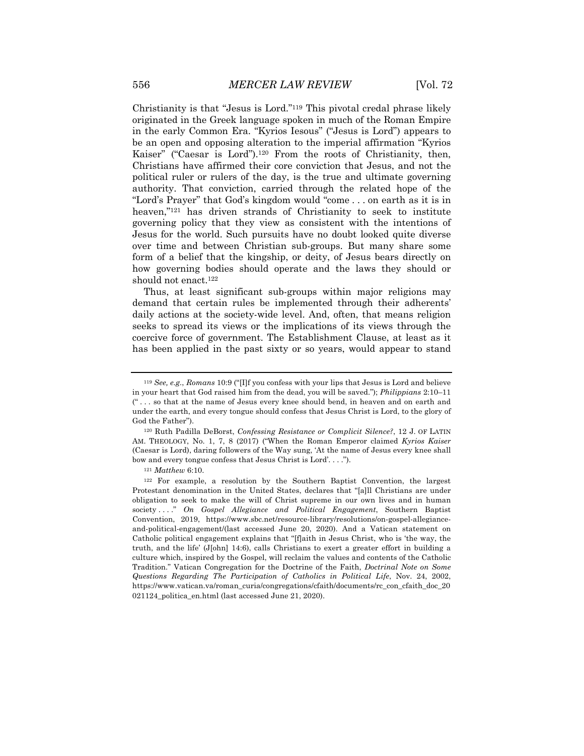Christianity is that "Jesus is Lord."[119] This pivotal credal phrase likely originated in the Greek language spoken in much of the Roman Empire in the early Common Era. "Kyrios Iesous" ("Jesus is Lord") appears to be an open and opposing alteration to the imperial affirmation "Kyrios Kaiser" ("Caesar is Lord").[120] From the roots of Christianity, then, Christians have affirmed their core conviction that Jesus, and not the political ruler or rulers of the day, is the true and ultimate governing authority. That conviction, carried through the related hope of the "Lord's Prayer" that God's kingdom would "come . . . on earth as it is in heaven,"[121] has driven strands of Christianity to seek to institute governing policy that they view as consistent with the intentions of Jesus for the world. Such pursuits have no doubt looked quite diverse over time and between Christian sub-groups. But many share some form of a belief that the kingship, or deity, of Jesus bears directly on how governing bodies should operate and the laws they should or should not enact.[122]

Thus, at least significant sub-groups within major religions may demand that certain rules be implemented through their adherents' daily actions at the society-wide level. And, often, that means religion seeks to spread its views or the implications of its views through the coercive force of government. The Establishment Clause, at least as it has been applied in the past sixty or so years, would appear to stand

---

[119] *See, e.g.*, *Romans* 10:9 ("[I]f you confess with your lips that Jesus is Lord and believe in your heart that God raised him from the dead, you will be saved."); *Philippians* 2:10–11 (" . . . so that at the name of Jesus every knee should bend, in heaven and on earth and under the earth, and every tongue should confess that Jesus Christ is Lord, to the glory of God the Father").

[120] Ruth Padilla DeBorst, *Confessing Resistance or Complicit Silence?*, 12 J. OF LATIN AM. THEOLOGY, No. 1, 7, 8 (2017) ("When the Roman Emperor claimed *Kyrios Kaiser* (Caesar is Lord), daring followers of the Way sung, 'At the name of Jesus every knee shall bow and every tongue confess that Jesus Christ is Lord'. . . .").

[121] *Matthew* 6:10.

[122] For example, a resolution by the Southern Baptist Convention, the largest Protestant denomination in the United States, declares that "[a]ll Christians are under obligation to seek to make the will of Christ supreme in our own lives and in human society . . . ." *On Gospel Allegiance and Political Engagement*, Southern Baptist Convention, 2019, https://www.sbc.net/resource-library/resolutions/on-gospel-allegiance-and-political-engagement/(last accessed June 20, 2020). And a Vatican statement on Catholic political engagement explains that "[f]aith in Jesus Christ, who is 'the way, the truth, and the life' (J[ohn] 14:6), calls Christians to exert a greater effort in building a culture which, inspired by the Gospel, will reclaim the values and contents of the Catholic Tradition." Vatican Congregation for the Doctrine of the Faith, *Doctrinal Note on Some Questions Regarding The Participation of Catholics in Political Life*, Nov. 24, 2002, https://www.vatican.va/roman_curia/congregations/cfaith/documents/rc_con_cfaith_doc_20021124_politica_en.html (last accessed June 21, 2020).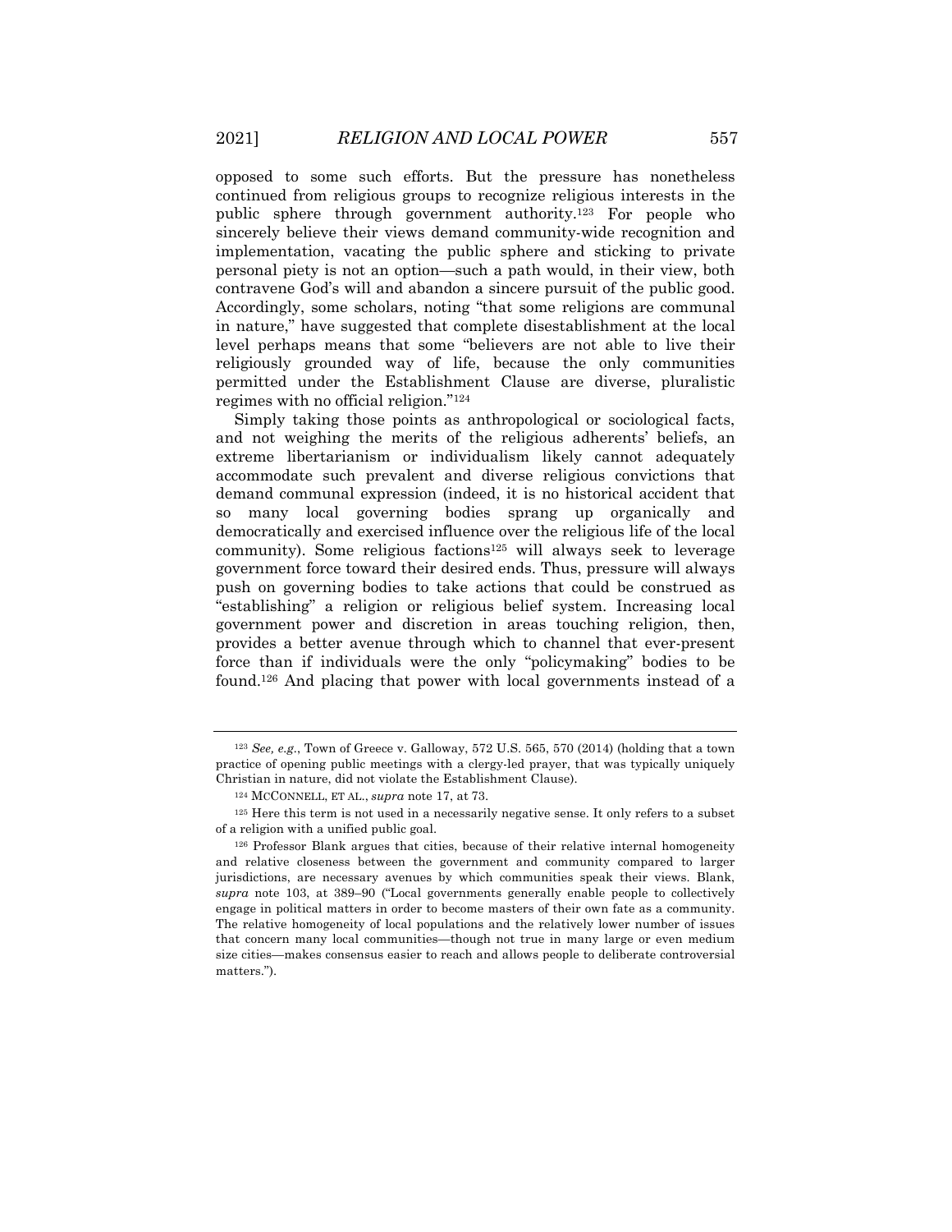opposed to some such efforts. But the pressure has nonetheless continued from religious groups to recognize religious interests in the public sphere through government authority.[123] For people who sincerely believe their views demand community-wide recognition and implementation, vacating the public sphere and sticking to private personal piety is not an option—such a path would, in their view, both contravene God's will and abandon a sincere pursuit of the public good. Accordingly, some scholars, noting "that some religions are communal in nature," have suggested that complete disestablishment at the local level perhaps means that some "believers are not able to live their religiously grounded way of life, because the only communities permitted under the Establishment Clause are diverse, pluralistic regimes with no official religion."[124]

Simply taking those points as anthropological or sociological facts, and not weighing the merits of the religious adherents' beliefs, an extreme libertarianism or individualism likely cannot adequately accommodate such prevalent and diverse religious convictions that demand communal expression (indeed, it is no historical accident that so many local governing bodies sprang up organically and democratically and exercised influence over the religious life of the local community). Some religious factions[125] will always seek to leverage government force toward their desired ends. Thus, pressure will always push on governing bodies to take actions that could be construed as "establishing" a religion or religious belief system. Increasing local government power and discretion in areas touching religion, then, provides a better avenue through which to channel that ever-present force than if individuals were the only "policymaking" bodies to be found.[126] And placing that power with local governments instead of a

---

[123] *See, e.g.*, Town of Greece v. Galloway, 572 U.S. 565, 570 (2014) (holding that a town practice of opening public meetings with a clergy-led prayer, that was typically uniquely Christian in nature, did not violate the Establishment Clause).

[124] MCCONNELL, ET AL., *supra* note 17, at 73.

[125] Here this term is not used in a necessarily negative sense. It only refers to a subset of a religion with a unified public goal.

[126] Professor Blank argues that cities, because of their relative internal homogeneity and relative closeness between the government and community compared to larger jurisdictions, are necessary avenues by which communities speak their views. Blank, *supra* note 103, at 389–90 ("Local governments generally enable people to collectively engage in political matters in order to become masters of their own fate as a community. The relative homogeneity of local populations and the relatively lower number of issues that concern many local communities—though not true in many large or even medium size cities—makes consensus easier to reach and allows people to deliberate controversial matters.").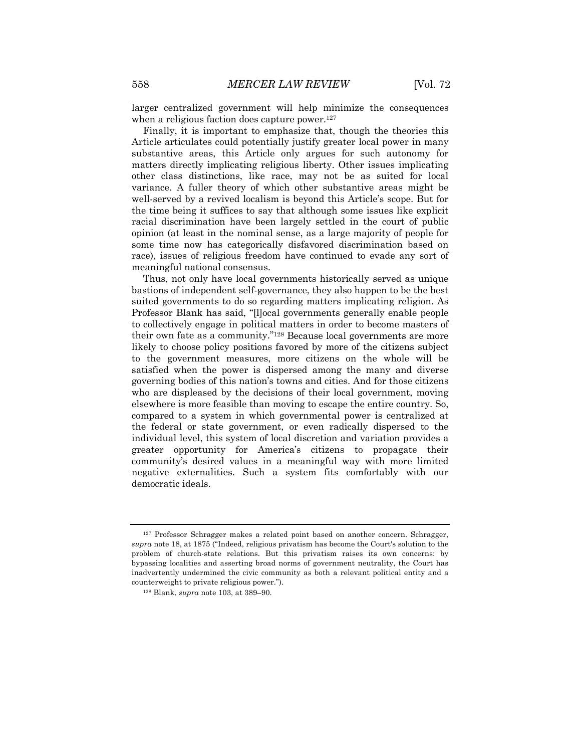larger centralized government will help minimize the consequences when a religious faction does capture power.[127]

Finally, it is important to emphasize that, though the theories this Article articulates could potentially justify greater local power in many substantive areas, this Article only argues for such autonomy for matters directly implicating religious liberty. Other issues implicating other class distinctions, like race, may not be as suited for local variance. A fuller theory of which other substantive areas might be well-served by a revived localism is beyond this Article's scope. But for the time being it suffices to say that although some issues like explicit racial discrimination have been largely settled in the court of public opinion (at least in the nominal sense, as a large majority of people for some time now has categorically disfavored discrimination based on race), issues of religious freedom have continued to evade any sort of meaningful national consensus.

Thus, not only have local governments historically served as unique bastions of independent self-governance, they also happen to be the best suited governments to do so regarding matters implicating religion. As Professor Blank has said, "[l]ocal governments generally enable people to collectively engage in political matters in order to become masters of their own fate as a community."[128] Because local governments are more likely to choose policy positions favored by more of the citizens subject to the government measures, more citizens on the whole will be satisfied when the power is dispersed among the many and diverse governing bodies of this nation's towns and cities. And for those citizens who are displeased by the decisions of their local government, moving elsewhere is more feasible than moving to escape the entire country. So, compared to a system in which governmental power is centralized at the federal or state government, or even radically dispersed to the individual level, this system of local discretion and variation provides a greater opportunity for America's citizens to propagate their community's desired values in a meaningful way with more limited negative externalities. Such a system fits comfortably with our democratic ideals.

---

[127] Professor Schragger makes a related point based on another concern. Schragger, *supra* note 18, at 1875 ("Indeed, religious privatism has become the Court's solution to the problem of church-state relations. But this privatism raises its own concerns: by bypassing localities and asserting broad norms of government neutrality, the Court has inadvertently undermined the civic community as both a relevant political entity and a counterweight to private religious power.").

[128] Blank, *supra* note 103, at 389–90.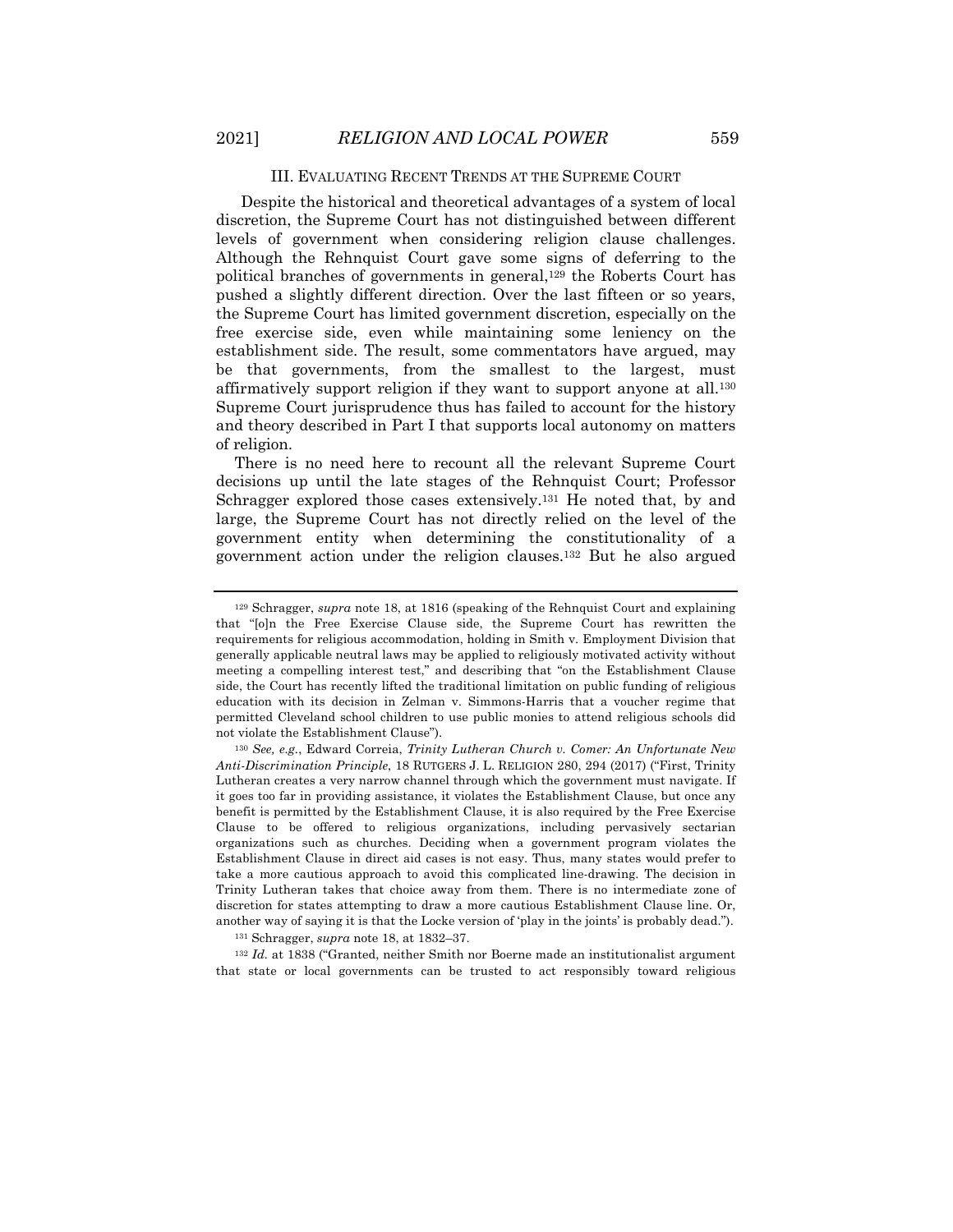## III. EVALUATING RECENT TRENDS AT THE SUPREME COURT

Despite the historical and theoretical advantages of a system of local discretion, the Supreme Court has not distinguished between different levels of government when considering religion clause challenges. Although the Rehnquist Court gave some signs of deferring to the political branches of governments in general,[129] the Roberts Court has pushed a slightly different direction. Over the last fifteen or so years, the Supreme Court has limited government discretion, especially on the free exercise side, even while maintaining some leniency on the establishment side. The result, some commentators have argued, may be that governments, from the smallest to the largest, must affirmatively support religion if they want to support anyone at all.[130] Supreme Court jurisprudence thus has failed to account for the history and theory described in Part I that supports local autonomy on matters of religion.

There is no need here to recount all the relevant Supreme Court decisions up until the late stages of the Rehnquist Court; Professor Schragger explored those cases extensively.[131] He noted that, by and large, the Supreme Court has not directly relied on the level of the government entity when determining the constitutionality of a government action under the religion clauses.[132] But he also argued

---

[129] Schragger, *supra* note 18, at 1816 (speaking of the Rehnquist Court and explaining that "[o]n the Free Exercise Clause side, the Supreme Court has rewritten the requirements for religious accommodation, holding in Smith v. Employment Division that generally applicable neutral laws may be applied to religiously motivated activity without meeting a compelling interest test," and describing that "on the Establishment Clause side, the Court has recently lifted the traditional limitation on public funding of religious education with its decision in Zelman v. Simmons-Harris that a voucher regime that permitted Cleveland school children to use public monies to attend religious schools did not violate the Establishment Clause").

[130] *See, e.g.*, Edward Correia, *Trinity Lutheran Church v. Comer: An Unfortunate New Anti-Discrimination Principle*, 18 RUTGERS J. L. RELIGION 280, 294 (2017) ("First, Trinity Lutheran creates a very narrow channel through which the government must navigate. If it goes too far in providing assistance, it violates the Establishment Clause, but once any benefit is permitted by the Establishment Clause, it is also required by the Free Exercise Clause to be offered to religious organizations, including pervasively sectarian organizations such as churches. Deciding when a government program violates the Establishment Clause in direct aid cases is not easy. Thus, many states would prefer to take a more cautious approach to avoid this complicated line-drawing. The decision in Trinity Lutheran takes that choice away from them. There is no intermediate zone of discretion for states attempting to draw a more cautious Establishment Clause line. Or, another way of saying it is that the Locke version of 'play in the joints' is probably dead.").

[131] Schragger, *supra* note 18, at 1832–37.

[132] *Id.* at 1838 ("Granted, neither Smith nor Boerne made an institutionalist argument that state or local governments can be trusted to act responsibly toward religious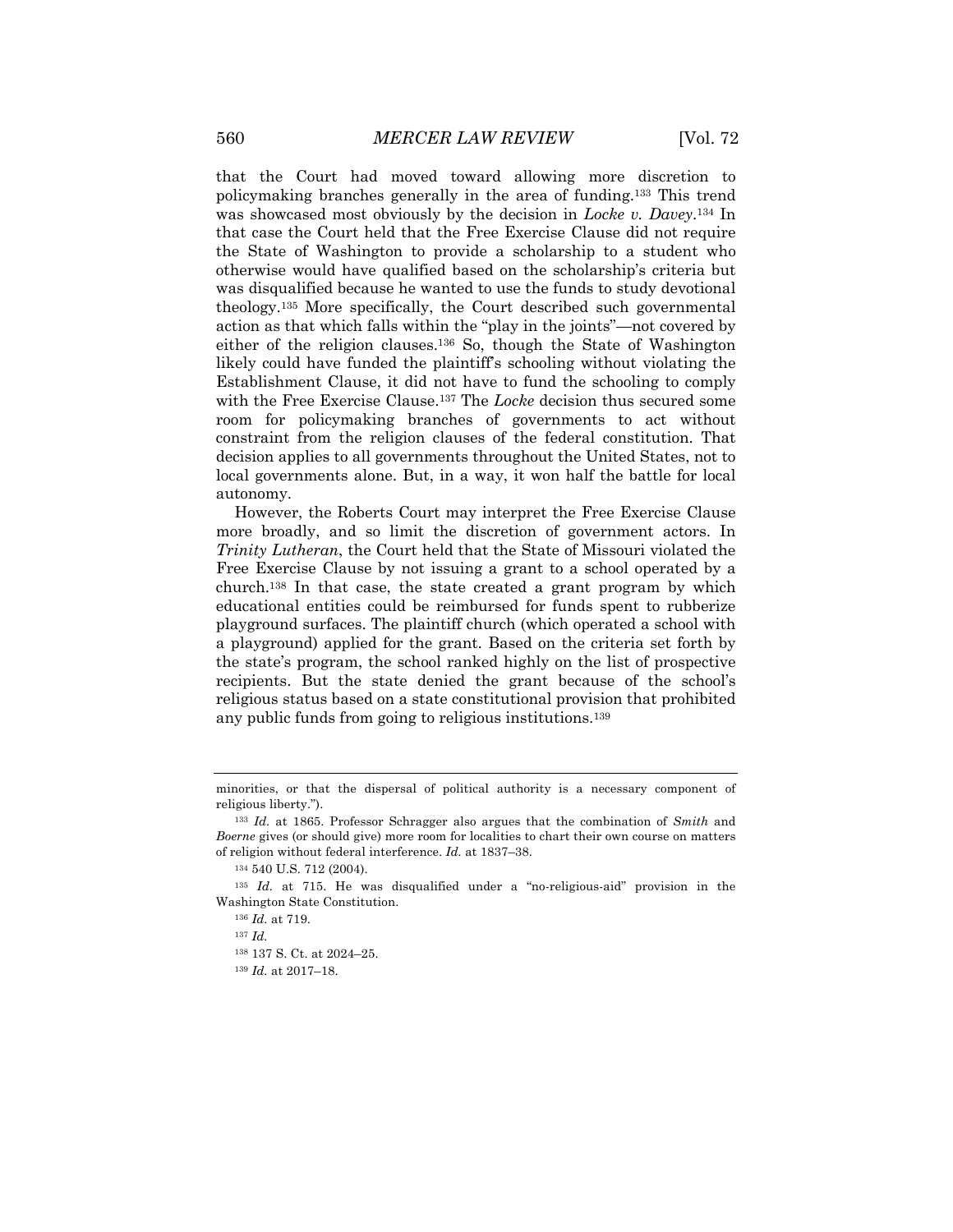that the Court had moved toward allowing more discretion to policymaking branches generally in the area of funding.[133] This trend was showcased most obviously by the decision in *Locke v. Davey*.[134] In that case the Court held that the Free Exercise Clause did not require the State of Washington to provide a scholarship to a student who otherwise would have qualified based on the scholarship's criteria but was disqualified because he wanted to use the funds to study devotional theology.[135] More specifically, the Court described such governmental action as that which falls within the "play in the joints"—not covered by either of the religion clauses.[136] So, though the State of Washington likely could have funded the plaintiff's schooling without violating the Establishment Clause, it did not have to fund the schooling to comply with the Free Exercise Clause.[137] The *Locke* decision thus secured some room for policymaking branches of governments to act without constraint from the religion clauses of the federal constitution. That decision applies to all governments throughout the United States, not to local governments alone. But, in a way, it won half the battle for local autonomy.

However, the Roberts Court may interpret the Free Exercise Clause more broadly, and so limit the discretion of government actors. In *Trinity Lutheran*, the Court held that the State of Missouri violated the Free Exercise Clause by not issuing a grant to a school operated by a church.[138] In that case, the state created a grant program by which educational entities could be reimbursed for funds spent to rubberize playground surfaces. The plaintiff church (which operated a school with a playground) applied for the grant. Based on the criteria set forth by the state's program, the school ranked highly on the list of prospective recipients. But the state denied the grant because of the school's religious status based on a state constitutional provision that prohibited any public funds from going to religious institutions.[139]

---

minorities, or that the dispersal of political authority is a necessary component of religious liberty.").

[133] *Id.* at 1865. Professor Schragger also argues that the combination of *Smith* and *Boerne* gives (or should give) more room for localities to chart their own course on matters of religion without federal interference. *Id.* at 1837–38.

[134] 540 U.S. 712 (2004).

[135] *Id.* at 715. He was disqualified under a "no-religious-aid" provision in the Washington State Constitution.

[136] *Id.* at 719.

[137] *Id.*

[138] 137 S. Ct. at 2024–25.

[139] *Id.* at 2017–18.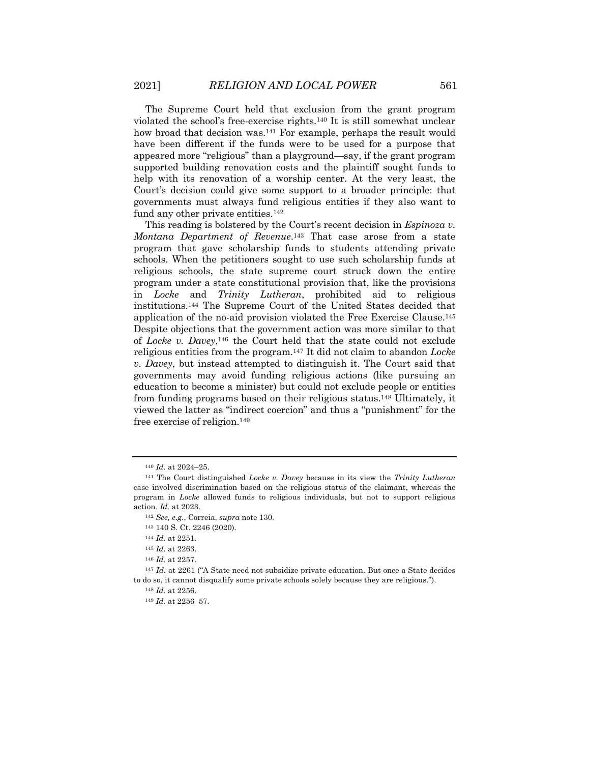The Supreme Court held that exclusion from the grant program violated the school's free-exercise rights.[140] It is still somewhat unclear how broad that decision was.[141] For example, perhaps the result would have been different if the funds were to be used for a purpose that appeared more "religious" than a playground—say, if the grant program supported building renovation costs and the plaintiff sought funds to help with its renovation of a worship center. At the very least, the Court's decision could give some support to a broader principle: that governments must always fund religious entities if they also want to fund any other private entities.[142]

This reading is bolstered by the Court's recent decision in *Espinoza v. Montana Department of Revenue*.[143] That case arose from a state program that gave scholarship funds to students attending private schools. When the petitioners sought to use such scholarship funds at religious schools, the state supreme court struck down the entire program under a state constitutional provision that, like the provisions in *Locke* and *Trinity Lutheran*, prohibited aid to religious institutions.[144] The Supreme Court of the United States decided that application of the no-aid provision violated the Free Exercise Clause.[145] Despite objections that the government action was more similar to that of *Locke v. Davey*,[146] the Court held that the state could not exclude religious entities from the program.[147] It did not claim to abandon *Locke v. Davey*, but instead attempted to distinguish it. The Court said that governments may avoid funding religious actions (like pursuing an education to become a minister) but could not exclude people or entities from funding programs based on their religious status.[148] Ultimately, it viewed the latter as "indirect coercion" and thus a "punishment" for the free exercise of religion.[149]

---

[140] *Id.* at 2024–25.

[141] The Court distinguished *Locke v. Davey* because in its view the *Trinity Lutheran* case involved discrimination based on the religious status of the claimant, whereas the program in *Locke* allowed funds to religious individuals, but not to support religious action. *Id.* at 2023.

[142] *See, e.g.*, Correia, *supra* note 130.

[143] 140 S. Ct. 2246 (2020).

[144] *Id.* at 2251.

[145] *Id.* at 2263.

[146] *Id.* at 2257.

[147] *Id.* at 2261 ("A State need not subsidize private education. But once a State decides to do so, it cannot disqualify some private schools solely because they are religious.").

[148] *Id.* at 2256.

[149] *Id.* at 2256–57.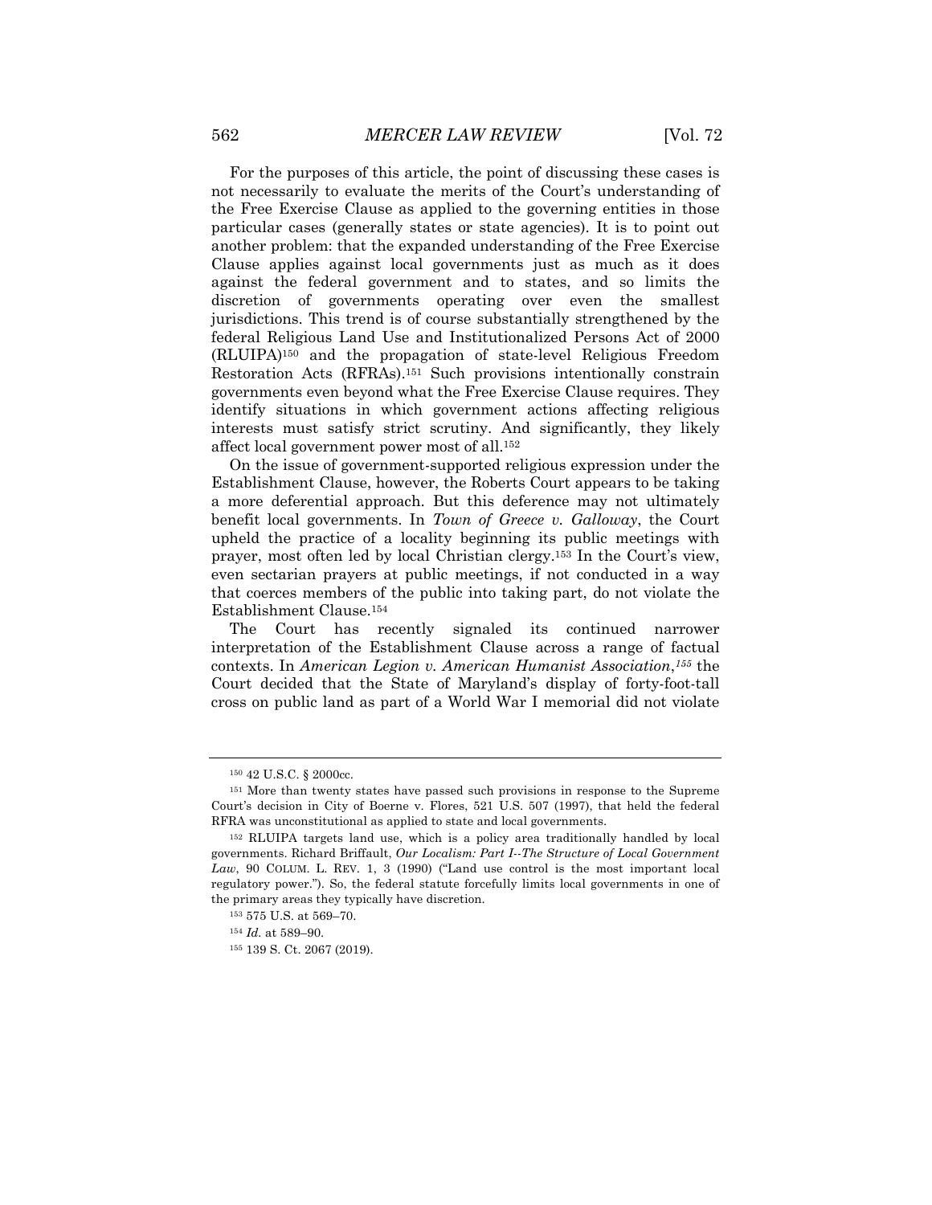For the purposes of this article, the point of discussing these cases is not necessarily to evaluate the merits of the Court's understanding of the Free Exercise Clause as applied to the governing entities in those particular cases (generally states or state agencies). It is to point out another problem: that the expanded understanding of the Free Exercise Clause applies against local governments just as much as it does against the federal government and to states, and so limits the discretion of governments operating over even the smallest jurisdictions. This trend is of course substantially strengthened by the federal Religious Land Use and Institutionalized Persons Act of 2000 (RLUIPA)[150] and the propagation of state-level Religious Freedom Restoration Acts (RFRAs).[151] Such provisions intentionally constrain governments even beyond what the Free Exercise Clause requires. They identify situations in which government actions affecting religious interests must satisfy strict scrutiny. And significantly, they likely affect local government power most of all.[152]

On the issue of government-supported religious expression under the Establishment Clause, however, the Roberts Court appears to be taking a more deferential approach. But this deference may not ultimately benefit local governments. In *Town of Greece v. Galloway*, the Court upheld the practice of a locality beginning its public meetings with prayer, most often led by local Christian clergy.[153] In the Court's view, even sectarian prayers at public meetings, if not conducted in a way that coerces members of the public into taking part, do not violate the Establishment Clause.[154]

The Court has recently signaled its continued narrower interpretation of the Establishment Clause across a range of factual contexts. In *American Legion v. American Humanist Association*,[155] the Court decided that the State of Maryland's display of forty-foot-tall cross on public land as part of a World War I memorial did not violate

---

[150] 42 U.S.C. § 2000cc.

[151] More than twenty states have passed such provisions in response to the Supreme Court's decision in City of Boerne v. Flores, 521 U.S. 507 (1997), that held the federal RFRA was unconstitutional as applied to state and local governments.

[152] RLUIPA targets land use, which is a policy area traditionally handled by local governments. Richard Briffault, *Our Localism: Part I--The Structure of Local Government Law*, 90 COLUM. L. REV. 1, 3 (1990) ("Land use control is the most important local regulatory power."). So, the federal statute forcefully limits local governments in one of the primary areas they typically have discretion.

[153] 575 U.S. at 569–70.

[154] *Id.* at 589–90.

[155] 139 S. Ct. 2067 (2019).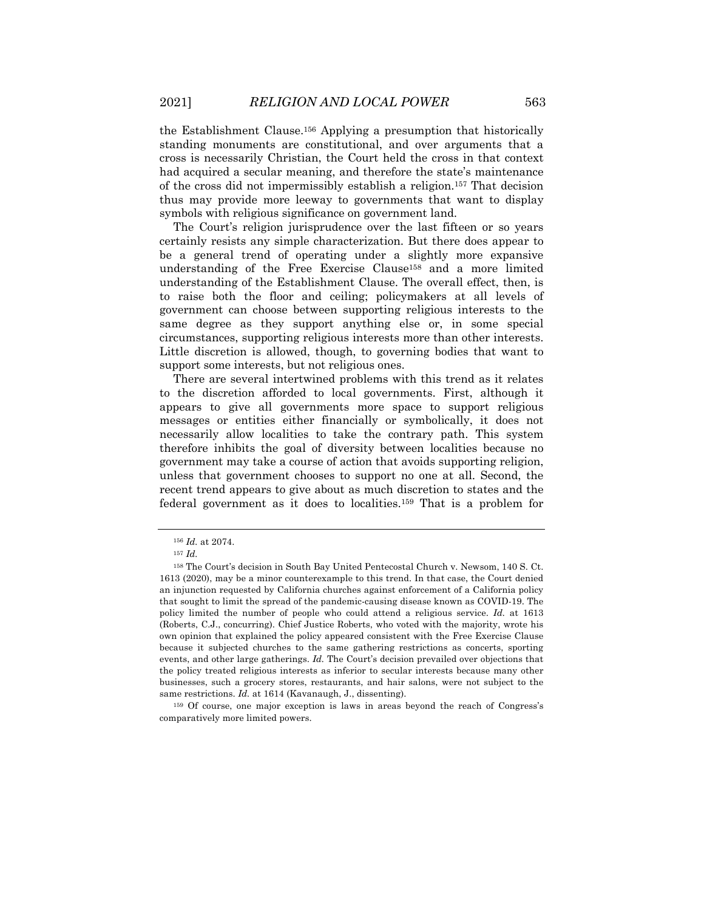the Establishment Clause.[156] Applying a presumption that historically standing monuments are constitutional, and over arguments that a cross is necessarily Christian, the Court held the cross in that context had acquired a secular meaning, and therefore the state's maintenance of the cross did not impermissibly establish a religion.[157] That decision thus may provide more leeway to governments that want to display symbols with religious significance on government land.

The Court's religion jurisprudence over the last fifteen or so years certainly resists any simple characterization. But there does appear to be a general trend of operating under a slightly more expansive understanding of the Free Exercise Clause[158] and a more limited understanding of the Establishment Clause. The overall effect, then, is to raise both the floor and ceiling; policymakers at all levels of government can choose between supporting religious interests to the same degree as they support anything else or, in some special circumstances, supporting religious interests more than other interests. Little discretion is allowed, though, to governing bodies that want to support some interests, but not religious ones.

There are several intertwined problems with this trend as it relates to the discretion afforded to local governments. First, although it appears to give all governments more space to support religious messages or entities either financially or symbolically, it does not necessarily allow localities to take the contrary path. This system therefore inhibits the goal of diversity between localities because no government may take a course of action that avoids supporting religion, unless that government chooses to support no one at all. Second, the recent trend appears to give about as much discretion to states and the federal government as it does to localities.[159] That is a problem for

---

[156] *Id.* at 2074.

[157] *Id.*

[158] The Court's decision in South Bay United Pentecostal Church v. Newsom, 140 S. Ct. 1613 (2020), may be a minor counterexample to this trend. In that case, the Court denied an injunction requested by California churches against enforcement of a California policy that sought to limit the spread of the pandemic-causing disease known as COVID-19. The policy limited the number of people who could attend a religious service. *Id.* at 1613 (Roberts, C.J., concurring). Chief Justice Roberts, who voted with the majority, wrote his own opinion that explained the policy appeared consistent with the Free Exercise Clause because it subjected churches to the same gathering restrictions as concerts, sporting events, and other large gatherings. *Id.* The Court's decision prevailed over objections that the policy treated religious interests as inferior to secular interests because many other businesses, such a grocery stores, restaurants, and hair salons, were not subject to the same restrictions. *Id.* at 1614 (Kavanaugh, J., dissenting).

[159] Of course, one major exception is laws in areas beyond the reach of Congress's comparatively more limited powers.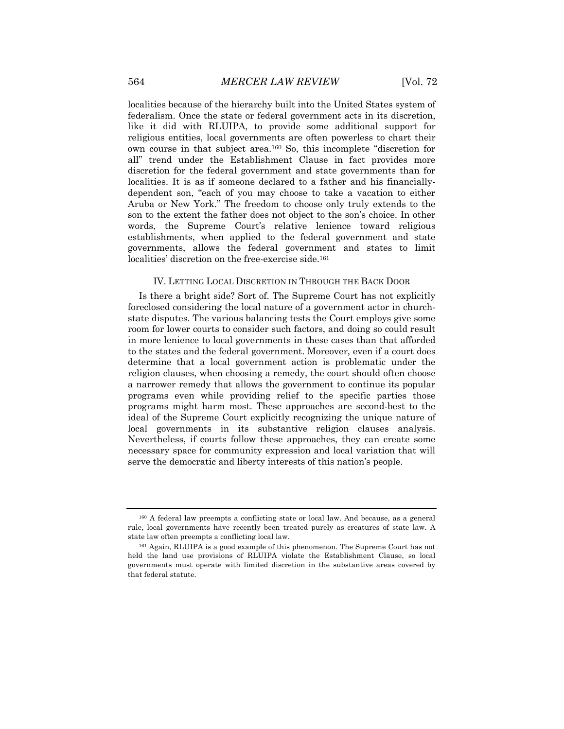localities because of the hierarchy built into the United States system of federalism. Once the state or federal government acts in its discretion, like it did with RLUIPA, to provide some additional support for religious entities, local governments are often powerless to chart their own course in that subject area.[160] So, this incomplete "discretion for all" trend under the Establishment Clause in fact provides more discretion for the federal government and state governments than for localities. It is as if someone declared to a father and his financially-dependent son, "each of you may choose to take a vacation to either Aruba or New York." The freedom to choose only truly extends to the son to the extent the father does not object to the son's choice. In other words, the Supreme Court's relative lenience toward religious establishments, when applied to the federal government and state governments, allows the federal government and states to limit localities' discretion on the free-exercise side.[161]

## IV. LETTING LOCAL DISCRETION IN THROUGH THE BACK DOOR

Is there a bright side? Sort of. The Supreme Court has not explicitly foreclosed considering the local nature of a government actor in church-state disputes. The various balancing tests the Court employs give some room for lower courts to consider such factors, and doing so could result in more lenience to local governments in these cases than that afforded to the states and the federal government. Moreover, even if a court does determine that a local government action is problematic under the religion clauses, when choosing a remedy, the court should often choose a narrower remedy that allows the government to continue its popular programs even while providing relief to the specific parties those programs might harm most. These approaches are second-best to the ideal of the Supreme Court explicitly recognizing the unique nature of local governments in its substantive religion clauses analysis. Nevertheless, if courts follow these approaches, they can create some necessary space for community expression and local variation that will serve the democratic and liberty interests of this nation's people.

---

[160] A federal law preempts a conflicting state or local law. And because, as a general rule, local governments have recently been treated purely as creatures of state law. A state law often preempts a conflicting local law.

[161] Again, RLUIPA is a good example of this phenomenon. The Supreme Court has not held the land use provisions of RLUIPA violate the Establishment Clause, so local governments must operate with limited discretion in the substantive areas covered by that federal statute.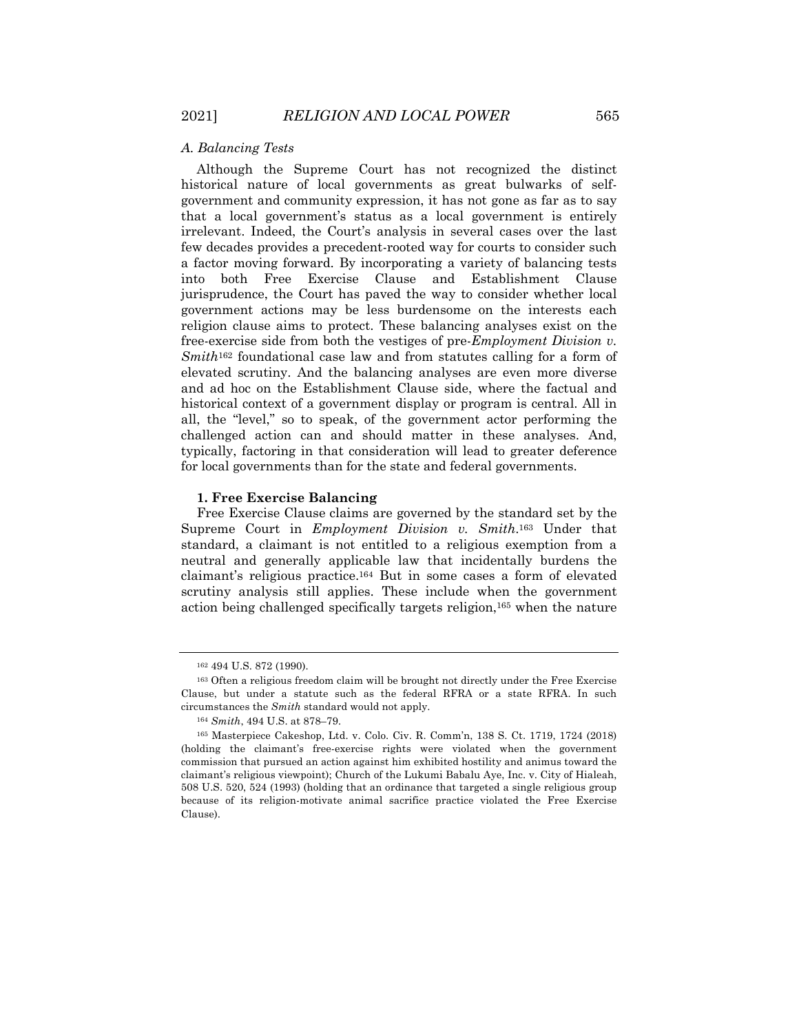### *A. Balancing Tests*

Although the Supreme Court has not recognized the distinct historical nature of local governments as great bulwarks of self-government and community expression, it has not gone as far as to say that a local government's status as a local government is entirely irrelevant. Indeed, the Court's analysis in several cases over the last few decades provides a precedent-rooted way for courts to consider such a factor moving forward. By incorporating a variety of balancing tests into both Free Exercise Clause and Establishment Clause jurisprudence, the Court has paved the way to consider whether local government actions may be less burdensome on the interests each religion clause aims to protect. These balancing analyses exist on the free-exercise side from both the vestiges of pre-*Employment Division v. Smith*[162] foundational case law and from statutes calling for a form of elevated scrutiny. And the balancing analyses are even more diverse and ad hoc on the Establishment Clause side, where the factual and historical context of a government display or program is central. All in all, the "level," so to speak, of the government actor performing the challenged action can and should matter in these analyses. And, typically, factoring in that consideration will lead to greater deference for local governments than for the state and federal governments.

#### 1. Free Exercise Balancing

Free Exercise Clause claims are governed by the standard set by the Supreme Court in *Employment Division v. Smith*.[163] Under that standard, a claimant is not entitled to a religious exemption from a neutral and generally applicable law that incidentally burdens the claimant's religious practice.[164] But in some cases a form of elevated scrutiny analysis still applies. These include when the government action being challenged specifically targets religion,[165] when the nature

---

[162] 494 U.S. 872 (1990).

[163] Often a religious freedom claim will be brought not directly under the Free Exercise Clause, but under a statute such as the federal RFRA or a state RFRA. In such circumstances the *Smith* standard would not apply.

[164] *Smith*, 494 U.S. at 878–79.

[165] Masterpiece Cakeshop, Ltd. v. Colo. Civ. R. Comm'n, 138 S. Ct. 1719, 1724 (2018) (holding the claimant's free-exercise rights were violated when the government commission that pursued an action against him exhibited hostility and animus toward the claimant's religious viewpoint); Church of the Lukumi Babalu Aye, Inc. v. City of Hialeah, 508 U.S. 520, 524 (1993) (holding that an ordinance that targeted a single religious group because of its religion-motivate animal sacrifice practice violated the Free Exercise Clause).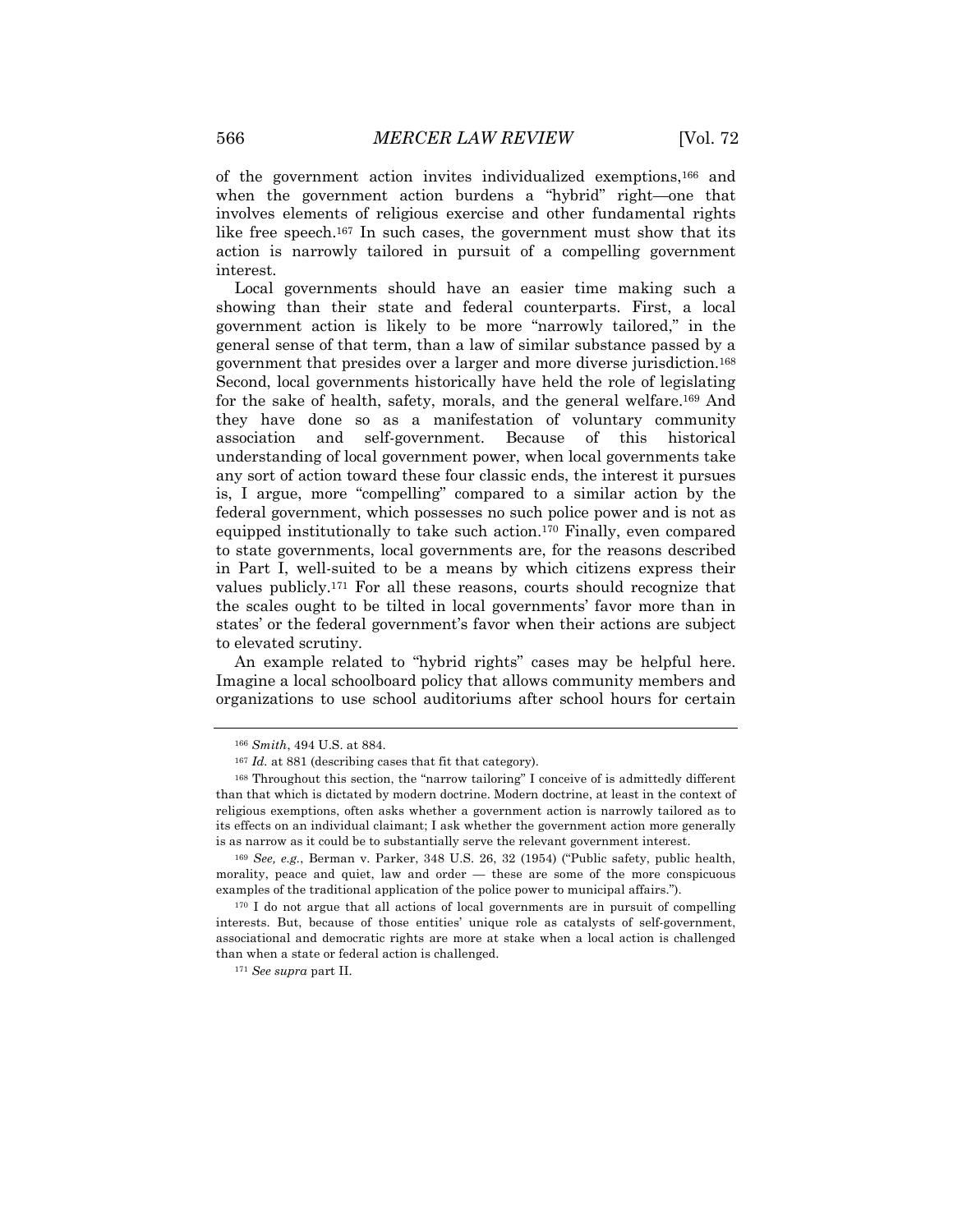of the government action invites individualized exemptions,[166] and when the government action burdens a "hybrid" right—one that involves elements of religious exercise and other fundamental rights like free speech.[167] In such cases, the government must show that its action is narrowly tailored in pursuit of a compelling government interest.

Local governments should have an easier time making such a showing than their state and federal counterparts. First, a local government action is likely to be more "narrowly tailored," in the general sense of that term, than a law of similar substance passed by a government that presides over a larger and more diverse jurisdiction.[168] Second, local governments historically have held the role of legislating for the sake of health, safety, morals, and the general welfare.[169] And they have done so as a manifestation of voluntary community association and self-government. Because of this historical understanding of local government power, when local governments take any sort of action toward these four classic ends, the interest it pursues is, I argue, more "compelling" compared to a similar action by the federal government, which possesses no such police power and is not as equipped institutionally to take such action.[170] Finally, even compared to state governments, local governments are, for the reasons described in Part I, well-suited to be a means by which citizens express their values publicly.[171] For all these reasons, courts should recognize that the scales ought to be tilted in local governments' favor more than in states' or the federal government's favor when their actions are subject to elevated scrutiny.

An example related to "hybrid rights" cases may be helpful here. Imagine a local schoolboard policy that allows community members and organizations to use school auditoriums after school hours for certain

---

[166] *Smith*, 494 U.S. at 884.

[167] *Id.* at 881 (describing cases that fit that category).

[168] Throughout this section, the "narrow tailoring" I conceive of is admittedly different than that which is dictated by modern doctrine. Modern doctrine, at least in the context of religious exemptions, often asks whether a government action is narrowly tailored as to its effects on an individual claimant; I ask whether the government action more generally is as narrow as it could be to substantially serve the relevant government interest.

[169] *See, e.g.*, Berman v. Parker, 348 U.S. 26, 32 (1954) ("Public safety, public health, morality, peace and quiet, law and order — these are some of the more conspicuous examples of the traditional application of the police power to municipal affairs.").

[170] I do not argue that all actions of local governments are in pursuit of compelling interests. But, because of those entities' unique role as catalysts of self-government, associational and democratic rights are more at stake when a local action is challenged than when a state or federal action is challenged.

[171] *See supra* part II.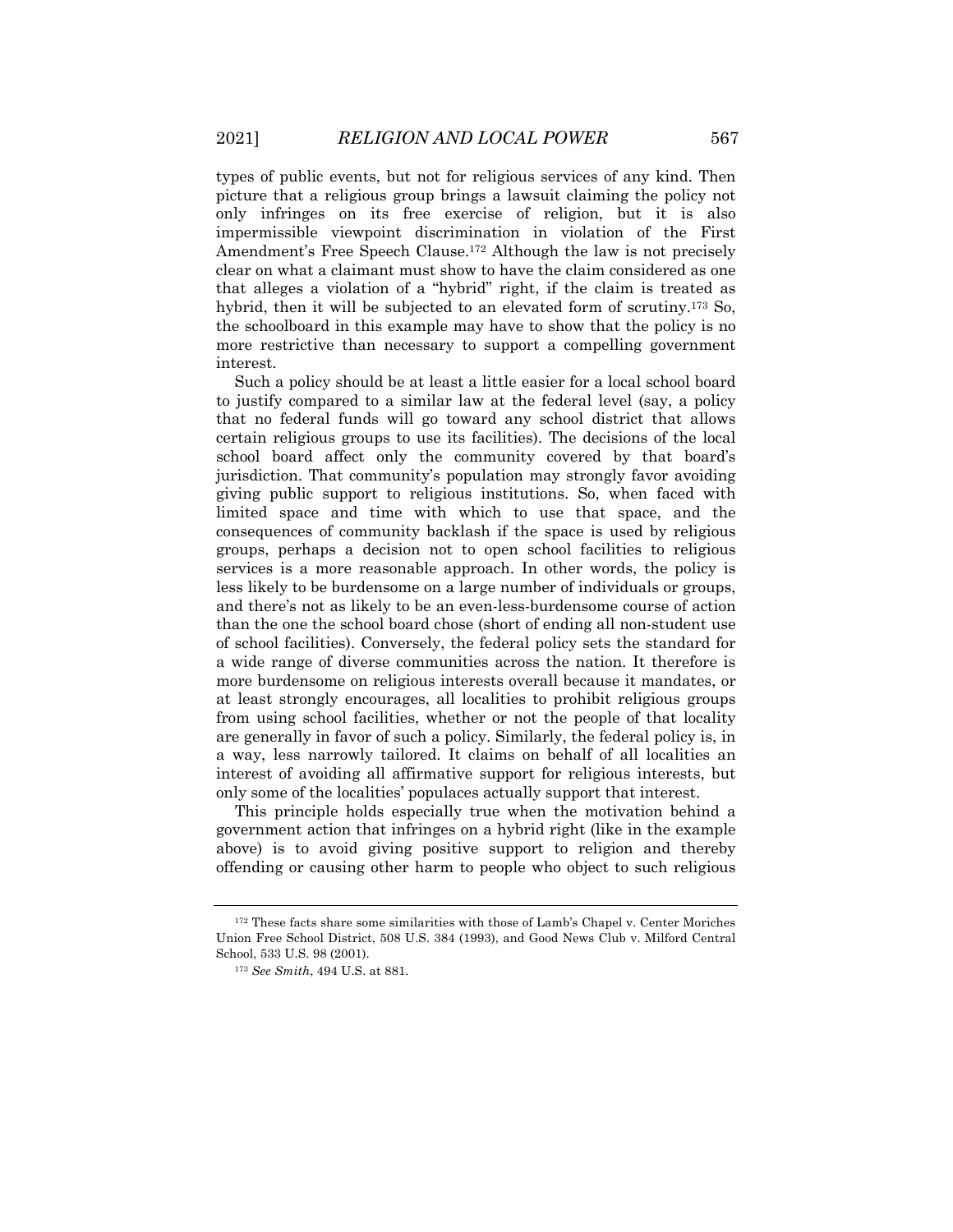types of public events, but not for religious services of any kind. Then picture that a religious group brings a lawsuit claiming the policy not only infringes on its free exercise of religion, but it is also impermissible viewpoint discrimination in violation of the First Amendment's Free Speech Clause.[172] Although the law is not precisely clear on what a claimant must show to have the claim considered as one that alleges a violation of a "hybrid" right, if the claim is treated as hybrid, then it will be subjected to an elevated form of scrutiny.[173] So, the schoolboard in this example may have to show that the policy is no more restrictive than necessary to support a compelling government interest.

Such a policy should be at least a little easier for a local school board to justify compared to a similar law at the federal level (say, a policy that no federal funds will go toward any school district that allows certain religious groups to use its facilities). The decisions of the local school board affect only the community covered by that board's jurisdiction. That community's population may strongly favor avoiding giving public support to religious institutions. So, when faced with limited space and time with which to use that space, and the consequences of community backlash if the space is used by religious groups, perhaps a decision not to open school facilities to religious services is a more reasonable approach. In other words, the policy is less likely to be burdensome on a large number of individuals or groups, and there's not as likely to be an even-less-burdensome course of action than the one the school board chose (short of ending all non-student use of school facilities). Conversely, the federal policy sets the standard for a wide range of diverse communities across the nation. It therefore is more burdensome on religious interests overall because it mandates, or at least strongly encourages, all localities to prohibit religious groups from using school facilities, whether or not the people of that locality are generally in favor of such a policy. Similarly, the federal policy is, in a way, less narrowly tailored. It claims on behalf of all localities an interest of avoiding all affirmative support for religious interests, but only some of the localities' populaces actually support that interest.

This principle holds especially true when the motivation behind a government action that infringes on a hybrid right (like in the example above) is to avoid giving positive support to religion and thereby offending or causing other harm to people who object to such religious

---

[172] These facts share some similarities with those of Lamb's Chapel v. Center Moriches Union Free School District, 508 U.S. 384 (1993), and Good News Club v. Milford Central School, 533 U.S. 98 (2001).

[173] *See Smith*, 494 U.S. at 881.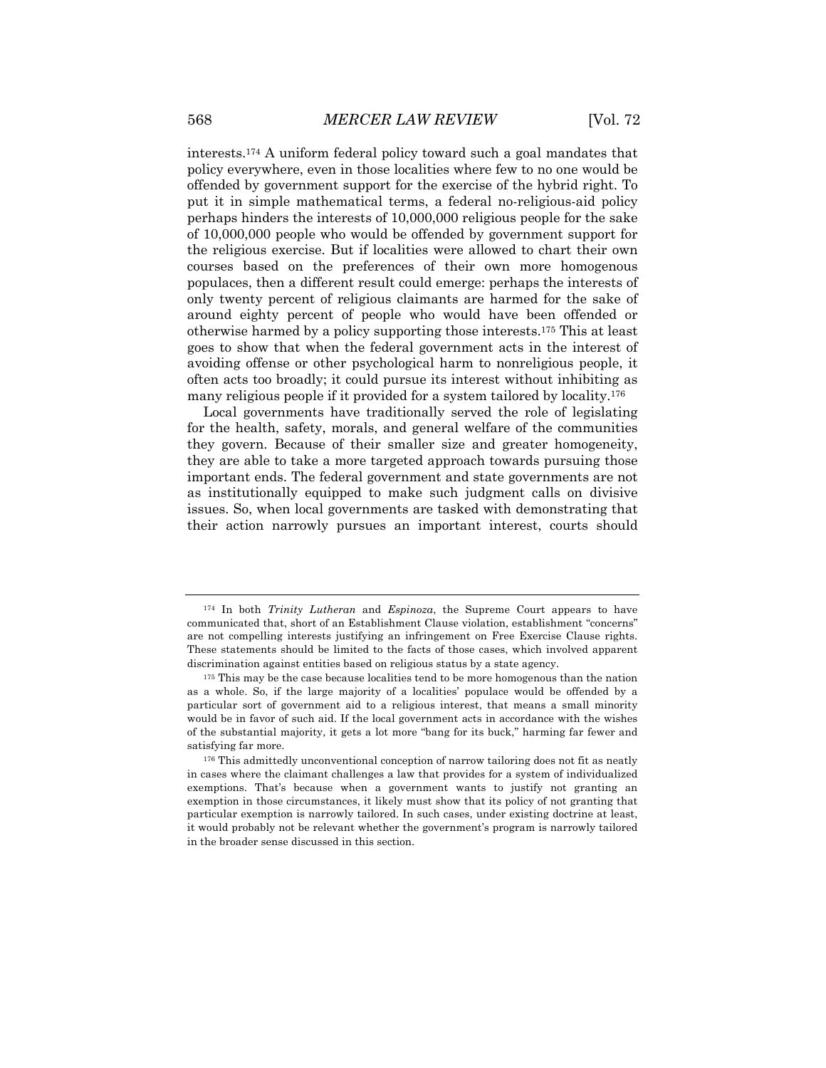interests.[174] A uniform federal policy toward such a goal mandates that policy everywhere, even in those localities where few to no one would be offended by government support for the exercise of the hybrid right. To put it in simple mathematical terms, a federal no-religious-aid policy perhaps hinders the interests of 10,000,000 religious people for the sake of 10,000,000 people who would be offended by government support for the religious exercise. But if localities were allowed to chart their own courses based on the preferences of their own more homogenous populaces, then a different result could emerge: perhaps the interests of only twenty percent of religious claimants are harmed for the sake of around eighty percent of people who would have been offended or otherwise harmed by a policy supporting those interests.[175] This at least goes to show that when the federal government acts in the interest of avoiding offense or other psychological harm to nonreligious people, it often acts too broadly; it could pursue its interest without inhibiting as many religious people if it provided for a system tailored by locality.[176]

Local governments have traditionally served the role of legislating for the health, safety, morals, and general welfare of the communities they govern. Because of their smaller size and greater homogeneity, they are able to take a more targeted approach towards pursuing those important ends. The federal government and state governments are not as institutionally equipped to make such judgment calls on divisive issues. So, when local governments are tasked with demonstrating that their action narrowly pursues an important interest, courts should

---

[174] In both *Trinity Lutheran* and *Espinoza*, the Supreme Court appears to have communicated that, short of an Establishment Clause violation, establishment "concerns" are not compelling interests justifying an infringement on Free Exercise Clause rights. These statements should be limited to the facts of those cases, which involved apparent discrimination against entities based on religious status by a state agency.

[175] This may be the case because localities tend to be more homogenous than the nation as a whole. So, if the large majority of a localities' populace would be offended by a particular sort of government aid to a religious interest, that means a small minority would be in favor of such aid. If the local government acts in accordance with the wishes of the substantial majority, it gets a lot more "bang for its buck," harming far fewer and satisfying far more.

[176] This admittedly unconventional conception of narrow tailoring does not fit as neatly in cases where the claimant challenges a law that provides for a system of individualized exemptions. That's because when a government wants to justify not granting an exemption in those circumstances, it likely must show that its policy of not granting that particular exemption is narrowly tailored. In such cases, under existing doctrine at least, it would probably not be relevant whether the government's program is narrowly tailored in the broader sense discussed in this section.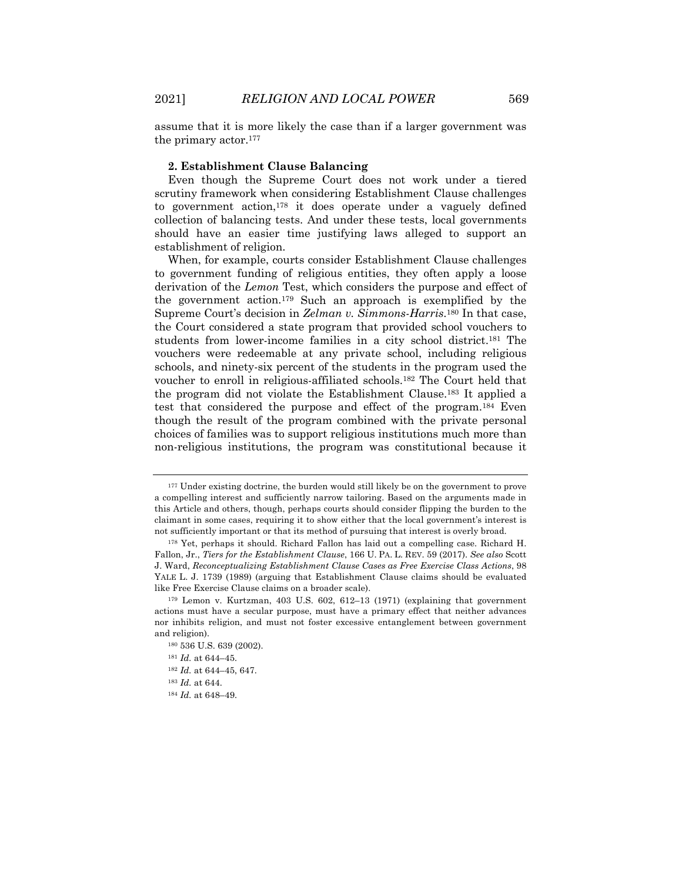assume that it is more likely the case than if a larger government was the primary actor.[177]

#### 2. Establishment Clause Balancing

Even though the Supreme Court does not work under a tiered scrutiny framework when considering Establishment Clause challenges to government action,[178] it does operate under a vaguely defined collection of balancing tests. And under these tests, local governments should have an easier time justifying laws alleged to support an establishment of religion.

When, for example, courts consider Establishment Clause challenges to government funding of religious entities, they often apply a loose derivation of the *Lemon* Test, which considers the purpose and effect of the government action.[179] Such an approach is exemplified by the Supreme Court's decision in *Zelman v. Simmons-Harris*.[180] In that case, the Court considered a state program that provided school vouchers to students from lower-income families in a city school district.[181] The vouchers were redeemable at any private school, including religious schools, and ninety-six percent of the students in the program used the voucher to enroll in religious-affiliated schools.[182] The Court held that the program did not violate the Establishment Clause.[183] It applied a test that considered the purpose and effect of the program.[184] Even though the result of the program combined with the private personal choices of families was to support religious institutions much more than non-religious institutions, the program was constitutional because it

---

[177] Under existing doctrine, the burden would still likely be on the government to prove a compelling interest and sufficiently narrow tailoring. Based on the arguments made in this Article and others, though, perhaps courts should consider flipping the burden to the claimant in some cases, requiring it to show either that the local government's interest is not sufficiently important or that its method of pursuing that interest is overly broad.

[178] Yet, perhaps it should. Richard Fallon has laid out a compelling case. Richard H. Fallon, Jr., *Tiers for the Establishment Clause*, 166 U. PA. L. REV. 59 (2017). *See also* Scott J. Ward, *Reconceptualizing Establishment Clause Cases as Free Exercise Class Actions*, 98 YALE L. J. 1739 (1989) (arguing that Establishment Clause claims should be evaluated like Free Exercise Clause claims on a broader scale).

[179] Lemon v. Kurtzman, 403 U.S. 602, 612–13 (1971) (explaining that government actions must have a secular purpose, must have a primary effect that neither advances nor inhibits religion, and must not foster excessive entanglement between government and religion).

[180] 536 U.S. 639 (2002).

[181] *Id.* at 644–45.

[182] *Id.* at 644–45, 647.

[183] *Id.* at 644.

[184] *Id.* at 648–49.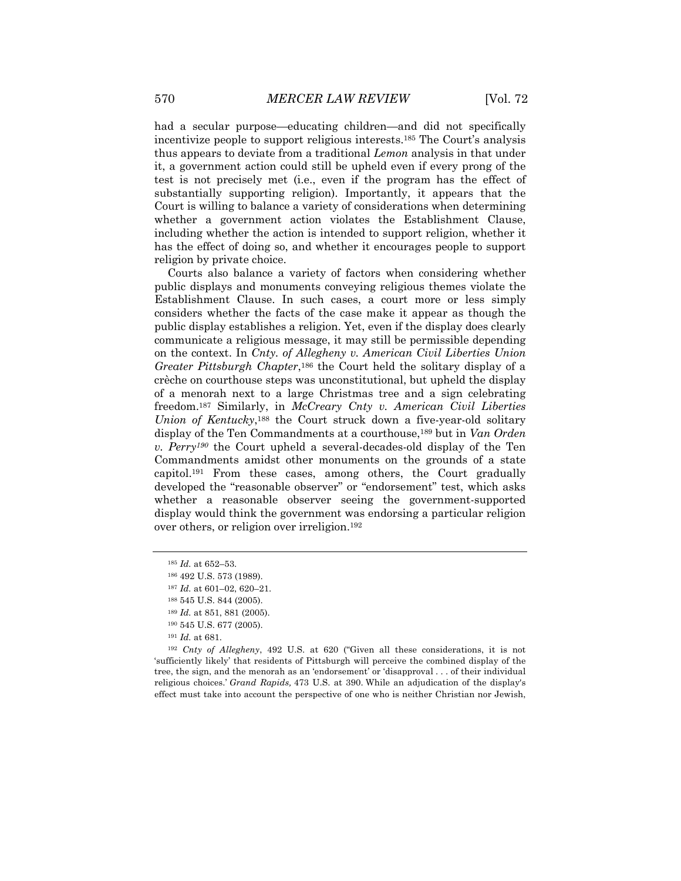had a secular purpose—educating children—and did not specifically incentivize people to support religious interests.[185] The Court's analysis thus appears to deviate from a traditional *Lemon* analysis in that under it, a government action could still be upheld even if every prong of the test is not precisely met (i.e., even if the program has the effect of substantially supporting religion). Importantly, it appears that the Court is willing to balance a variety of considerations when determining whether a government action violates the Establishment Clause, including whether the action is intended to support religion, whether it has the effect of doing so, and whether it encourages people to support religion by private choice.

Courts also balance a variety of factors when considering whether public displays and monuments conveying religious themes violate the Establishment Clause. In such cases, a court more or less simply considers whether the facts of the case make it appear as though the public display establishes a religion. Yet, even if the display does clearly communicate a religious message, it may still be permissible depending on the context. In *Cnty. of Allegheny v. American Civil Liberties Union Greater Pittsburgh Chapter*,[186] the Court held the solitary display of a crèche on courthouse steps was unconstitutional, but upheld the display of a menorah next to a large Christmas tree and a sign celebrating freedom.[187] Similarly, in *McCreary Cnty v. American Civil Liberties Union of Kentucky*,[188] the Court struck down a five-year-old solitary display of the Ten Commandments at a courthouse,[189] but in *Van Orden v. Perry*[190] the Court upheld a several-decades-old display of the Ten Commandments amidst other monuments on the grounds of a state capitol.[191] From these cases, among others, the Court gradually developed the "reasonable observer" or "endorsement" test, which asks whether a reasonable observer seeing the government-supported display would think the government was endorsing a particular religion over others, or religion over irreligion.[192]

---

[185] *Id.* at 652–53.

[186] 492 U.S. 573 (1989).

[187] *Id.* at 601–02, 620–21.

[188] 545 U.S. 844 (2005).

[189] *Id.* at 851, 881 (2005).

[190] 545 U.S. 677 (2005).

[191] *Id.* at 681.

[192] *Cnty of Allegheny*, 492 U.S. at 620 ("Given all these considerations, it is not 'sufficiently likely' that residents of Pittsburgh will perceive the combined display of the tree, the sign, and the menorah as an 'endorsement' or 'disapproval . . . of their individual religious choices.' *Grand Rapids,* 473 U.S. at 390. While an adjudication of the display's effect must take into account the perspective of one who is neither Christian nor Jewish,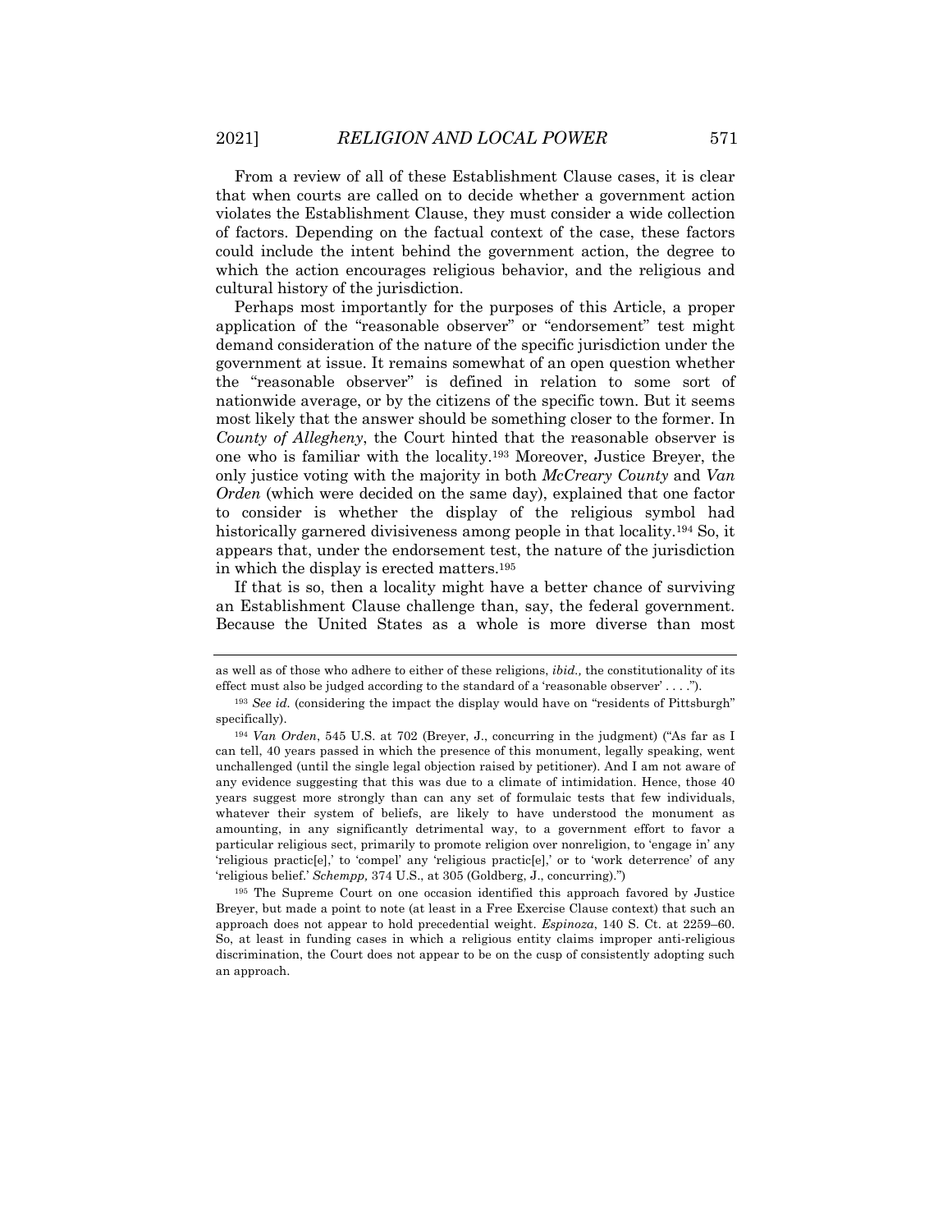From a review of all of these Establishment Clause cases, it is clear that when courts are called on to decide whether a government action violates the Establishment Clause, they must consider a wide collection of factors. Depending on the factual context of the case, these factors could include the intent behind the government action, the degree to which the action encourages religious behavior, and the religious and cultural history of the jurisdiction.

Perhaps most importantly for the purposes of this Article, a proper application of the "reasonable observer" or "endorsement" test might demand consideration of the nature of the specific jurisdiction under the government at issue. It remains somewhat of an open question whether the "reasonable observer" is defined in relation to some sort of nationwide average, or by the citizens of the specific town. But it seems most likely that the answer should be something closer to the former. In *County of Allegheny*, the Court hinted that the reasonable observer is one who is familiar with the locality.[193] Moreover, Justice Breyer, the only justice voting with the majority in both *McCreary County* and *Van Orden* (which were decided on the same day), explained that one factor to consider is whether the display of the religious symbol had historically garnered divisiveness among people in that locality.[194] So, it appears that, under the endorsement test, the nature of the jurisdiction in which the display is erected matters.[195]

If that is so, then a locality might have a better chance of surviving an Establishment Clause challenge than, say, the federal government. Because the United States as a whole is more diverse than most

---

as well as of those who adhere to either of these religions, *ibid.,* the constitutionality of its effect must also be judged according to the standard of a 'reasonable observer' . . . .").

[193] *See id.* (considering the impact the display would have on "residents of Pittsburgh" specifically).

[194] *Van Orden*, 545 U.S. at 702 (Breyer, J., concurring in the judgment) ("As far as I can tell, 40 years passed in which the presence of this monument, legally speaking, went unchallenged (until the single legal objection raised by petitioner). And I am not aware of any evidence suggesting that this was due to a climate of intimidation. Hence, those 40 years suggest more strongly than can any set of formulaic tests that few individuals, whatever their system of beliefs, are likely to have understood the monument as amounting, in any significantly detrimental way, to a government effort to favor a particular religious sect, primarily to promote religion over nonreligion, to 'engage in' any 'religious practic[e],' to 'compel' any 'religious practic[e],' or to 'work deterrence' of any 'religious belief.' *Schempp,* 374 U.S., at 305 (Goldberg, J., concurring).")

[195] The Supreme Court on one occasion identified this approach favored by Justice Breyer, but made a point to note (at least in a Free Exercise Clause context) that such an approach does not appear to hold precedential weight. *Espinoza*, 140 S. Ct. at 2259–60. So, at least in funding cases in which a religious entity claims improper anti-religious discrimination, the Court does not appear to be on the cusp of consistently adopting such an approach.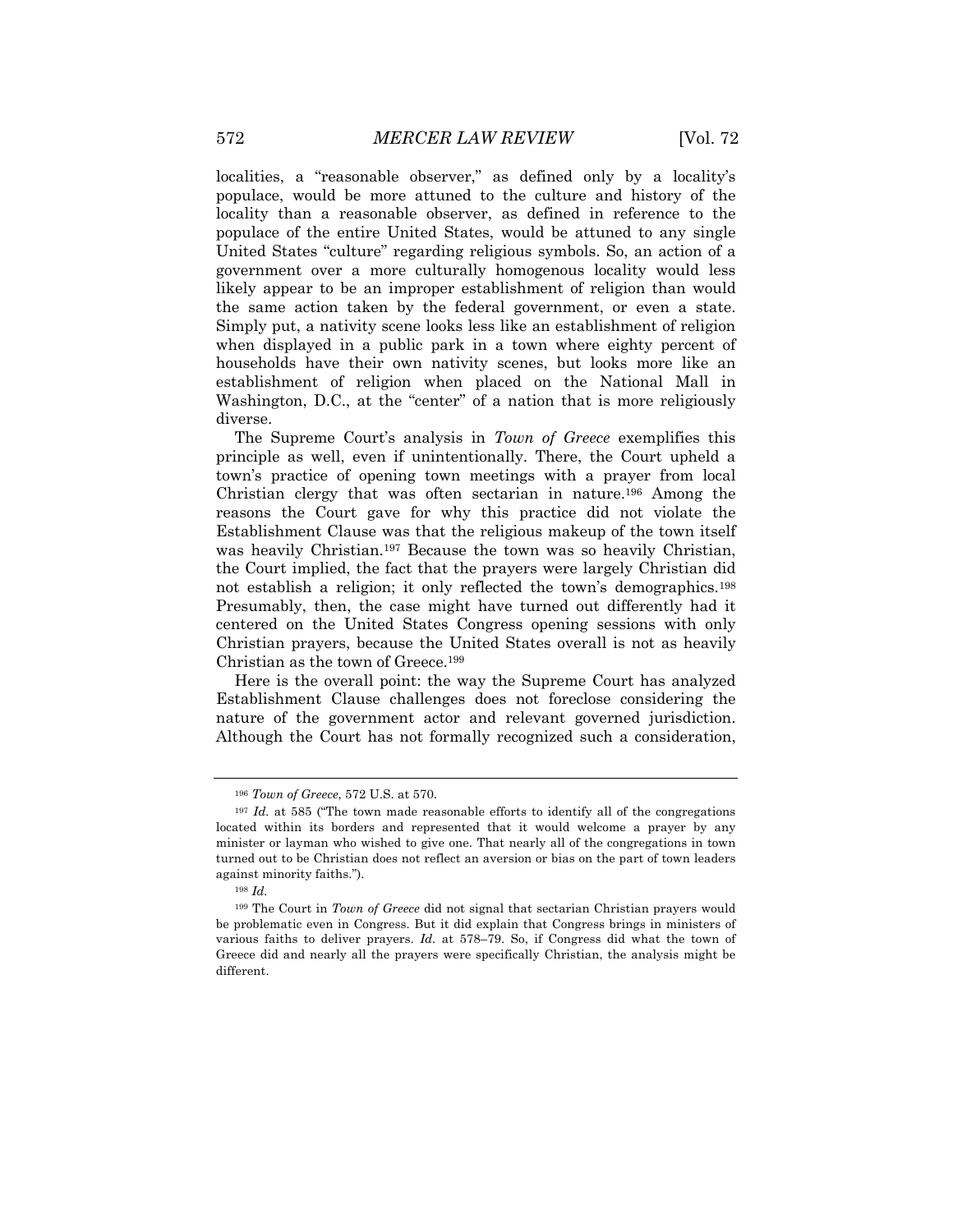localities, a "reasonable observer," as defined only by a locality's populace, would be more attuned to the culture and history of the locality than a reasonable observer, as defined in reference to the populace of the entire United States, would be attuned to any single United States "culture" regarding religious symbols. So, an action of a government over a more culturally homogenous locality would less likely appear to be an improper establishment of religion than would the same action taken by the federal government, or even a state. Simply put, a nativity scene looks less like an establishment of religion when displayed in a public park in a town where eighty percent of households have their own nativity scenes, but looks more like an establishment of religion when placed on the National Mall in Washington, D.C., at the "center" of a nation that is more religiously diverse.

The Supreme Court's analysis in *Town of Greece* exemplifies this principle as well, even if unintentionally. There, the Court upheld a town's practice of opening town meetings with a prayer from local Christian clergy that was often sectarian in nature.[196] Among the reasons the Court gave for why this practice did not violate the Establishment Clause was that the religious makeup of the town itself was heavily Christian.[197] Because the town was so heavily Christian, the Court implied, the fact that the prayers were largely Christian did not establish a religion; it only reflected the town's demographics.[198] Presumably, then, the case might have turned out differently had it centered on the United States Congress opening sessions with only Christian prayers, because the United States overall is not as heavily Christian as the town of Greece.[199]

Here is the overall point: the way the Supreme Court has analyzed Establishment Clause challenges does not foreclose considering the nature of the government actor and relevant governed jurisdiction. Although the Court has not formally recognized such a consideration,

---

[196] *Town of Greece*, 572 U.S. at 570.

[197] *Id.* at 585 ("The town made reasonable efforts to identify all of the congregations located within its borders and represented that it would welcome a prayer by any minister or layman who wished to give one. That nearly all of the congregations in town turned out to be Christian does not reflect an aversion or bias on the part of town leaders against minority faiths.").

[198] *Id.*

[199] The Court in *Town of Greece* did not signal that sectarian Christian prayers would be problematic even in Congress. But it did explain that Congress brings in ministers of various faiths to deliver prayers. *Id.* at 578–79. So, if Congress did what the town of Greece did and nearly all the prayers were specifically Christian, the analysis might be different.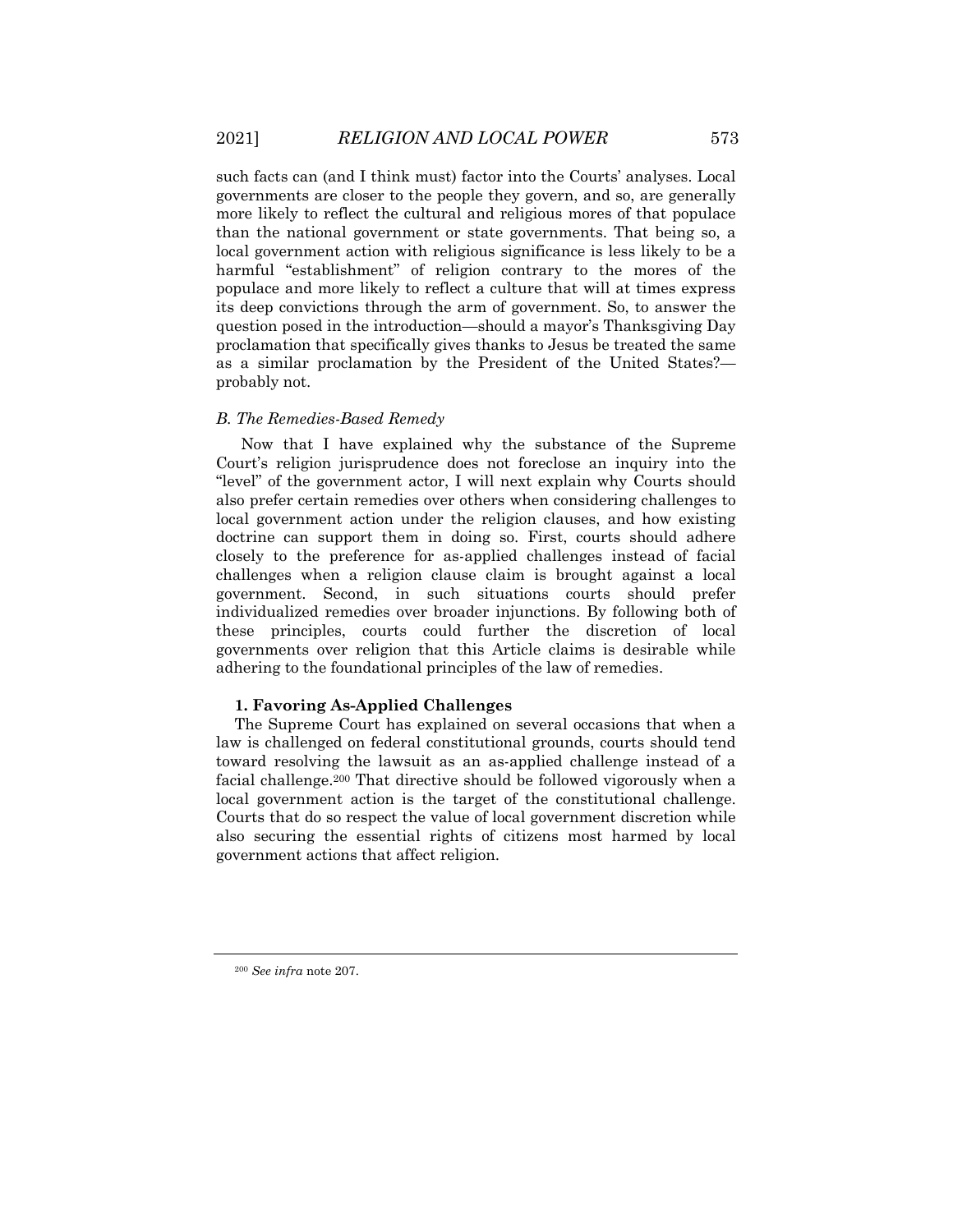such facts can (and I think must) factor into the Courts' analyses. Local governments are closer to the people they govern, and so, are generally more likely to reflect the cultural and religious mores of that populace than the national government or state governments. That being so, a local government action with religious significance is less likely to be a harmful "establishment" of religion contrary to the mores of the populace and more likely to reflect a culture that will at times express its deep convictions through the arm of government. So, to answer the question posed in the introduction—should a mayor's Thanksgiving Day proclamation that specifically gives thanks to Jesus be treated the same as a similar proclamation by the President of the United States?—probably not.

### *B. The Remedies-Based Remedy*

Now that I have explained why the substance of the Supreme Court's religion jurisprudence does not foreclose an inquiry into the "level" of the government actor, I will next explain why Courts should also prefer certain remedies over others when considering challenges to local government action under the religion clauses, and how existing doctrine can support them in doing so. First, courts should adhere closely to the preference for as-applied challenges instead of facial challenges when a religion clause claim is brought against a local government. Second, in such situations courts should prefer individualized remedies over broader injunctions. By following both of these principles, courts could further the discretion of local governments over religion that this Article claims is desirable while adhering to the foundational principles of the law of remedies.

#### **1. Favoring As-Applied Challenges**

The Supreme Court has explained on several occasions that when a law is challenged on federal constitutional grounds, courts should tend toward resolving the lawsuit as an as-applied challenge instead of a facial challenge.[200] That directive should be followed vigorously when a local government action is the target of the constitutional challenge. Courts that do so respect the value of local government discretion while also securing the essential rights of citizens most harmed by local government actions that affect religion.

---

[200] *See infra* note 207.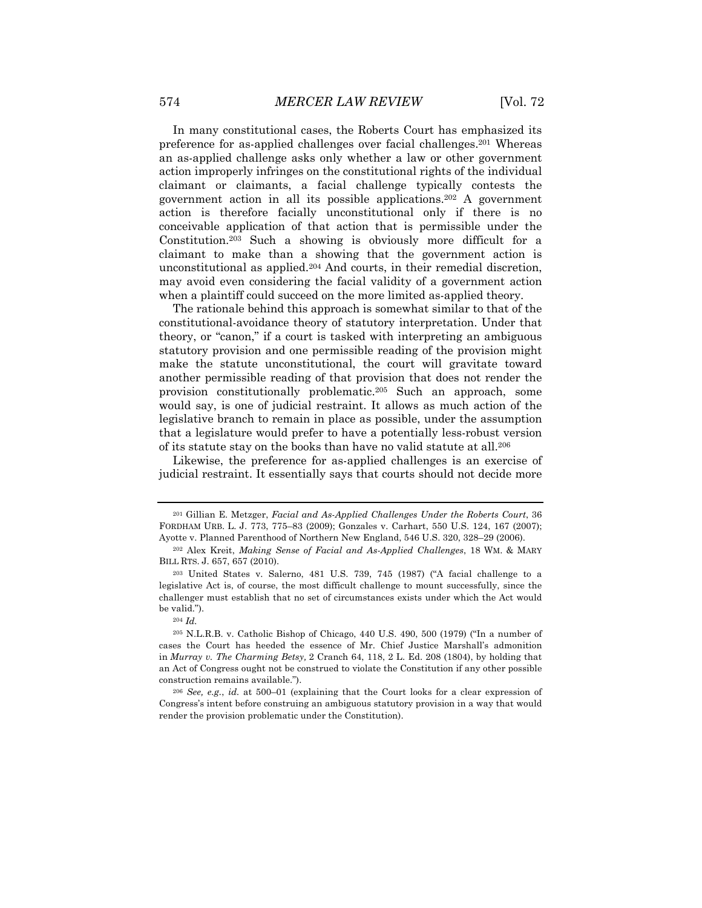In many constitutional cases, the Roberts Court has emphasized its preference for as-applied challenges over facial challenges.[201] Whereas an as-applied challenge asks only whether a law or other government action improperly infringes on the constitutional rights of the individual claimant or claimants, a facial challenge typically contests the government action in all its possible applications.[202] A government action is therefore facially unconstitutional only if there is no conceivable application of that action that is permissible under the Constitution.[203] Such a showing is obviously more difficult for a claimant to make than a showing that the government action is unconstitutional as applied.[204] And courts, in their remedial discretion, may avoid even considering the facial validity of a government action when a plaintiff could succeed on the more limited as-applied theory.

The rationale behind this approach is somewhat similar to that of the constitutional-avoidance theory of statutory interpretation. Under that theory, or "canon," if a court is tasked with interpreting an ambiguous statutory provision and one permissible reading of the provision might make the statute unconstitutional, the court will gravitate toward another permissible reading of that provision that does not render the provision constitutionally problematic.[205] Such an approach, some would say, is one of judicial restraint. It allows as much action of the legislative branch to remain in place as possible, under the assumption that a legislature would prefer to have a potentially less-robust version of its statute stay on the books than have no valid statute at all.[206]

Likewise, the preference for as-applied challenges is an exercise of judicial restraint. It essentially says that courts should not decide more

---

[201] Gillian E. Metzger, *Facial and As-Applied Challenges Under the Roberts Court*, 36 FORDHAM URB. L. J. 773, 775–83 (2009); Gonzales v. Carhart, 550 U.S. 124, 167 (2007); Ayotte v. Planned Parenthood of Northern New England, 546 U.S. 320, 328–29 (2006).

[202] Alex Kreit, *Making Sense of Facial and As-Applied Challenges*, 18 WM. & MARY BILL RTS. J. 657, 657 (2010).

[203] United States v. Salerno, 481 U.S. 739, 745 (1987) ("A facial challenge to a legislative Act is, of course, the most difficult challenge to mount successfully, since the challenger must establish that no set of circumstances exists under which the Act would be valid.").

[204] *Id.*

[205] N.L.R.B. v. Catholic Bishop of Chicago, 440 U.S. 490, 500 (1979) ("In a number of cases the Court has heeded the essence of Mr. Chief Justice Marshall's admonition in *Murray v. The Charming Betsy,* 2 Cranch 64, 118, 2 L. Ed. 208 (1804), by holding that an Act of Congress ought not be construed to violate the Constitution if any other possible construction remains available.").

[206] *See, e.g.*, *id.* at 500–01 (explaining that the Court looks for a clear expression of Congress's intent before construing an ambiguous statutory provision in a way that would render the provision problematic under the Constitution).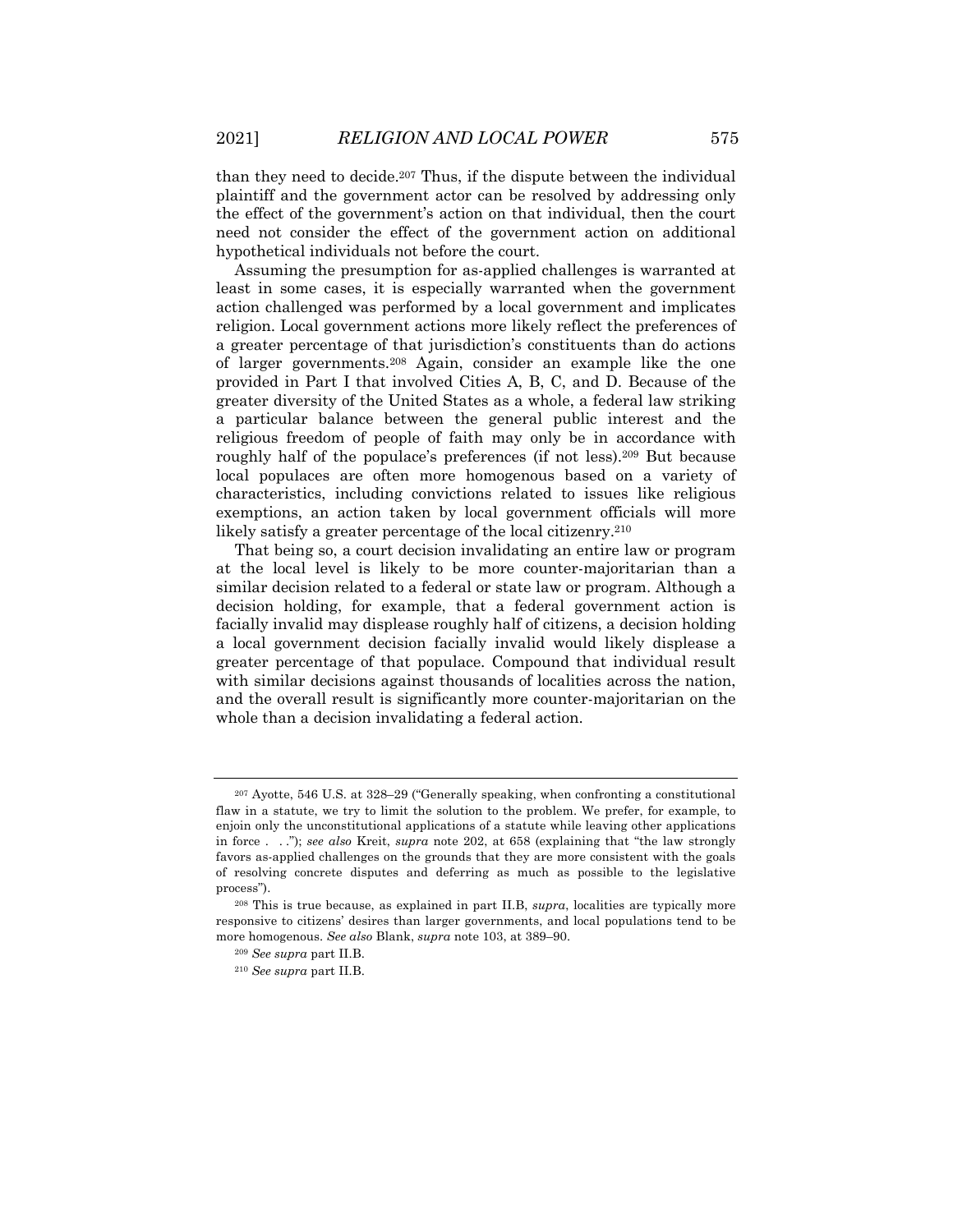than they need to decide.[207] Thus, if the dispute between the individual plaintiff and the government actor can be resolved by addressing only the effect of the government's action on that individual, then the court need not consider the effect of the government action on additional hypothetical individuals not before the court.

Assuming the presumption for as-applied challenges is warranted at least in some cases, it is especially warranted when the government action challenged was performed by a local government and implicates religion. Local government actions more likely reflect the preferences of a greater percentage of that jurisdiction's constituents than do actions of larger governments.[208] Again, consider an example like the one provided in Part I that involved Cities A, B, C, and D. Because of the greater diversity of the United States as a whole, a federal law striking a particular balance between the general public interest and the religious freedom of people of faith may only be in accordance with roughly half of the populace's preferences (if not less).[209] But because local populaces are often more homogenous based on a variety of characteristics, including convictions related to issues like religious exemptions, an action taken by local government officials will more likely satisfy a greater percentage of the local citizenry.[210]

That being so, a court decision invalidating an entire law or program at the local level is likely to be more counter-majoritarian than a similar decision related to a federal or state law or program. Although a decision holding, for example, that a federal government action is facially invalid may displease roughly half of citizens, a decision holding a local government decision facially invalid would likely displease a greater percentage of that populace. Compound that individual result with similar decisions against thousands of localities across the nation, and the overall result is significantly more counter-majoritarian on the whole than a decision invalidating a federal action.

---

[207] Ayotte, 546 U.S. at 328–29 ("Generally speaking, when confronting a constitutional flaw in a statute, we try to limit the solution to the problem. We prefer, for example, to enjoin only the unconstitutional applications of a statute while leaving other applications in force . . ."); *see also* Kreit, *supra* note 202, at 658 (explaining that "the law strongly favors as-applied challenges on the grounds that they are more consistent with the goals of resolving concrete disputes and deferring as much as possible to the legislative process").

[208] This is true because, as explained in part II.B, *supra*, localities are typically more responsive to citizens' desires than larger governments, and local populations tend to be more homogenous. *See also* Blank, *supra* note 103, at 389–90.

[209] *See supra* part II.B.

[210] *See supra* part II.B.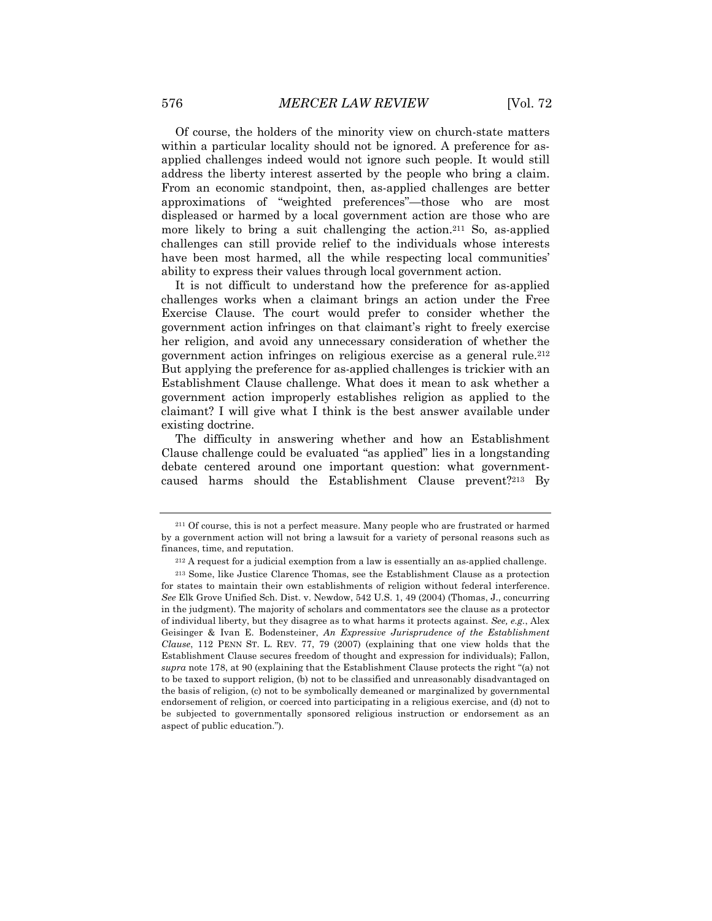Of course, the holders of the minority view on church-state matters within a particular locality should not be ignored. A preference for as-applied challenges indeed would not ignore such people. It would still address the liberty interest asserted by the people who bring a claim. From an economic standpoint, then, as-applied challenges are better approximations of "weighted preferences"—those who are most displeased or harmed by a local government action are those who are more likely to bring a suit challenging the action.[211] So, as-applied challenges can still provide relief to the individuals whose interests have been most harmed, all the while respecting local communities' ability to express their values through local government action.

It is not difficult to understand how the preference for as-applied challenges works when a claimant brings an action under the Free Exercise Clause. The court would prefer to consider whether the government action infringes on that claimant's right to freely exercise her religion, and avoid any unnecessary consideration of whether the government action infringes on religious exercise as a general rule.[212] But applying the preference for as-applied challenges is trickier with an Establishment Clause challenge. What does it mean to ask whether a government action improperly establishes religion as applied to the claimant? I will give what I think is the best answer available under existing doctrine.

The difficulty in answering whether and how an Establishment Clause challenge could be evaluated "as applied" lies in a longstanding debate centered around one important question: what government-caused harms should the Establishment Clause prevent?[213] By

---

[211] Of course, this is not a perfect measure. Many people who are frustrated or harmed by a government action will not bring a lawsuit for a variety of personal reasons such as finances, time, and reputation.

[212] A request for a judicial exemption from a law is essentially an as-applied challenge.

[213] Some, like Justice Clarence Thomas, see the Establishment Clause as a protection for states to maintain their own establishments of religion without federal interference. *See* Elk Grove Unified Sch. Dist. v. Newdow, 542 U.S. 1, 49 (2004) (Thomas, J., concurring in the judgment). The majority of scholars and commentators see the clause as a protector of individual liberty, but they disagree as to what harms it protects against. *See, e.g.*, Alex Geisinger & Ivan E. Bodensteiner, *An Expressive Jurisprudence of the Establishment Clause*, 112 PENN ST. L. REV. 77, 79 (2007) (explaining that one view holds that the Establishment Clause secures freedom of thought and expression for individuals); Fallon, *supra* note 178, at 90 (explaining that the Establishment Clause protects the right "(a) not to be taxed to support religion, (b) not to be classified and unreasonably disadvantaged on the basis of religion, (c) not to be symbolically demeaned or marginalized by governmental endorsement of religion, or coerced into participating in a religious exercise, and (d) not to be subjected to governmentally sponsored religious instruction or endorsement as an aspect of public education.").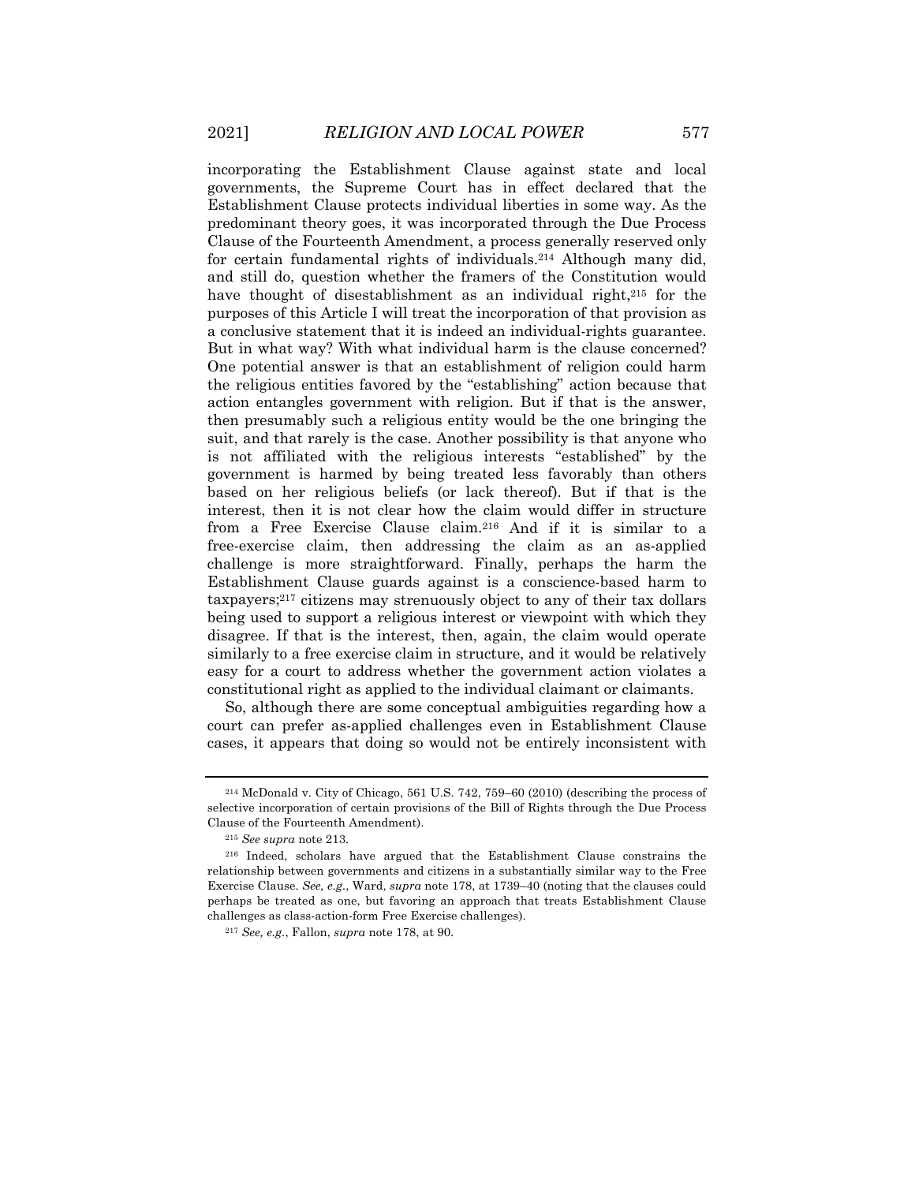incorporating the Establishment Clause against state and local governments, the Supreme Court has in effect declared that the Establishment Clause protects individual liberties in some way. As the predominant theory goes, it was incorporated through the Due Process Clause of the Fourteenth Amendment, a process generally reserved only for certain fundamental rights of individuals.[214] Although many did, and still do, question whether the framers of the Constitution would have thought of disestablishment as an individual right,[215] for the purposes of this Article I will treat the incorporation of that provision as a conclusive statement that it is indeed an individual-rights guarantee. But in what way? With what individual harm is the clause concerned? One potential answer is that an establishment of religion could harm the religious entities favored by the "establishing" action because that action entangles government with religion. But if that is the answer, then presumably such a religious entity would be the one bringing the suit, and that rarely is the case. Another possibility is that anyone who is not affiliated with the religious interests "established" by the government is harmed by being treated less favorably than others based on her religious beliefs (or lack thereof). But if that is the interest, then it is not clear how the claim would differ in structure from a Free Exercise Clause claim.[216] And if it is similar to a free-exercise claim, then addressing the claim as an as-applied challenge is more straightforward. Finally, perhaps the harm the Establishment Clause guards against is a conscience-based harm to taxpayers;[217] citizens may strenuously object to any of their tax dollars being used to support a religious interest or viewpoint with which they disagree. If that is the interest, then, again, the claim would operate similarly to a free exercise claim in structure, and it would be relatively easy for a court to address whether the government action violates a constitutional right as applied to the individual claimant or claimants.

So, although there are some conceptual ambiguities regarding how a court can prefer as-applied challenges even in Establishment Clause cases, it appears that doing so would not be entirely inconsistent with

---

[214] McDonald v. City of Chicago, 561 U.S. 742, 759–60 (2010) (describing the process of selective incorporation of certain provisions of the Bill of Rights through the Due Process Clause of the Fourteenth Amendment).

[215] *See supra* note 213.

[216] Indeed, scholars have argued that the Establishment Clause constrains the relationship between governments and citizens in a substantially similar way to the Free Exercise Clause. *See, e.g.*, Ward, *supra* note 178, at 1739–40 (noting that the clauses could perhaps be treated as one, but favoring an approach that treats Establishment Clause challenges as class-action-form Free Exercise challenges).

[217] *See, e.g.*, Fallon, *supra* note 178, at 90.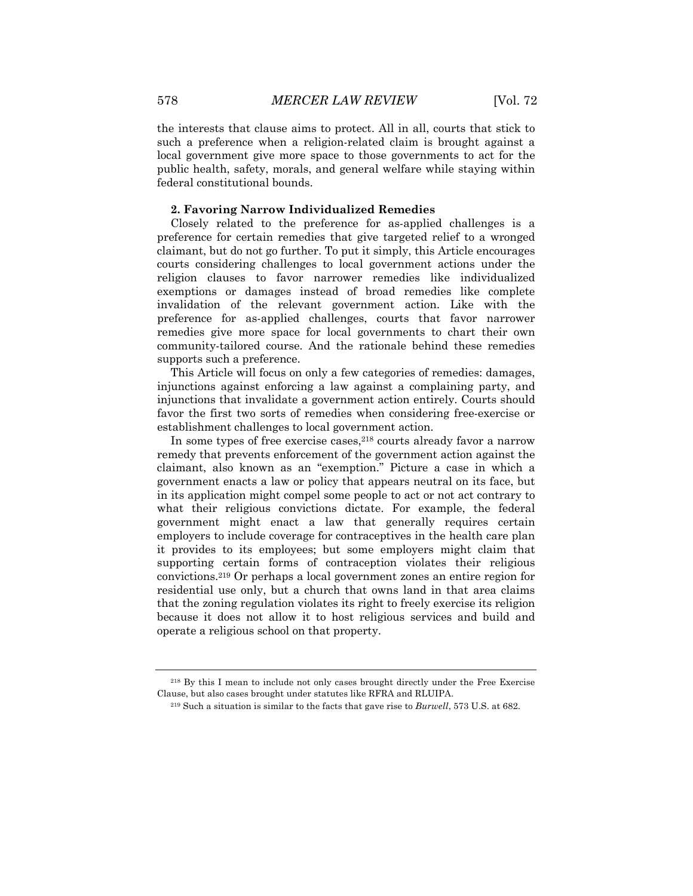the interests that clause aims to protect. All in all, courts that stick to such a preference when a religion-related claim is brought against a local government give more space to those governments to act for the public health, safety, morals, and general welfare while staying within federal constitutional bounds.

### 2. Favoring Narrow Individualized Remedies

Closely related to the preference for as-applied challenges is a preference for certain remedies that give targeted relief to a wronged claimant, but do not go further. To put it simply, this Article encourages courts considering challenges to local government actions under the religion clauses to favor narrower remedies like individualized exemptions or damages instead of broad remedies like complete invalidation of the relevant government action. Like with the preference for as-applied challenges, courts that favor narrower remedies give more space for local governments to chart their own community-tailored course. And the rationale behind these remedies supports such a preference.

This Article will focus on only a few categories of remedies: damages, injunctions against enforcing a law against a complaining party, and injunctions that invalidate a government action entirely. Courts should favor the first two sorts of remedies when considering free-exercise or establishment challenges to local government action.

In some types of free exercise cases,[218] courts already favor a narrow remedy that prevents enforcement of the government action against the claimant, also known as an "exemption." Picture a case in which a government enacts a law or policy that appears neutral on its face, but in its application might compel some people to act or not act contrary to what their religious convictions dictate. For example, the federal government might enact a law that generally requires certain employers to include coverage for contraceptives in the health care plan it provides to its employees; but some employers might claim that supporting certain forms of contraception violates their religious convictions.[219] Or perhaps a local government zones an entire region for residential use only, but a church that owns land in that area claims that the zoning regulation violates its right to freely exercise its religion because it does not allow it to host religious services and build and operate a religious school on that property.

---

[218] By this I mean to include not only cases brought directly under the Free Exercise Clause, but also cases brought under statutes like RFRA and RLUIPA.

[219] Such a situation is similar to the facts that gave rise to *Burwell*, 573 U.S. at 682.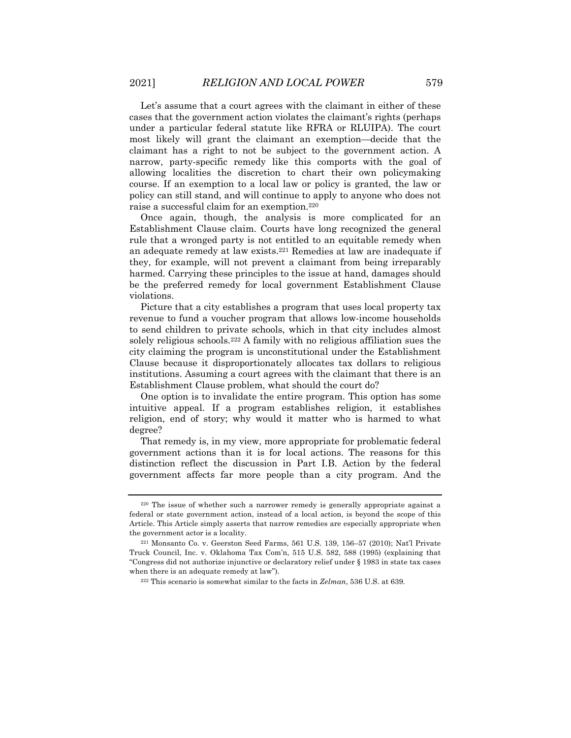Let's assume that a court agrees with the claimant in either of these cases that the government action violates the claimant's rights (perhaps under a particular federal statute like RFRA or RLUIPA). The court most likely will grant the claimant an exemption—decide that the claimant has a right to not be subject to the government action. A narrow, party-specific remedy like this comports with the goal of allowing localities the discretion to chart their own policymaking course. If an exemption to a local law or policy is granted, the law or policy can still stand, and will continue to apply to anyone who does not raise a successful claim for an exemption.[220]

Once again, though, the analysis is more complicated for an Establishment Clause claim. Courts have long recognized the general rule that a wronged party is not entitled to an equitable remedy when an adequate remedy at law exists.[221] Remedies at law are inadequate if they, for example, will not prevent a claimant from being irreparably harmed. Carrying these principles to the issue at hand, damages should be the preferred remedy for local government Establishment Clause violations.

Picture that a city establishes a program that uses local property tax revenue to fund a voucher program that allows low-income households to send children to private schools, which in that city includes almost solely religious schools.[222] A family with no religious affiliation sues the city claiming the program is unconstitutional under the Establishment Clause because it disproportionately allocates tax dollars to religious institutions. Assuming a court agrees with the claimant that there is an Establishment Clause problem, what should the court do?

One option is to invalidate the entire program. This option has some intuitive appeal. If a program establishes religion, it establishes religion, end of story; why would it matter who is harmed to what degree?

That remedy is, in my view, more appropriate for problematic federal government actions than it is for local actions. The reasons for this distinction reflect the discussion in Part I.B. Action by the federal government affects far more people than a city program. And the

---

[220] The issue of whether such a narrower remedy is generally appropriate against a federal or state government action, instead of a local action, is beyond the scope of this Article. This Article simply asserts that narrow remedies are especially appropriate when the government actor is a locality.

[221] Monsanto Co. v. Geerston Seed Farms, 561 U.S. 139, 156–57 (2010); Nat'l Private Truck Council, Inc. v. Oklahoma Tax Com'n, 515 U.S. 582, 588 (1995) (explaining that "Congress did not authorize injunctive or declaratory relief under § 1983 in state tax cases when there is an adequate remedy at law").

[222] This scenario is somewhat similar to the facts in *Zelman*, 536 U.S. at 639.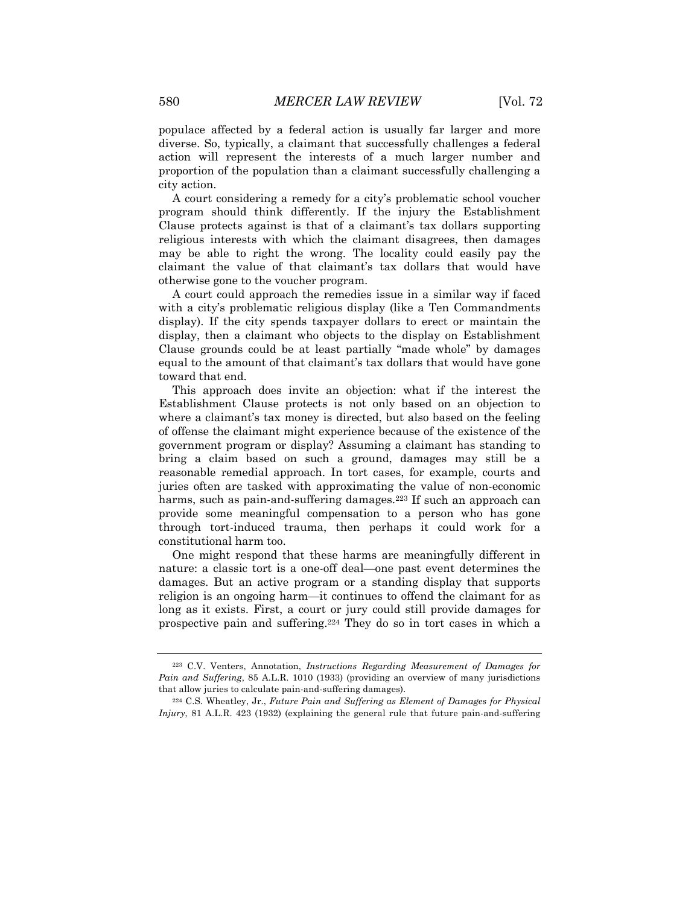populace affected by a federal action is usually far larger and more diverse. So, typically, a claimant that successfully challenges a federal action will represent the interests of a much larger number and proportion of the population than a claimant successfully challenging a city action.

A court considering a remedy for a city's problematic school voucher program should think differently. If the injury the Establishment Clause protects against is that of a claimant's tax dollars supporting religious interests with which the claimant disagrees, then damages may be able to right the wrong. The locality could easily pay the claimant the value of that claimant's tax dollars that would have otherwise gone to the voucher program.

A court could approach the remedies issue in a similar way if faced with a city's problematic religious display (like a Ten Commandments display). If the city spends taxpayer dollars to erect or maintain the display, then a claimant who objects to the display on Establishment Clause grounds could be at least partially "made whole" by damages equal to the amount of that claimant's tax dollars that would have gone toward that end.

This approach does invite an objection: what if the interest the Establishment Clause protects is not only based on an objection to where a claimant's tax money is directed, but also based on the feeling of offense the claimant might experience because of the existence of the government program or display? Assuming a claimant has standing to bring a claim based on such a ground, damages may still be a reasonable remedial approach. In tort cases, for example, courts and juries often are tasked with approximating the value of non-economic harms, such as pain-and-suffering damages.[223] If such an approach can provide some meaningful compensation to a person who has gone through tort-induced trauma, then perhaps it could work for a constitutional harm too.

One might respond that these harms are meaningfully different in nature: a classic tort is a one-off deal—one past event determines the damages. But an active program or a standing display that supports religion is an ongoing harm—it continues to offend the claimant for as long as it exists. First, a court or jury could still provide damages for prospective pain and suffering.[224] They do so in tort cases in which a

---

[223] C.V. Venters, Annotation, *Instructions Regarding Measurement of Damages for Pain and Suffering*, 85 A.L.R. 1010 (1933) (providing an overview of many jurisdictions that allow juries to calculate pain-and-suffering damages).

[224] C.S. Wheatley, Jr., *Future Pain and Suffering as Element of Damages for Physical Injury*, 81 A.L.R. 423 (1932) (explaining the general rule that future pain-and-suffering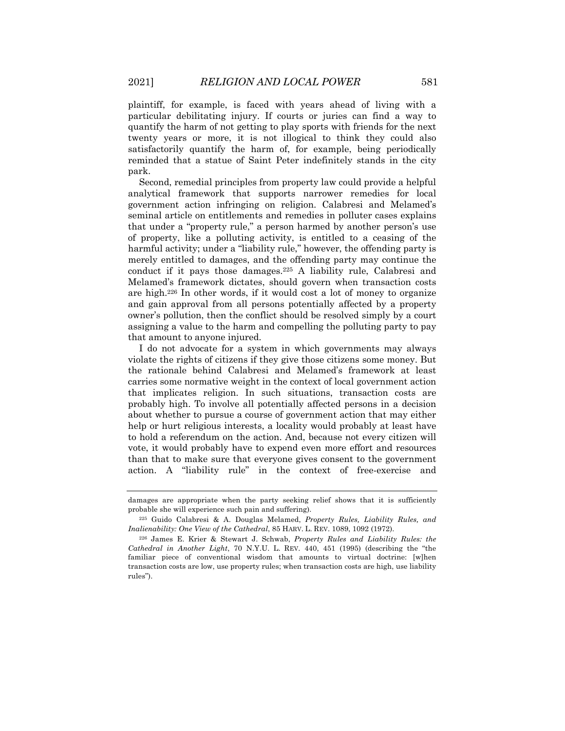plaintiff, for example, is faced with years ahead of living with a particular debilitating injury. If courts or juries can find a way to quantify the harm of not getting to play sports with friends for the next twenty years or more, it is not illogical to think they could also satisfactorily quantify the harm of, for example, being periodically reminded that a statue of Saint Peter indefinitely stands in the city park.

Second, remedial principles from property law could provide a helpful analytical framework that supports narrower remedies for local government action infringing on religion. Calabresi and Melamed's seminal article on entitlements and remedies in polluter cases explains that under a "property rule," a person harmed by another person's use of property, like a polluting activity, is entitled to a ceasing of the harmful activity; under a "liability rule," however, the offending party is merely entitled to damages, and the offending party may continue the conduct if it pays those damages.[225] A liability rule, Calabresi and Melamed's framework dictates, should govern when transaction costs are high.[226] In other words, if it would cost a lot of money to organize and gain approval from all persons potentially affected by a property owner's pollution, then the conflict should be resolved simply by a court assigning a value to the harm and compelling the polluting party to pay that amount to anyone injured.

I do not advocate for a system in which governments may always violate the rights of citizens if they give those citizens some money. But the rationale behind Calabresi and Melamed's framework at least carries some normative weight in the context of local government action that implicates religion. In such situations, transaction costs are probably high. To involve all potentially affected persons in a decision about whether to pursue a course of government action that may either help or hurt religious interests, a locality would probably at least have to hold a referendum on the action. And, because not every citizen will vote, it would probably have to expend even more effort and resources than that to make sure that everyone gives consent to the government action. A "liability rule" in the context of free-exercise and

---

damages are appropriate when the party seeking relief shows that it is sufficiently probable she will experience such pain and suffering).

[225] Guido Calabresi & A. Douglas Melamed, *Property Rules, Liability Rules, and Inalienability: One View of the Cathedral*, 85 HARV. L. REV. 1089, 1092 (1972).

[226] James E. Krier & Stewart J. Schwab, *Property Rules and Liability Rules: the Cathedral in Another Light*, 70 N.Y.U. L. REV. 440, 451 (1995) (describing the "the familiar piece of conventional wisdom that amounts to virtual doctrine: [w]hen transaction costs are low, use property rules; when transaction costs are high, use liability rules").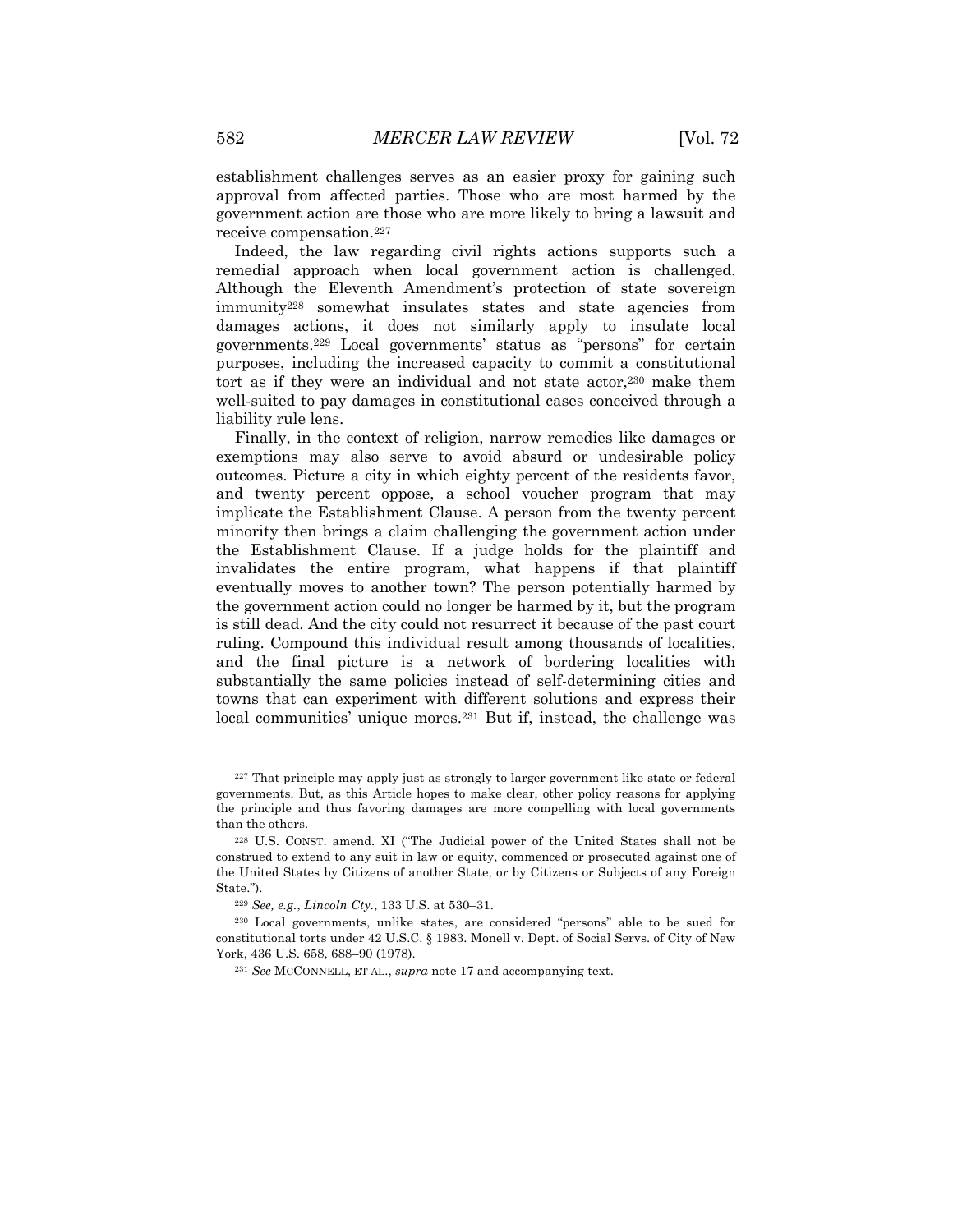establishment challenges serves as an easier proxy for gaining such approval from affected parties. Those who are most harmed by the government action are those who are more likely to bring a lawsuit and receive compensation.[227]

Indeed, the law regarding civil rights actions supports such a remedial approach when local government action is challenged. Although the Eleventh Amendment's protection of state sovereign immunity[228] somewhat insulates states and state agencies from damages actions, it does not similarly apply to insulate local governments.[229] Local governments' status as "persons" for certain purposes, including the increased capacity to commit a constitutional tort as if they were an individual and not state actor,[230] make them well-suited to pay damages in constitutional cases conceived through a liability rule lens.

Finally, in the context of religion, narrow remedies like damages or exemptions may also serve to avoid absurd or undesirable policy outcomes. Picture a city in which eighty percent of the residents favor, and twenty percent oppose, a school voucher program that may implicate the Establishment Clause. A person from the twenty percent minority then brings a claim challenging the government action under the Establishment Clause. If a judge holds for the plaintiff and invalidates the entire program, what happens if that plaintiff eventually moves to another town? The person potentially harmed by the government action could no longer be harmed by it, but the program is still dead. And the city could not resurrect it because of the past court ruling. Compound this individual result among thousands of localities, and the final picture is a network of bordering localities with substantially the same policies instead of self-determining cities and towns that can experiment with different solutions and express their local communities' unique mores.[231] But if, instead, the challenge was

---

[227] That principle may apply just as strongly to larger government like state or federal governments. But, as this Article hopes to make clear, other policy reasons for applying the principle and thus favoring damages are more compelling with local governments than the others.

[228] U.S. CONST. amend. XI ("The Judicial power of the United States shall not be construed to extend to any suit in law or equity, commenced or prosecuted against one of the United States by Citizens of another State, or by Citizens or Subjects of any Foreign State.").

[229] *See, e.g.*, *Lincoln Cty.*, 133 U.S. at 530–31.

[230] Local governments, unlike states, are considered "persons" able to be sued for constitutional torts under 42 U.S.C. § 1983. Monell v. Dept. of Social Servs. of City of New York, 436 U.S. 658, 688–90 (1978).

[231] *See* MCCONNELL, ET AL., *supra* note 17 and accompanying text.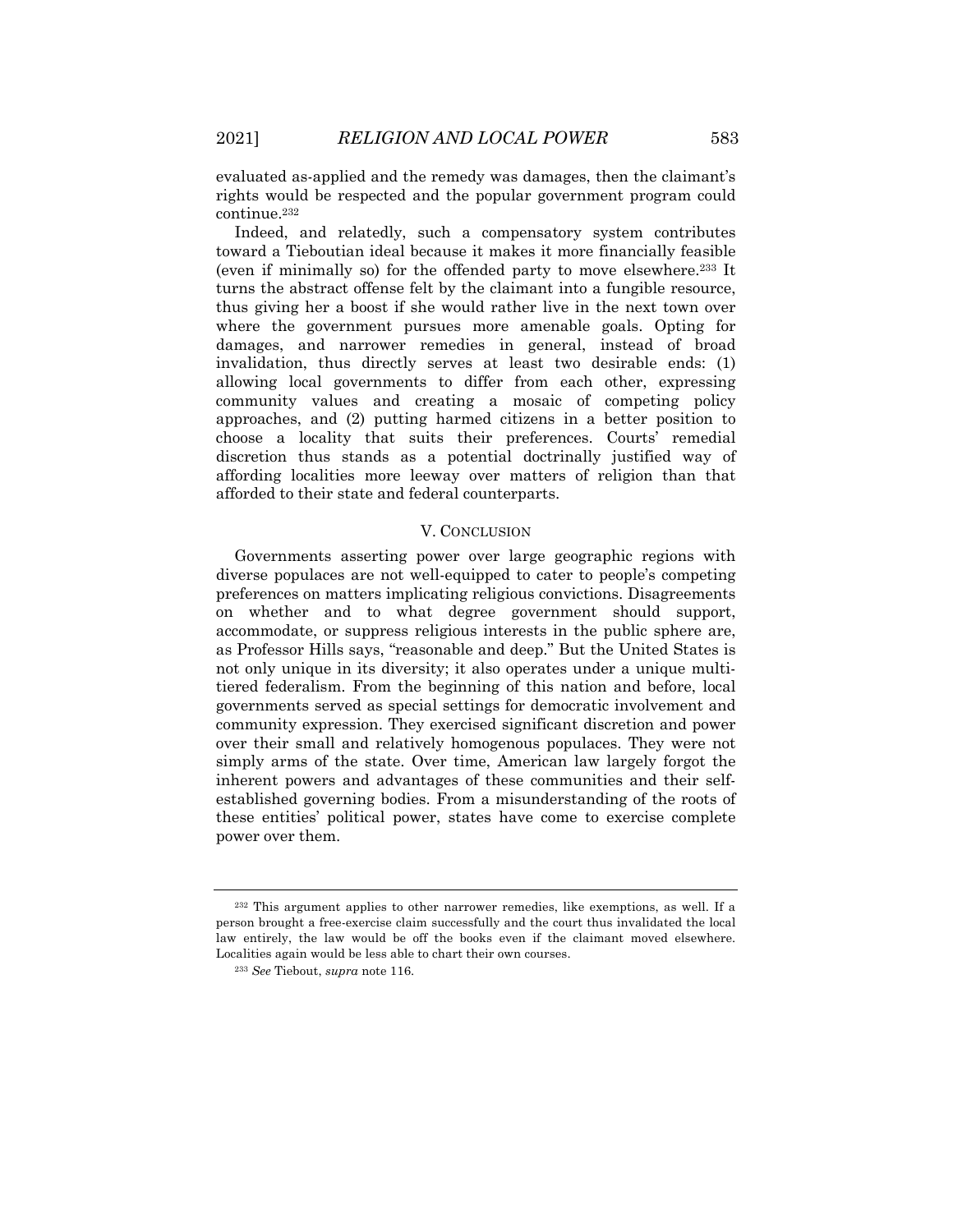evaluated as-applied and the remedy was damages, then the claimant's rights would be respected and the popular government program could continue.[232]

Indeed, and relatedly, such a compensatory system contributes toward a Tieboutian ideal because it makes it more financially feasible (even if minimally so) for the offended party to move elsewhere.[233] It turns the abstract offense felt by the claimant into a fungible resource, thus giving her a boost if she would rather live in the next town over where the government pursues more amenable goals. Opting for damages, and narrower remedies in general, instead of broad invalidation, thus directly serves at least two desirable ends: (1) allowing local governments to differ from each other, expressing community values and creating a mosaic of competing policy approaches, and (2) putting harmed citizens in a better position to choose a locality that suits their preferences. Courts' remedial discretion thus stands as a potential doctrinally justified way of affording localities more leeway over matters of religion than that afforded to their state and federal counterparts.

## V. CONCLUSION

Governments asserting power over large geographic regions with diverse populaces are not well-equipped to cater to people's competing preferences on matters implicating religious convictions. Disagreements on whether and to what degree government should support, accommodate, or suppress religious interests in the public sphere are, as Professor Hills says, "reasonable and deep." But the United States is not only unique in its diversity; it also operates under a unique multi-tiered federalism. From the beginning of this nation and before, local governments served as special settings for democratic involvement and community expression. They exercised significant discretion and power over their small and relatively homogenous populaces. They were not simply arms of the state. Over time, American law largely forgot the inherent powers and advantages of these communities and their self-established governing bodies. From a misunderstanding of the roots of these entities' political power, states have come to exercise complete power over them.

---

[232] This argument applies to other narrower remedies, like exemptions, as well. If a person brought a free-exercise claim successfully and the court thus invalidated the local law entirely, the law would be off the books even if the claimant moved elsewhere. Localities again would be less able to chart their own courses.

[233] *See* Tiebout, *supra* note 116.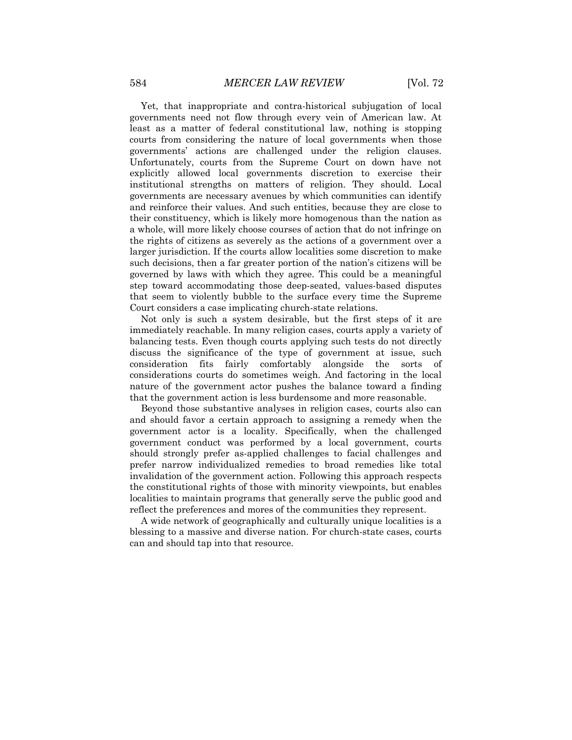Yet, that inappropriate and contra-historical subjugation of local governments need not flow through every vein of American law. At least as a matter of federal constitutional law, nothing is stopping courts from considering the nature of local governments when those governments' actions are challenged under the religion clauses. Unfortunately, courts from the Supreme Court on down have not explicitly allowed local governments discretion to exercise their institutional strengths on matters of religion. They should. Local governments are necessary avenues by which communities can identify and reinforce their values. And such entities, because they are close to their constituency, which is likely more homogenous than the nation as a whole, will more likely choose courses of action that do not infringe on the rights of citizens as severely as the actions of a government over a larger jurisdiction. If the courts allow localities some discretion to make such decisions, then a far greater portion of the nation's citizens will be governed by laws with which they agree. This could be a meaningful step toward accommodating those deep-seated, values-based disputes that seem to violently bubble to the surface every time the Supreme Court considers a case implicating church-state relations.

Not only is such a system desirable, but the first steps of it are immediately reachable. In many religion cases, courts apply a variety of balancing tests. Even though courts applying such tests do not directly discuss the significance of the type of government at issue, such consideration fits fairly comfortably alongside the sorts of considerations courts do sometimes weigh. And factoring in the local nature of the government actor pushes the balance toward a finding that the government action is less burdensome and more reasonable.

Beyond those substantive analyses in religion cases, courts also can and should favor a certain approach to assigning a remedy when the government actor is a locality. Specifically, when the challenged government conduct was performed by a local government, courts should strongly prefer as-applied challenges to facial challenges and prefer narrow individualized remedies to broad remedies like total invalidation of the government action. Following this approach respects the constitutional rights of those with minority viewpoints, but enables localities to maintain programs that generally serve the public good and reflect the preferences and mores of the communities they represent.

A wide network of geographically and culturally unique localities is a blessing to a massive and diverse nation. For church-state cases, courts can and should tap into that resource.